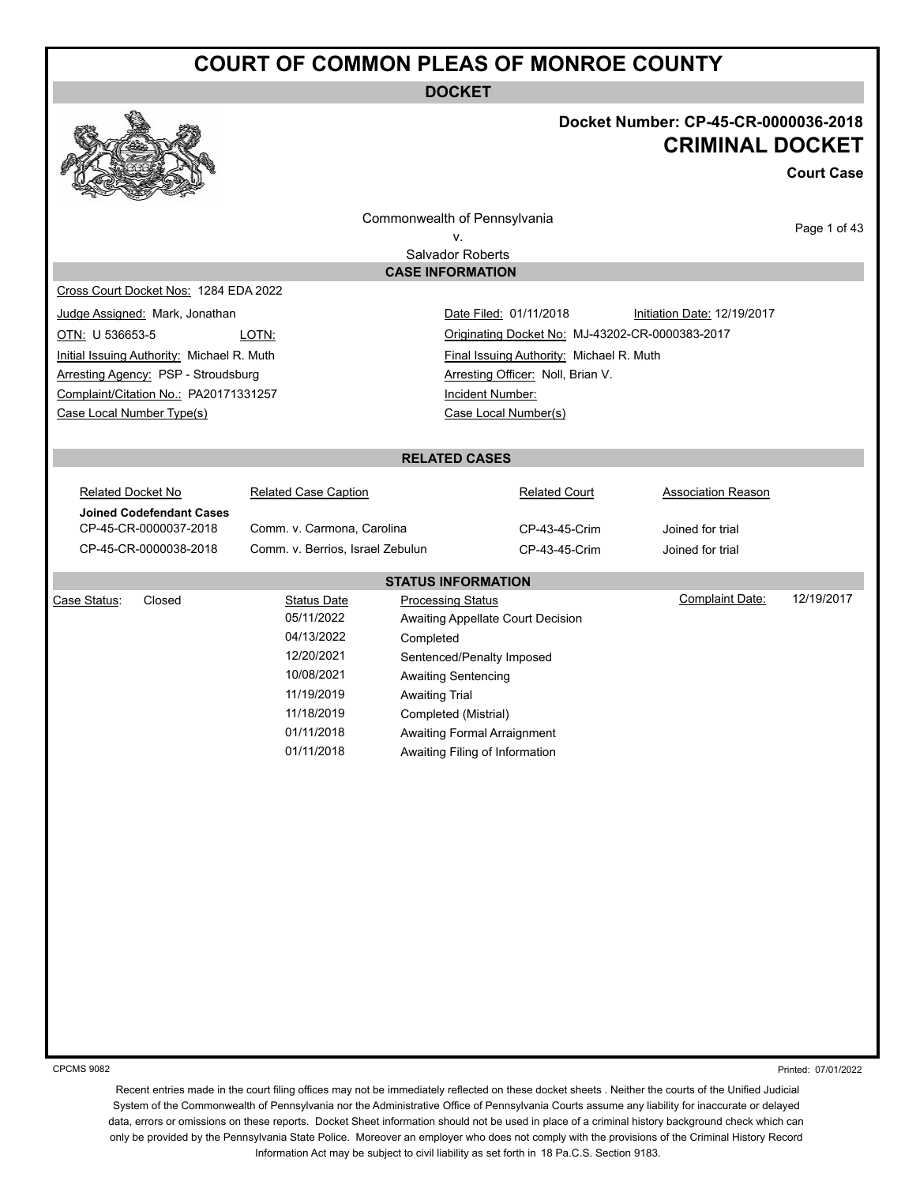# COURT OF COMMON PLEAS OF MONROE COUNTY

## DOCKET

**Docket Number: CP-45-CR-0000036-2018**

**CRIMINAL DOCKET**

**Court Case**

Commonwealth of Pennsylvania
v.
Salvador Roberts

### CASE INFORMATION

Cross Court Docket Nos: 1284 EDA 2022

| | | | |
|---|---|---|---|
| Judge Assigned: Mark, Jonathan | | Date Filed: 01/11/2018 | Initiation Date: 12/19/2017 |
| OTN: U 536653-5 | LOTN: | Originating Docket No: MJ-43202-CR-0000383-2017 | |
| Initial Issuing Authority: Michael R. Muth | | Final Issuing Authority: Michael R. Muth | |
| Arresting Agency: PSP - Stroudsburg | | Arresting Officer: Noll, Brian V. | |
| Complaint/Citation No.: PA20171331257 | | Incident Number: | |
| Case Local Number Type(s) | | Case Local Number(s) | |

### RELATED CASES

| Related Docket No | Related Case Caption | Related Court | Association Reason |
|---|---|---|---|
| **Joined Codefendant Cases** | | | |
| CP-45-CR-0000037-2018 | Comm. v. Carmona, Carolina | CP-43-45-Crim | Joined for trial |
| CP-45-CR-0000038-2018 | Comm. v. Berrios, Israel Zebulun | CP-43-45-Crim | Joined for trial |

### STATUS INFORMATION

Case Status: Closed

Complaint Date: 12/19/2017

| Status Date | Processing Status |
|---|---|
| 05/11/2022 | Awaiting Appellate Court Decision |
| 04/13/2022 | Completed |
| 12/20/2021 | Sentenced/Penalty Imposed |
| 10/08/2021 | Awaiting Sentencing |
| 11/19/2019 | Awaiting Trial |
| 11/18/2019 | Completed (Mistrial) |
| 01/11/2018 | Awaiting Formal Arraignment |
| 01/11/2018 | Awaiting Filing of Information |

CPCMS 9082

Printed: 07/01/2022

Recent entries made in the court filing offices may not be immediately reflected on these docket sheets . Neither the courts of the Unified Judicial System of the Commonwealth of Pennsylvania nor the Administrative Office of Pennsylvania Courts assume any liability for inaccurate or delayed data, errors or omissions on these reports. Docket Sheet information should not be used in place of a criminal history background check which can only be provided by the Pennsylvania State Police. Moreover an employer who does not comply with the provisions of the Criminal History Record Information Act may be subject to civil liability as set forth in 18 Pa.C.S. Section 9183.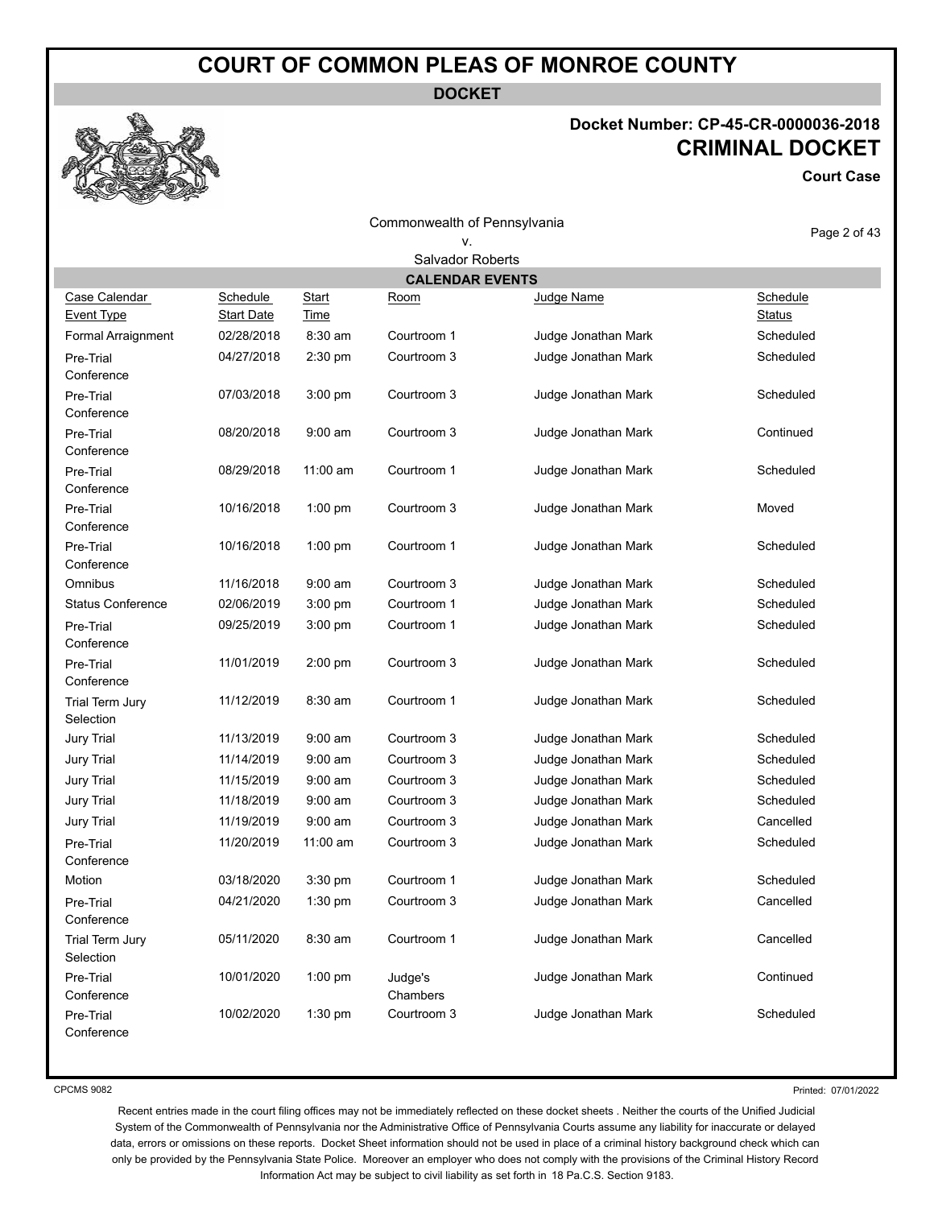# COURT OF COMMON PLEAS OF MONROE COUNTY

**DOCKET**

**Docket Number: CP-45-CR-0000036-2018**

## CRIMINAL DOCKET

**Court Case**

Commonwealth of Pennsylvania
v.
Salvador Roberts

### CALENDAR EVENTS

| Case Calendar Event Type | Schedule Start Date | Start Time | Room | Judge Name | Schedule Status |
|---|---|---|---|---|---|
| Formal Arraignment | 02/28/2018 | 8:30 am | Courtroom 1 | Judge Jonathan Mark | Scheduled |
| Pre-Trial Conference | 04/27/2018 | 2:30 pm | Courtroom 3 | Judge Jonathan Mark | Scheduled |
| Pre-Trial Conference | 07/03/2018 | 3:00 pm | Courtroom 3 | Judge Jonathan Mark | Scheduled |
| Pre-Trial Conference | 08/20/2018 | 9:00 am | Courtroom 3 | Judge Jonathan Mark | Continued |
| Pre-Trial Conference | 08/29/2018 | 11:00 am | Courtroom 1 | Judge Jonathan Mark | Scheduled |
| Pre-Trial Conference | 10/16/2018 | 1:00 pm | Courtroom 3 | Judge Jonathan Mark | Moved |
| Pre-Trial Conference | 10/16/2018 | 1:00 pm | Courtroom 1 | Judge Jonathan Mark | Scheduled |
| Omnibus | 11/16/2018 | 9:00 am | Courtroom 3 | Judge Jonathan Mark | Scheduled |
| Status Conference | 02/06/2019 | 3:00 pm | Courtroom 1 | Judge Jonathan Mark | Scheduled |
| Pre-Trial Conference | 09/25/2019 | 3:00 pm | Courtroom 1 | Judge Jonathan Mark | Scheduled |
| Pre-Trial Conference | 11/01/2019 | 2:00 pm | Courtroom 3 | Judge Jonathan Mark | Scheduled |
| Trial Term Jury Selection | 11/12/2019 | 8:30 am | Courtroom 1 | Judge Jonathan Mark | Scheduled |
| Jury Trial | 11/13/2019 | 9:00 am | Courtroom 3 | Judge Jonathan Mark | Scheduled |
| Jury Trial | 11/14/2019 | 9:00 am | Courtroom 3 | Judge Jonathan Mark | Scheduled |
| Jury Trial | 11/15/2019 | 9:00 am | Courtroom 3 | Judge Jonathan Mark | Scheduled |
| Jury Trial | 11/18/2019 | 9:00 am | Courtroom 3 | Judge Jonathan Mark | Scheduled |
| Jury Trial | 11/19/2019 | 9:00 am | Courtroom 3 | Judge Jonathan Mark | Cancelled |
| Pre-Trial Conference | 11/20/2019 | 11:00 am | Courtroom 3 | Judge Jonathan Mark | Scheduled |
| Motion | 03/18/2020 | 3:30 pm | Courtroom 1 | Judge Jonathan Mark | Scheduled |
| Pre-Trial Conference | 04/21/2020 | 1:30 pm | Courtroom 3 | Judge Jonathan Mark | Cancelled |
| Trial Term Jury Selection | 05/11/2020 | 8:30 am | Courtroom 1 | Judge Jonathan Mark | Cancelled |
| Pre-Trial Conference | 10/01/2020 | 1:00 pm | Judge's Chambers | Judge Jonathan Mark | Continued |
| Pre-Trial Conference | 10/02/2020 | 1:30 pm | Courtroom 3 | Judge Jonathan Mark | Scheduled |

CPCMS 9082

Printed: 07/01/2022

Recent entries made in the court filing offices may not be immediately reflected on these docket sheets . Neither the courts of the Unified Judicial System of the Commonwealth of Pennsylvania nor the Administrative Office of Pennsylvania Courts assume any liability for inaccurate or delayed data, errors or omissions on these reports. Docket Sheet information should not be used in place of a criminal history background check which can only be provided by the Pennsylvania State Police. Moreover an employer who does not comply with the provisions of the Criminal History Record Information Act may be subject to civil liability as set forth in 18 Pa.C.S. Section 9183.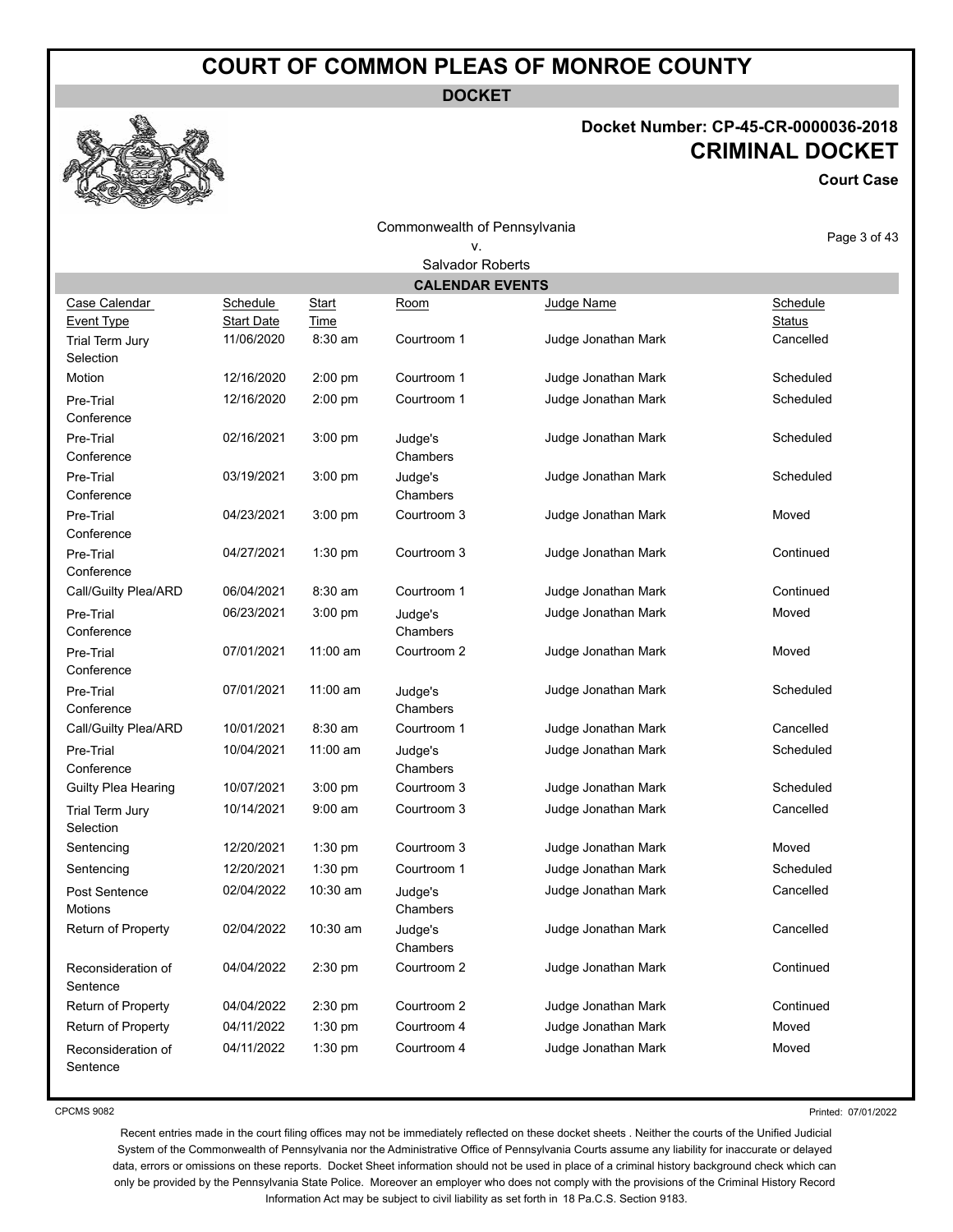# COURT OF COMMON PLEAS OF MONROE COUNTY

**DOCKET**

**Docket Number: CP-45-CR-0000036-2018**

**CRIMINAL DOCKET**

**Court Case**

Commonwealth of Pennsylvania
v.
Salvador Roberts

## CALENDAR EVENTS

| Case Calendar Event Type | Schedule Start Date | Start Time | Room | Judge Name | Schedule Status |
|---|---|---|---|---|---|
| Trial Term Jury Selection | 11/06/2020 | 8:30 am | Courtroom 1 | Judge Jonathan Mark | Cancelled |
| Motion | 12/16/2020 | 2:00 pm | Courtroom 1 | Judge Jonathan Mark | Scheduled |
| Pre-Trial Conference | 12/16/2020 | 2:00 pm | Courtroom 1 | Judge Jonathan Mark | Scheduled |
| Pre-Trial Conference | 02/16/2021 | 3:00 pm | Judge's Chambers | Judge Jonathan Mark | Scheduled |
| Pre-Trial Conference | 03/19/2021 | 3:00 pm | Judge's Chambers | Judge Jonathan Mark | Scheduled |
| Pre-Trial Conference | 04/23/2021 | 3:00 pm | Courtroom 3 | Judge Jonathan Mark | Moved |
| Pre-Trial Conference | 04/27/2021 | 1:30 pm | Courtroom 3 | Judge Jonathan Mark | Continued |
| Call/Guilty Plea/ARD | 06/04/2021 | 8:30 am | Courtroom 1 | Judge Jonathan Mark | Continued |
| Pre-Trial Conference | 06/23/2021 | 3:00 pm | Judge's Chambers | Judge Jonathan Mark | Moved |
| Pre-Trial Conference | 07/01/2021 | 11:00 am | Courtroom 2 | Judge Jonathan Mark | Moved |
| Pre-Trial Conference | 07/01/2021 | 11:00 am | Judge's Chambers | Judge Jonathan Mark | Scheduled |
| Call/Guilty Plea/ARD | 10/01/2021 | 8:30 am | Courtroom 1 | Judge Jonathan Mark | Cancelled |
| Pre-Trial Conference | 10/04/2021 | 11:00 am | Judge's Chambers | Judge Jonathan Mark | Scheduled |
| Guilty Plea Hearing | 10/07/2021 | 3:00 pm | Courtroom 3 | Judge Jonathan Mark | Scheduled |
| Trial Term Jury Selection | 10/14/2021 | 9:00 am | Courtroom 3 | Judge Jonathan Mark | Cancelled |
| Sentencing | 12/20/2021 | 1:30 pm | Courtroom 3 | Judge Jonathan Mark | Moved |
| Sentencing | 12/20/2021 | 1:30 pm | Courtroom 1 | Judge Jonathan Mark | Scheduled |
| Post Sentence Motions | 02/04/2022 | 10:30 am | Judge's Chambers | Judge Jonathan Mark | Cancelled |
| Return of Property | 02/04/2022 | 10:30 am | Judge's Chambers | Judge Jonathan Mark | Cancelled |
| Reconsideration of Sentence | 04/04/2022 | 2:30 pm | Courtroom 2 | Judge Jonathan Mark | Continued |
| Return of Property | 04/04/2022 | 2:30 pm | Courtroom 2 | Judge Jonathan Mark | Continued |
| Return of Property | 04/11/2022 | 1:30 pm | Courtroom 4 | Judge Jonathan Mark | Moved |
| Reconsideration of Sentence | 04/11/2022 | 1:30 pm | Courtroom 4 | Judge Jonathan Mark | Moved |

CPCMS 9082

Printed: 07/01/2022

Recent entries made in the court filing offices may not be immediately reflected on these docket sheets . Neither the courts of the Unified Judicial System of the Commonwealth of Pennsylvania nor the Administrative Office of Pennsylvania Courts assume any liability for inaccurate or delayed data, errors or omissions on these reports. Docket Sheet information should not be used in place of a criminal history background check which can only be provided by the Pennsylvania State Police. Moreover an employer who does not comply with the provisions of the Criminal History Record Information Act may be subject to civil liability as set forth in 18 Pa.C.S. Section 9183.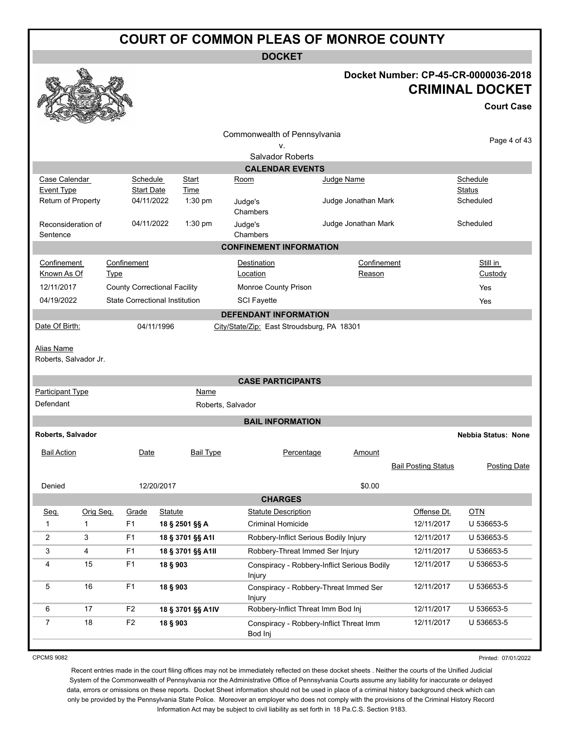# COURT OF COMMON PLEAS OF MONROE COUNTY

## DOCKET

**Docket Number: CP-45-CR-0000036-2018**

**CRIMINAL DOCKET**

**Court Case**

Commonwealth of Pennsylvania
v.
Salvador Roberts

### CALENDAR EVENTS

| Case Calendar Event Type | Schedule Start Date | Start Time | Room | Judge Name | Schedule Status |
|---|---|---|---|---|---|
| Return of Property | 04/11/2022 | 1:30 pm | Judge's Chambers | Judge Jonathan Mark | Scheduled |
| Reconsideration of Sentence | 04/11/2022 | 1:30 pm | Judge's Chambers | Judge Jonathan Mark | Scheduled |

### CONFINEMENT INFORMATION

| Confinement Known As Of | Confinement Type | Destination Location | Confinement Reason | Still in Custody |
|---|---|---|---|---|
| 12/11/2017 | County Correctional Facility | Monroe County Prison | | Yes |
| 04/19/2022 | State Correctional Institution | SCI Fayette | | Yes |

### DEFENDANT INFORMATION

Date Of Birth: 04/11/1996 City/State/Zip: East Stroudsburg, PA 18301

Alias Name
Roberts, Salvador Jr.

### CASE PARTICIPANTS

| Participant Type | Name |
|---|---|
| Defendant | Roberts, Salvador |

### BAIL INFORMATION

**Roberts, Salvador** **Nebbia Status: None**

| Bail Action | Date | Bail Type | Percentage | Amount | Bail Posting Status | Posting Date |
|---|---|---|---|---|---|---|
| Denied | 12/20/2017 | | | $0.00 | | |

### CHARGES

| Seq. | Orig Seq. | Grade | Statute | Statute Description | Offense Dt. | OTN |
|---|---|---|---|---|---|---|
| 1 | 1 | F1 | **18 § 2501 §§ A** | Criminal Homicide | 12/11/2017 | U 536653-5 |
| 2 | 3 | F1 | **18 § 3701 §§ A1I** | Robbery-Inflict Serious Bodily Injury | 12/11/2017 | U 536653-5 |
| 3 | 4 | F1 | **18 § 3701 §§ A1II** | Robbery-Threat Immed Ser Injury | 12/11/2017 | U 536653-5 |
| 4 | 15 | F1 | **18 § 903** | Conspiracy - Robbery-Inflict Serious Bodily Injury | 12/11/2017 | U 536653-5 |
| 5 | 16 | F1 | **18 § 903** | Conspiracy - Robbery-Threat Immed Ser Injury | 12/11/2017 | U 536653-5 |
| 6 | 17 | F2 | **18 § 3701 §§ A1IV** | Robbery-Inflict Threat Imm Bod Inj | 12/11/2017 | U 536653-5 |
| 7 | 18 | F2 | **18 § 903** | Conspiracy - Robbery-Inflict Threat Imm Bod Inj | 12/11/2017 | U 536653-5 |

CPCMS 9082 Printed: 07/01/2022

Recent entries made in the court filing offices may not be immediately reflected on these docket sheets . Neither the courts of the Unified Judicial System of the Commonwealth of Pennsylvania nor the Administrative Office of Pennsylvania Courts assume any liability for inaccurate or delayed data, errors or omissions on these reports. Docket Sheet information should not be used in place of a criminal history background check which can only be provided by the Pennsylvania State Police. Moreover an employer who does not comply with the provisions of the Criminal History Record Information Act may be subject to civil liability as set forth in 18 Pa.C.S. Section 9183.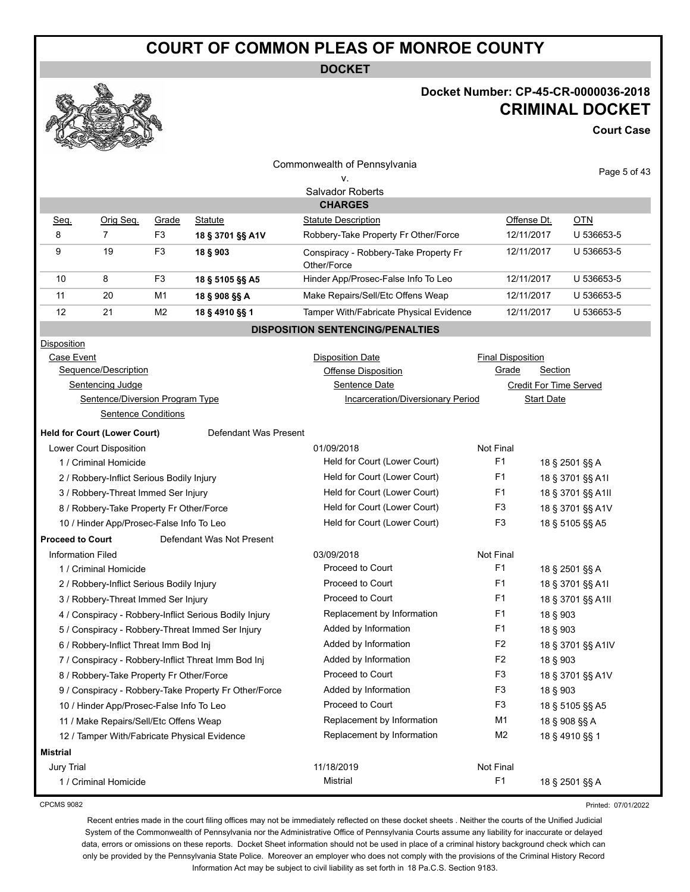# COURT OF COMMON PLEAS OF MONROE COUNTY

**DOCKET**

**Docket Number: CP-45-CR-0000036-2018**

**CRIMINAL DOCKET**

**Court Case**

Commonwealth of Pennsylvania
v.
Salvador Roberts

## CHARGES

| Seq. | Orig Seq. | Grade | Statute | Statute Description | Offense Dt. | OTN |
|---|---|---|---|---|---|---|
| 8 | 7 | F3 | **18 § 3701 §§ A1V** | Robbery-Take Property Fr Other/Force | 12/11/2017 | U 536653-5 |
| 9 | 19 | F3 | **18 § 903** | Conspiracy - Robbery-Take Property Fr Other/Force | 12/11/2017 | U 536653-5 |
| 10 | 8 | F3 | **18 § 5105 §§ A5** | Hinder App/Prosec-False Info To Leo | 12/11/2017 | U 536653-5 |
| 11 | 20 | M1 | **18 § 908 §§ A** | Make Repairs/Sell/Etc Offens Weap | 12/11/2017 | U 536653-5 |
| 12 | 21 | M2 | **18 § 4910 §§ 1** | Tamper With/Fabricate Physical Evidence | 12/11/2017 | U 536653-5 |

## DISPOSITION SENTENCING/PENALTIES

Disposition
- Case Event
  - Sequence/Description
    - Sentencing Judge
      - Sentence/Diversion Program Type
        - Sentence Conditions

Disposition Date / Offense Disposition / Sentence Date / Incarceration/Diversionary Period

Final Disposition / Grade / Section / Credit For Time Served / Start Date

**Held for Court (Lower Court)** — Defendant Was Present

| Lower Court Disposition | 01/09/2018 | Not Final | |
|---|---|---|---|
| 1 / Criminal Homicide | Held for Court (Lower Court) | F1 | 18 § 2501 §§ A |
| 2 / Robbery-Inflict Serious Bodily Injury | Held for Court (Lower Court) | F1 | 18 § 3701 §§ A1I |
| 3 / Robbery-Threat Immed Ser Injury | Held for Court (Lower Court) | F1 | 18 § 3701 §§ A1II |
| 8 / Robbery-Take Property Fr Other/Force | Held for Court (Lower Court) | F3 | 18 § 3701 §§ A1V |
| 10 / Hinder App/Prosec-False Info To Leo | Held for Court (Lower Court) | F3 | 18 § 5105 §§ A5 |

**Proceed to Court** — Defendant Was Not Present

| Information Filed | 03/09/2018 | Not Final | |
|---|---|---|---|
| 1 / Criminal Homicide | Proceed to Court | F1 | 18 § 2501 §§ A |
| 2 / Robbery-Inflict Serious Bodily Injury | Proceed to Court | F1 | 18 § 3701 §§ A1I |
| 3 / Robbery-Threat Immed Ser Injury | Proceed to Court | F1 | 18 § 3701 §§ A1II |
| 4 / Conspiracy - Robbery-Inflict Serious Bodily Injury | Replacement by Information | F1 | 18 § 903 |
| 5 / Conspiracy - Robbery-Threat Immed Ser Injury | Added by Information | F1 | 18 § 903 |
| 6 / Robbery-Inflict Threat Imm Bod Inj | Added by Information | F2 | 18 § 3701 §§ A1IV |
| 7 / Conspiracy - Robbery-Inflict Threat Imm Bod Inj | Added by Information | F2 | 18 § 903 |
| 8 / Robbery-Take Property Fr Other/Force | Proceed to Court | F3 | 18 § 3701 §§ A1V |
| 9 / Conspiracy - Robbery-Take Property Fr Other/Force | Added by Information | F3 | 18 § 903 |
| 10 / Hinder App/Prosec-False Info To Leo | Proceed to Court | F3 | 18 § 5105 §§ A5 |
| 11 / Make Repairs/Sell/Etc Offens Weap | Replacement by Information | M1 | 18 § 908 §§ A |
| 12 / Tamper With/Fabricate Physical Evidence | Replacement by Information | M2 | 18 § 4910 §§ 1 |

**Mistrial**

| Jury Trial | 11/18/2019 | Not Final | |
|---|---|---|---|
| 1 / Criminal Homicide | Mistrial | F1 | 18 § 2501 §§ A |

CPCMS 9082

Printed: 07/01/2022

Recent entries made in the court filing offices may not be immediately reflected on these docket sheets . Neither the courts of the Unified Judicial System of the Commonwealth of Pennsylvania nor the Administrative Office of Pennsylvania Courts assume any liability for inaccurate or delayed data, errors or omissions on these reports. Docket Sheet information should not be used in place of a criminal history background check which can only be provided by the Pennsylvania State Police. Moreover an employer who does not comply with the provisions of the Criminal History Record Information Act may be subject to civil liability as set forth in 18 Pa.C.S. Section 9183.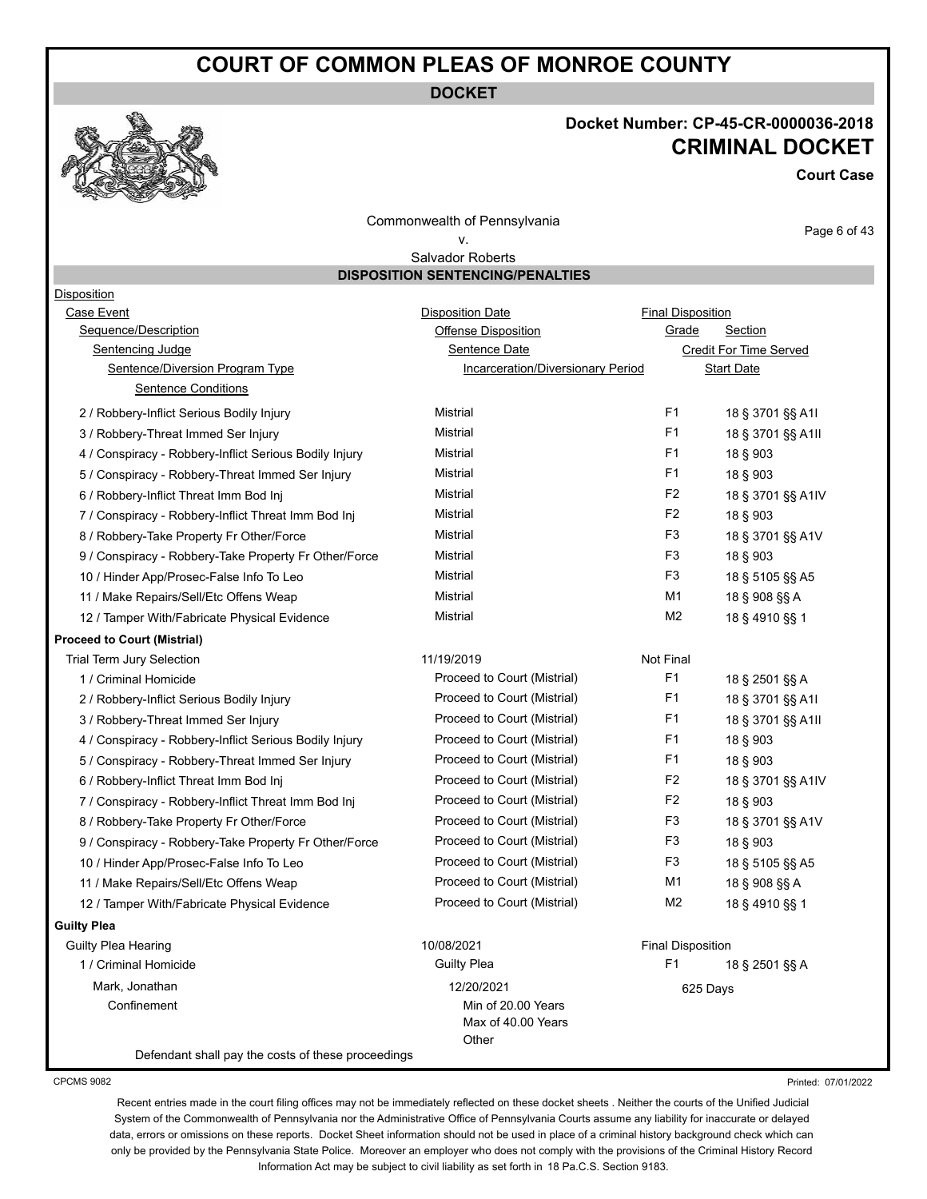# COURT OF COMMON PLEAS OF MONROE COUNTY

**DOCKET**

**Docket Number: CP-45-CR-0000036-2018**
**CRIMINAL DOCKET**
**Court Case**

Commonwealth of Pennsylvania
v.
Salvador Roberts

## DISPOSITION SENTENCING/PENALTIES

| Disposition | | | |
|---|---|---|---|
| Case Event | Disposition Date | Final Disposition | |
| Sequence/Description | Offense Disposition | Grade | Section |
| Sentencing Judge | Sentence Date | Credit For Time Served | |
| Sentence/Diversion Program Type | Incarceration/Diversionary Period | Start Date | |
| Sentence Conditions | | | |
| 2 / Robbery-Inflict Serious Bodily Injury | Mistrial | F1 | 18 § 3701 §§ A1I |
| 3 / Robbery-Threat Immed Ser Injury | Mistrial | F1 | 18 § 3701 §§ A1II |
| 4 / Conspiracy - Robbery-Inflict Serious Bodily Injury | Mistrial | F1 | 18 § 903 |
| 5 / Conspiracy - Robbery-Threat Immed Ser Injury | Mistrial | F1 | 18 § 903 |
| 6 / Robbery-Inflict Threat Imm Bod Inj | Mistrial | F2 | 18 § 3701 §§ A1IV |
| 7 / Conspiracy - Robbery-Inflict Threat Imm Bod Inj | Mistrial | F2 | 18 § 903 |
| 8 / Robbery-Take Property Fr Other/Force | Mistrial | F3 | 18 § 3701 §§ A1V |
| 9 / Conspiracy - Robbery-Take Property Fr Other/Force | Mistrial | F3 | 18 § 903 |
| 10 / Hinder App/Prosec-False Info To Leo | Mistrial | F3 | 18 § 5105 §§ A5 |
| 11 / Make Repairs/Sell/Etc Offens Weap | Mistrial | M1 | 18 § 908 §§ A |
| 12 / Tamper With/Fabricate Physical Evidence | Mistrial | M2 | 18 § 4910 §§ 1 |
| **Proceed to Court (Mistrial)** | | | |
| Trial Term Jury Selection | 11/19/2019 | Not Final | |
| 1 / Criminal Homicide | Proceed to Court (Mistrial) | F1 | 18 § 2501 §§ A |
| 2 / Robbery-Inflict Serious Bodily Injury | Proceed to Court (Mistrial) | F1 | 18 § 3701 §§ A1I |
| 3 / Robbery-Threat Immed Ser Injury | Proceed to Court (Mistrial) | F1 | 18 § 3701 §§ A1II |
| 4 / Conspiracy - Robbery-Inflict Serious Bodily Injury | Proceed to Court (Mistrial) | F1 | 18 § 903 |
| 5 / Conspiracy - Robbery-Threat Immed Ser Injury | Proceed to Court (Mistrial) | F1 | 18 § 903 |
| 6 / Robbery-Inflict Threat Imm Bod Inj | Proceed to Court (Mistrial) | F2 | 18 § 3701 §§ A1IV |
| 7 / Conspiracy - Robbery-Inflict Threat Imm Bod Inj | Proceed to Court (Mistrial) | F2 | 18 § 903 |
| 8 / Robbery-Take Property Fr Other/Force | Proceed to Court (Mistrial) | F3 | 18 § 3701 §§ A1V |
| 9 / Conspiracy - Robbery-Take Property Fr Other/Force | Proceed to Court (Mistrial) | F3 | 18 § 903 |
| 10 / Hinder App/Prosec-False Info To Leo | Proceed to Court (Mistrial) | F3 | 18 § 5105 §§ A5 |
| 11 / Make Repairs/Sell/Etc Offens Weap | Proceed to Court (Mistrial) | M1 | 18 § 908 §§ A |
| 12 / Tamper With/Fabricate Physical Evidence | Proceed to Court (Mistrial) | M2 | 18 § 4910 §§ 1 |
| **Guilty Plea** | | | |
| Guilty Plea Hearing | 10/08/2021 | Final Disposition | |
| 1 / Criminal Homicide | Guilty Plea | F1 | 18 § 2501 §§ A |
| Mark, Jonathan | 12/20/2021 | 625 Days | |
| Confinement | Min of 20.00 Years<br>Max of 40.00 Years<br>Other | | |
| Defendant shall pay the costs of these proceedings | | | |

CPCMS 9082

Printed: 07/01/2022

Recent entries made in the court filing offices may not be immediately reflected on these docket sheets . Neither the courts of the Unified Judicial System of the Commonwealth of Pennsylvania nor the Administrative Office of Pennsylvania Courts assume any liability for inaccurate or delayed data, errors or omissions on these reports. Docket Sheet information should not be used in place of a criminal history background check which can only be provided by the Pennsylvania State Police. Moreover an employer who does not comply with the provisions of the Criminal History Record Information Act may be subject to civil liability as set forth in 18 Pa.C.S. Section 9183.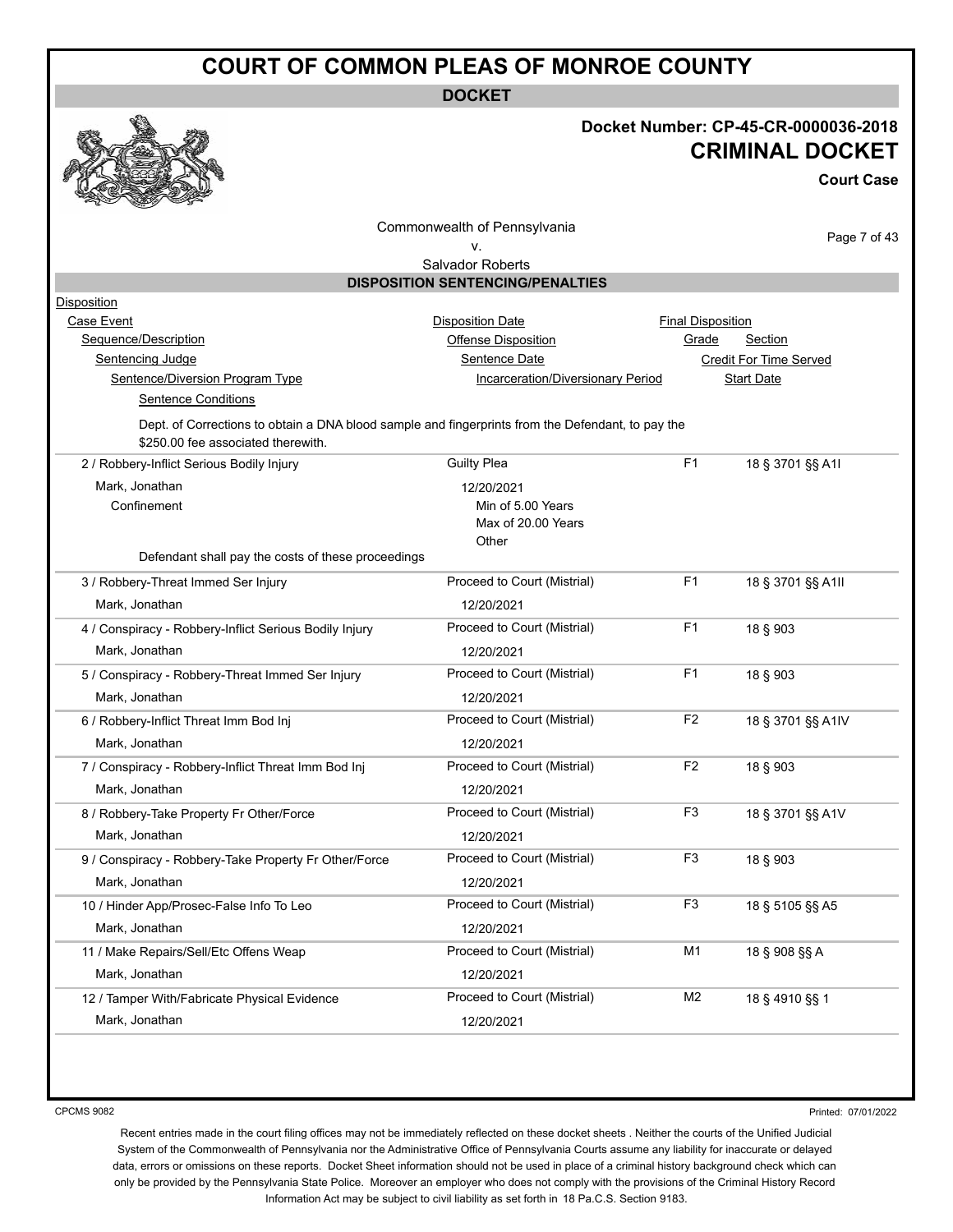# COURT OF COMMON PLEAS OF MONROE COUNTY

## DOCKET

**Docket Number: CP-45-CR-0000036-2018**

## CRIMINAL DOCKET

**Court Case**

Commonwealth of Pennsylvania
v.
Salvador Roberts

### DISPOSITION SENTENCING/PENALTIES

Disposition
Case Event | Disposition Date | Final Disposition
Sequence/Description | Offense Disposition | Grade | Section
Sentencing Judge | Sentence Date | Credit For Time Served
Sentence/Diversion Program Type | Incarceration/Diversionary Period | Start Date
Sentence Conditions

Dept. of Corrections to obtain a DNA blood sample and fingerprints from the Defendant, to pay the $250.00 fee associated therewith.

| Sequence/Description | Offense Disposition | Grade | Section |
|---|---|---|---|
| 2 / Robbery-Inflict Serious Bodily Injury | Guilty Plea | F1 | 18 § 3701 §§ A1I |
| Mark, Jonathan | 12/20/2021 | | |
| Confinement | Min of 5.00 Years<br>Max of 20.00 Years<br>Other | | |
| Defendant shall pay the costs of these proceedings | | | |
| 3 / Robbery-Threat Immed Ser Injury | Proceed to Court (Mistrial) | F1 | 18 § 3701 §§ A1II |
| Mark, Jonathan | 12/20/2021 | | |
| 4 / Conspiracy - Robbery-Inflict Serious Bodily Injury | Proceed to Court (Mistrial) | F1 | 18 § 903 |
| Mark, Jonathan | 12/20/2021 | | |
| 5 / Conspiracy - Robbery-Threat Immed Ser Injury | Proceed to Court (Mistrial) | F1 | 18 § 903 |
| Mark, Jonathan | 12/20/2021 | | |
| 6 / Robbery-Inflict Threat Imm Bod Inj | Proceed to Court (Mistrial) | F2 | 18 § 3701 §§ A1IV |
| Mark, Jonathan | 12/20/2021 | | |
| 7 / Conspiracy - Robbery-Inflict Threat Imm Bod Inj | Proceed to Court (Mistrial) | F2 | 18 § 903 |
| Mark, Jonathan | 12/20/2021 | | |
| 8 / Robbery-Take Property Fr Other/Force | Proceed to Court (Mistrial) | F3 | 18 § 3701 §§ A1V |
| Mark, Jonathan | 12/20/2021 | | |
| 9 / Conspiracy - Robbery-Take Property Fr Other/Force | Proceed to Court (Mistrial) | F3 | 18 § 903 |
| Mark, Jonathan | 12/20/2021 | | |
| 10 / Hinder App/Prosec-False Info To Leo | Proceed to Court (Mistrial) | F3 | 18 § 5105 §§ A5 |
| Mark, Jonathan | 12/20/2021 | | |
| 11 / Make Repairs/Sell/Etc Offens Weap | Proceed to Court (Mistrial) | M1 | 18 § 908 §§ A |
| Mark, Jonathan | 12/20/2021 | | |
| 12 / Tamper With/Fabricate Physical Evidence | Proceed to Court (Mistrial) | M2 | 18 § 4910 §§ 1 |
| Mark, Jonathan | 12/20/2021 | | |

CPCMS 9082

Printed: 07/01/2022

Recent entries made in the court filing offices may not be immediately reflected on these docket sheets . Neither the courts of the Unified Judicial System of the Commonwealth of Pennsylvania nor the Administrative Office of Pennsylvania Courts assume any liability for inaccurate or delayed data, errors or omissions on these reports. Docket Sheet information should not be used in place of a criminal history background check which can only be provided by the Pennsylvania State Police. Moreover an employer who does not comply with the provisions of the Criminal History Record Information Act may be subject to civil liability as set forth in 18 Pa.C.S. Section 9183.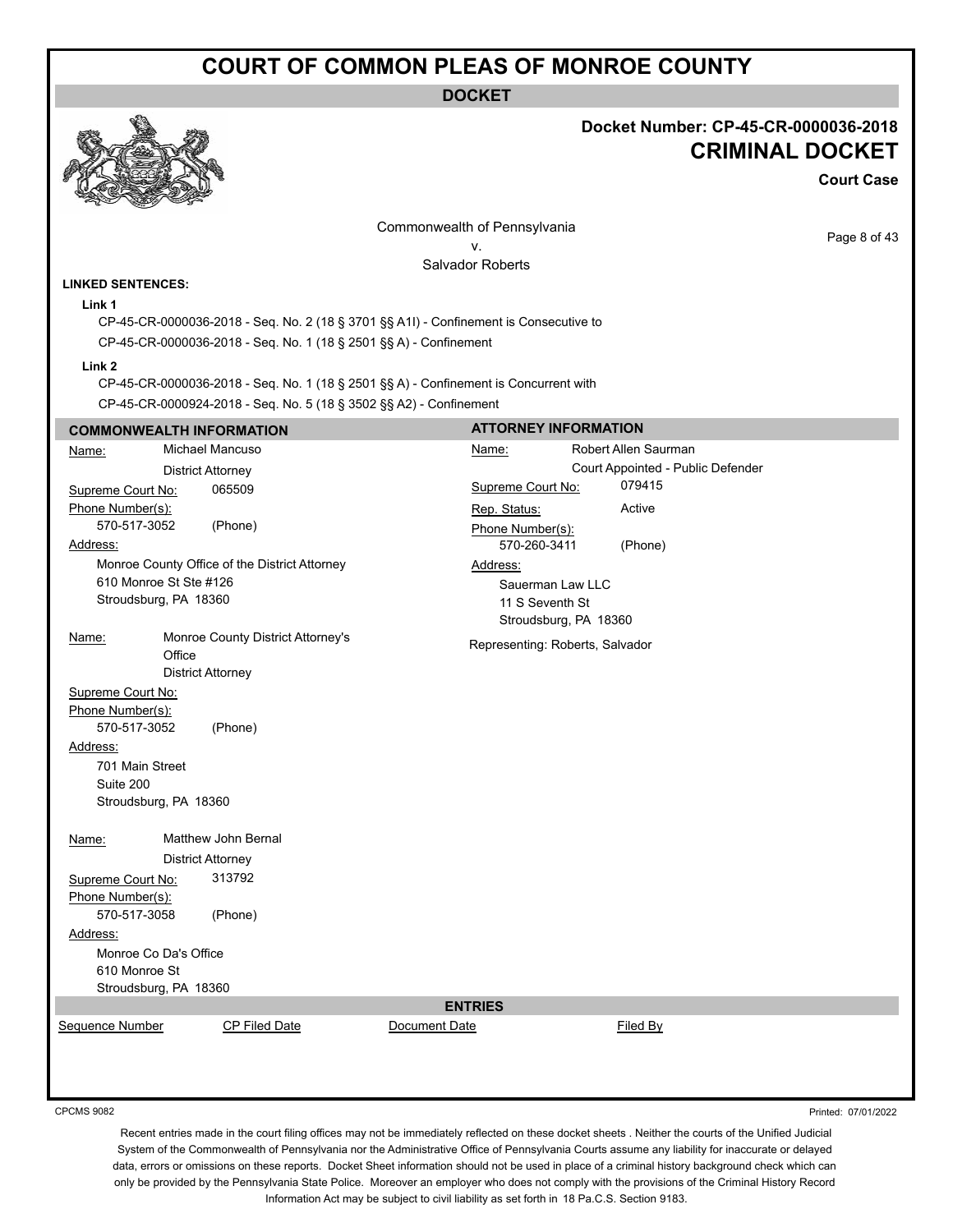# COURT OF COMMON PLEAS OF MONROE COUNTY

## DOCKET

**Docket Number: CP-45-CR-0000036-2018**

**CRIMINAL DOCKET**

**Court Case**

Commonwealth of Pennsylvania
v.
Salvador Roberts

**LINKED SENTENCES:**

**Link 1**

CP-45-CR-0000036-2018 - Seq. No. 2 (18 § 3701 §§ A1I) - Confinement is Consecutive to
CP-45-CR-0000036-2018 - Seq. No. 1 (18 § 2501 §§ A) - Confinement

**Link 2**

CP-45-CR-0000036-2018 - Seq. No. 1 (18 § 2501 §§ A) - Confinement is Concurrent with
CP-45-CR-0000924-2018 - Seq. No. 5 (18 § 3502 §§ A2) - Confinement

### COMMONWEALTH INFORMATION

Name: Michael Mancuso
District Attorney
Supreme Court No: 065509
Phone Number(s):
570-517-3052 (Phone)
Address:
Monroe County Office of the District Attorney
610 Monroe St Ste #126
Stroudsburg, PA 18360

Name: Monroe County District Attorney's Office
District Attorney
Supreme Court No:
Phone Number(s):
570-517-3052 (Phone)
Address:
701 Main Street
Suite 200
Stroudsburg, PA 18360

Name: Matthew John Bernal
District Attorney
Supreme Court No: 313792
Phone Number(s):
570-517-3058 (Phone)
Address:
Monroe Co Da's Office
610 Monroe St
Stroudsburg, PA 18360

### ATTORNEY INFORMATION

Name: Robert Allen Saurman
Court Appointed - Public Defender
Supreme Court No: 079415
Rep. Status: Active
Phone Number(s):
570-260-3411 (Phone)
Address:
Sauerman Law LLC
11 S Seventh St
Stroudsburg, PA 18360

Representing: Roberts, Salvador

### ENTRIES

| Sequence Number | CP Filed Date | Document Date | Filed By |
|---|---|---|---|

CPCMS 9082

Printed: 07/01/2022

Recent entries made in the court filing offices may not be immediately reflected on these docket sheets . Neither the courts of the Unified Judicial System of the Commonwealth of Pennsylvania nor the Administrative Office of Pennsylvania Courts assume any liability for inaccurate or delayed data, errors or omissions on these reports. Docket Sheet information should not be used in place of a criminal history background check which can only be provided by the Pennsylvania State Police. Moreover an employer who does not comply with the provisions of the Criminal History Record Information Act may be subject to civil liability as set forth in 18 Pa.C.S. Section 9183.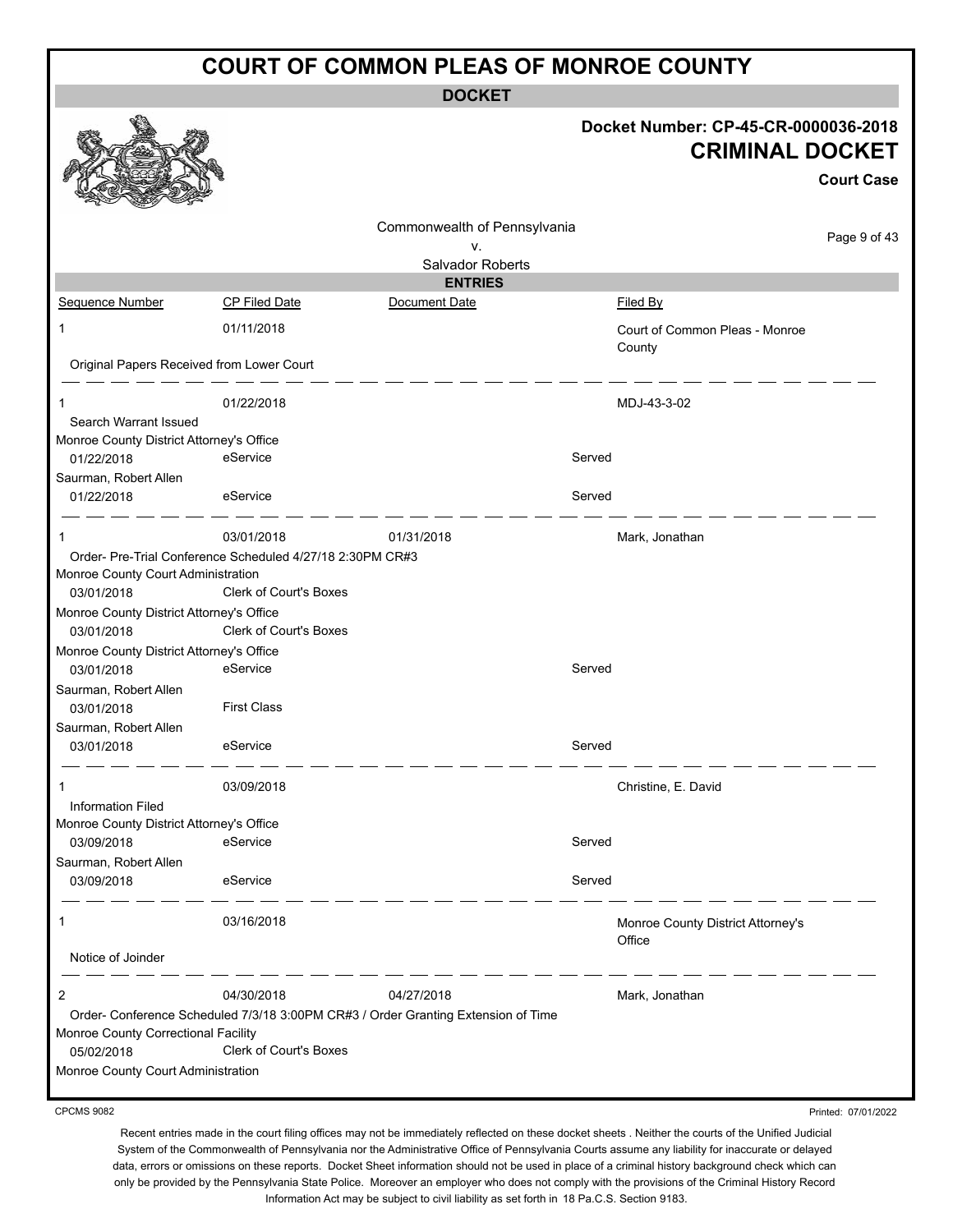# COURT OF COMMON PLEAS OF MONROE COUNTY

## DOCKET

**Docket Number: CP-45-CR-0000036-2018**

**CRIMINAL DOCKET**

**Court Case**

Commonwealth of Pennsylvania
v.
Salvador Roberts

### ENTRIES

| Sequence Number | CP Filed Date | Document Date | | Filed By |
|---|---|---|---|---|
| 1 | 01/11/2018 | | | Court of Common Pleas - Monroe County |
| Original Papers Received from Lower Court | | | | |
| 1 | 01/22/2018 | | | MDJ-43-3-02 |
| Search Warrant Issued | | | | |
| Monroe County District Attorney's Office | | | | |
| 01/22/2018 | eService | | Served | |
| Saurman, Robert Allen | | | | |
| 01/22/2018 | eService | | Served | |
| 1 | 03/01/2018 | 01/31/2018 | | Mark, Jonathan |
| Order- Pre-Trial Conference Scheduled 4/27/18 2:30PM CR#3 | | | | |
| Monroe County Court Administration | | | | |
| 03/01/2018 | Clerk of Court's Boxes | | | |
| Monroe County District Attorney's Office | | | | |
| 03/01/2018 | Clerk of Court's Boxes | | | |
| Monroe County District Attorney's Office | | | | |
| 03/01/2018 | eService | | Served | |
| Saurman, Robert Allen | | | | |
| 03/01/2018 | First Class | | | |
| Saurman, Robert Allen | | | | |
| 03/01/2018 | eService | | Served | |
| 1 | 03/09/2018 | | | Christine, E. David |
| Information Filed | | | | |
| Monroe County District Attorney's Office | | | | |
| 03/09/2018 | eService | | Served | |
| Saurman, Robert Allen | | | | |
| 03/09/2018 | eService | | Served | |
| 1 | 03/16/2018 | | | Monroe County District Attorney's Office |
| Notice of Joinder | | | | |
| 2 | 04/30/2018 | 04/27/2018 | | Mark, Jonathan |
| Order- Conference Scheduled 7/3/18 3:00PM CR#3 / Order Granting Extension of Time | | | | |
| Monroe County Correctional Facility | | | | |
| 05/02/2018 | Clerk of Court's Boxes | | | |
| Monroe County Court Administration | | | | |

CPCMS 9082

Printed: 07/01/2022

Recent entries made in the court filing offices may not be immediately reflected on these docket sheets . Neither the courts of the Unified Judicial System of the Commonwealth of Pennsylvania nor the Administrative Office of Pennsylvania Courts assume any liability for inaccurate or delayed data, errors or omissions on these reports. Docket Sheet information should not be used in place of a criminal history background check which can only be provided by the Pennsylvania State Police. Moreover an employer who does not comply with the provisions of the Criminal History Record Information Act may be subject to civil liability as set forth in 18 Pa.C.S. Section 9183.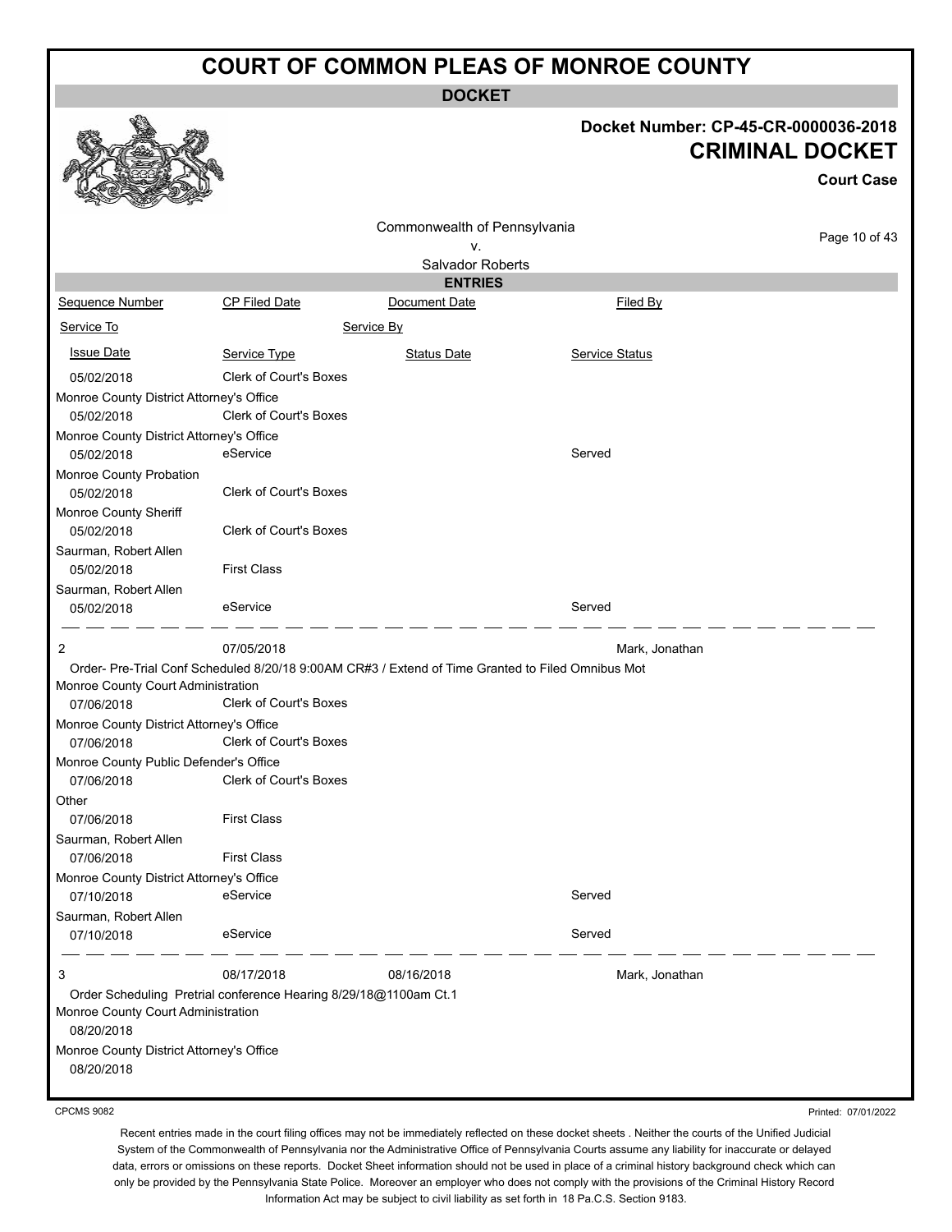# COURT OF COMMON PLEAS OF MONROE COUNTY

## DOCKET

**Docket Number: CP-45-CR-0000036-2018**

**CRIMINAL DOCKET**

**Court Case**

Commonwealth of Pennsylvania
v.
Salvador Roberts

### ENTRIES

| Sequence Number | CP Filed Date | Document Date | Filed By |
|---|---|---|---|
| Service To | | Service By | |
| Issue Date | Service Type | Status Date | Service Status |
| 05/02/2018 | Clerk of Court's Boxes | | |
| Monroe County District Attorney's Office | | | |
| 05/02/2018 | Clerk of Court's Boxes | | |
| Monroe County District Attorney's Office | | | |
| 05/02/2018 | eService | | Served |
| Monroe County Probation | | | |
| 05/02/2018 | Clerk of Court's Boxes | | |
| Monroe County Sheriff | | | |
| 05/02/2018 | Clerk of Court's Boxes | | |
| Saurman, Robert Allen | | | |
| 05/02/2018 | First Class | | |
| Saurman, Robert Allen | | | |
| 05/02/2018 | eService | | Served |
| 2 | 07/05/2018 | | Mark, Jonathan |
| Order- Pre-Trial Conf Scheduled 8/20/18 9:00AM CR#3 / Extend of Time Granted to Filed Omnibus Mot | | | |
| Monroe County Court Administration | | | |
| 07/06/2018 | Clerk of Court's Boxes | | |
| Monroe County District Attorney's Office | | | |
| 07/06/2018 | Clerk of Court's Boxes | | |
| Monroe County Public Defender's Office | | | |
| 07/06/2018 | Clerk of Court's Boxes | | |
| Other | | | |
| 07/06/2018 | First Class | | |
| Saurman, Robert Allen | | | |
| 07/06/2018 | First Class | | |
| Monroe County District Attorney's Office | | | |
| 07/10/2018 | eService | | Served |
| Saurman, Robert Allen | | | |
| 07/10/2018 | eService | | Served |
| 3 | 08/17/2018 | 08/16/2018 | Mark, Jonathan |
| Order Scheduling Pretrial conference Hearing 8/29/18@1100am Ct.1 | | | |
| Monroe County Court Administration | | | |
| 08/20/2018 | | | |
| Monroe County District Attorney's Office | | | |
| 08/20/2018 | | | |

CPCMS 9082

Printed: 07/01/2022

Recent entries made in the court filing offices may not be immediately reflected on these docket sheets . Neither the courts of the Unified Judicial System of the Commonwealth of Pennsylvania nor the Administrative Office of Pennsylvania Courts assume any liability for inaccurate or delayed data, errors or omissions on these reports. Docket Sheet information should not be used in place of a criminal history background check which can only be provided by the Pennsylvania State Police. Moreover an employer who does not comply with the provisions of the Criminal History Record Information Act may be subject to civil liability as set forth in 18 Pa.C.S. Section 9183.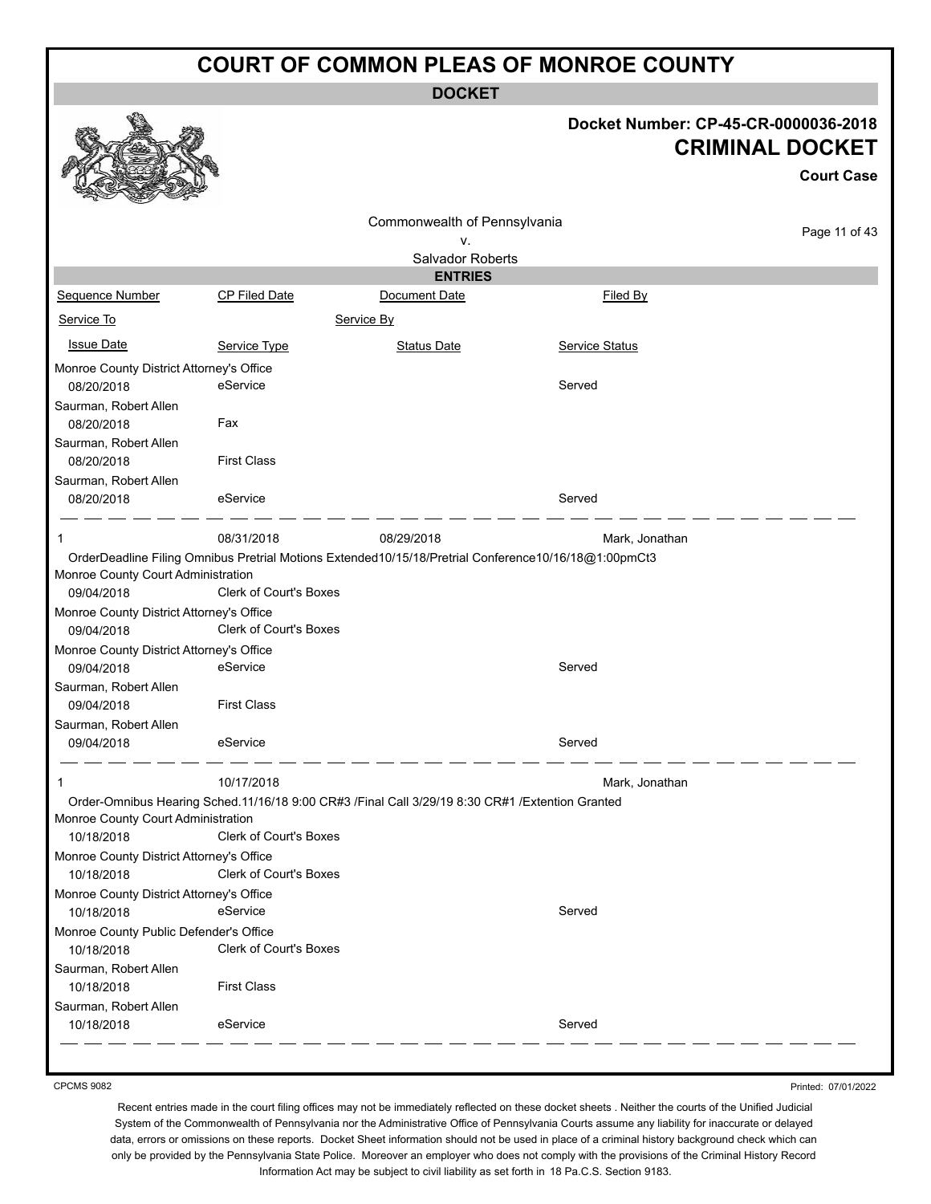# COURT OF COMMON PLEAS OF MONROE COUNTY

## DOCKET

**Docket Number: CP-45-CR-0000036-2018**

**CRIMINAL DOCKET**

**Court Case**

Commonwealth of Pennsylvania
v.
Salvador Roberts

### ENTRIES

| Sequence Number | CP Filed Date | Document Date | Filed By |
|---|---|---|---|
| Service To | | Service By | |
| Issue Date | Service Type | Status Date | Service Status |
| Monroe County District Attorney's Office | | | |
| 08/20/2018 | eService | | Served |
| Saurman, Robert Allen | | | |
| 08/20/2018 | Fax | | |
| Saurman, Robert Allen | | | |
| 08/20/2018 | First Class | | |
| Saurman, Robert Allen | | | |
| 08/20/2018 | eService | | Served |
| 1 | 08/31/2018 | 08/29/2018 | Mark, Jonathan |
| OrderDeadline Filing Omnibus Pretrial Motions Extended10/15/18/Pretrial Conference10/16/18@1:00pmCt3 | | | |
| Monroe County Court Administration | | | |
| 09/04/2018 | Clerk of Court's Boxes | | |
| Monroe County District Attorney's Office | | | |
| 09/04/2018 | Clerk of Court's Boxes | | |
| Monroe County District Attorney's Office | | | |
| 09/04/2018 | eService | | Served |
| Saurman, Robert Allen | | | |
| 09/04/2018 | First Class | | |
| Saurman, Robert Allen | | | |
| 09/04/2018 | eService | | Served |
| 1 | 10/17/2018 | | Mark, Jonathan |
| Order-Omnibus Hearing Sched.11/16/18 9:00 CR#3 /Final Call 3/29/19 8:30 CR#1 /Extention Granted | | | |
| Monroe County Court Administration | | | |
| 10/18/2018 | Clerk of Court's Boxes | | |
| Monroe County District Attorney's Office | | | |
| 10/18/2018 | Clerk of Court's Boxes | | |
| Monroe County District Attorney's Office | | | |
| 10/18/2018 | eService | | Served |
| Monroe County Public Defender's Office | | | |
| 10/18/2018 | Clerk of Court's Boxes | | |
| Saurman, Robert Allen | | | |
| 10/18/2018 | First Class | | |
| Saurman, Robert Allen | | | |
| 10/18/2018 | eService | | Served |

CPCMS 9082

Printed: 07/01/2022

Recent entries made in the court filing offices may not be immediately reflected on these docket sheets . Neither the courts of the Unified Judicial System of the Commonwealth of Pennsylvania nor the Administrative Office of Pennsylvania Courts assume any liability for inaccurate or delayed data, errors or omissions on these reports. Docket Sheet information should not be used in place of a criminal history background check which can only be provided by the Pennsylvania State Police. Moreover an employer who does not comply with the provisions of the Criminal History Record Information Act may be subject to civil liability as set forth in 18 Pa.C.S. Section 9183.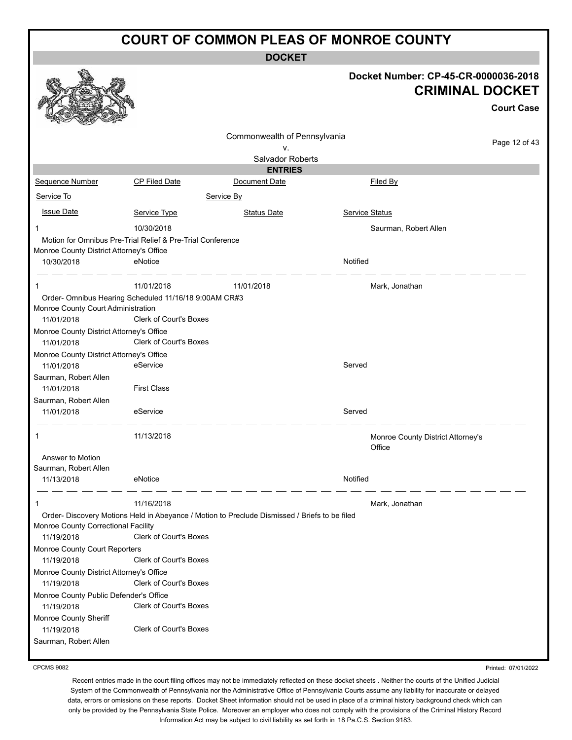# COURT OF COMMON PLEAS OF MONROE COUNTY

**DOCKET**

**Docket Number: CP-45-CR-0000036-2018**

**CRIMINAL DOCKET**

**Court Case**

Commonwealth of Pennsylvania
v.
Salvador Roberts

**ENTRIES**

| Sequence Number | CP Filed Date | Document Date | Filed By |
|---|---|---|---|
| Service To | | Service By | |
| Issue Date | Service Type | Status Date | Service Status |
| 1 | 10/30/2018 | | Saurman, Robert Allen |
| Motion for Omnibus Pre-Trial Relief & Pre-Trial Conference | | | |
| Monroe County District Attorney's Office | | | |
| 10/30/2018 | eNotice | | Notified |
| 1 | 11/01/2018 | 11/01/2018 | Mark, Jonathan |
| Order- Omnibus Hearing Scheduled 11/16/18 9:00AM CR#3 | | | |
| Monroe County Court Administration | | | |
| 11/01/2018 | Clerk of Court's Boxes | | |
| Monroe County District Attorney's Office | | | |
| 11/01/2018 | Clerk of Court's Boxes | | |
| Monroe County District Attorney's Office | | | |
| 11/01/2018 | eService | | Served |
| Saurman, Robert Allen | | | |
| 11/01/2018 | First Class | | |
| Saurman, Robert Allen | | | |
| 11/01/2018 | eService | | Served |
| 1 | 11/13/2018 | | Monroe County District Attorney's Office |
| Answer to Motion | | | |
| Saurman, Robert Allen | | | |
| 11/13/2018 | eNotice | | Notified |
| 1 | 11/16/2018 | | Mark, Jonathan |
| Order- Discovery Motions Held in Abeyance / Motion to Preclude Dismissed / Briefs to be filed | | | |
| Monroe County Correctional Facility | | | |
| 11/19/2018 | Clerk of Court's Boxes | | |
| Monroe County Court Reporters | | | |
| 11/19/2018 | Clerk of Court's Boxes | | |
| Monroe County District Attorney's Office | | | |
| 11/19/2018 | Clerk of Court's Boxes | | |
| Monroe County Public Defender's Office | | | |
| 11/19/2018 | Clerk of Court's Boxes | | |
| Monroe County Sheriff | | | |
| 11/19/2018 | Clerk of Court's Boxes | | |
| Saurman, Robert Allen | | | |

CPCMS 9082

Printed: 07/01/2022

Recent entries made in the court filing offices may not be immediately reflected on these docket sheets . Neither the courts of the Unified Judicial System of the Commonwealth of Pennsylvania nor the Administrative Office of Pennsylvania Courts assume any liability for inaccurate or delayed data, errors or omissions on these reports. Docket Sheet information should not be used in place of a criminal history background check which can only be provided by the Pennsylvania State Police. Moreover an employer who does not comply with the provisions of the Criminal History Record Information Act may be subject to civil liability as set forth in 18 Pa.C.S. Section 9183.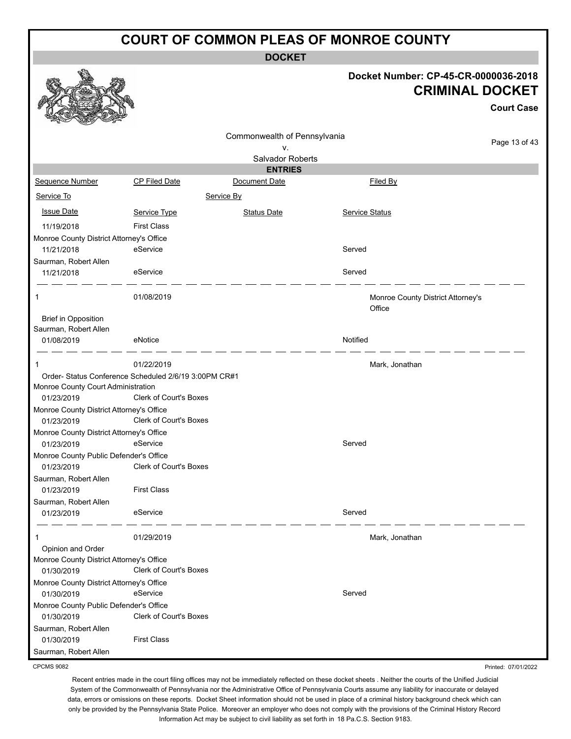# COURT OF COMMON PLEAS OF MONROE COUNTY

**DOCKET**

**Docket Number: CP-45-CR-0000036-2018**

**CRIMINAL DOCKET**

**Court Case**

Commonwealth of Pennsylvania
v.
Salvador Roberts

**ENTRIES**

| Sequence Number | CP Filed Date | Document Date | Filed By |
|---|---|---|---|
| Service To | | Service By | |
| Issue Date | Service Type | Status Date | Service Status |
| 11/19/2018 | First Class | | |
| Monroe County District Attorney's Office | | | |
| 11/21/2018 | eService | | Served |
| Saurman, Robert Allen | | | |
| 11/21/2018 | eService | | Served |
| 1 | 01/08/2019 | | Monroe County District Attorney's Office |
| Brief in Opposition | | | |
| Saurman, Robert Allen | | | |
| 01/08/2019 | eNotice | | Notified |
| 1 | 01/22/2019 | | Mark, Jonathan |
| Order- Status Conference Scheduled 2/6/19 3:00PM CR#1 | | | |
| Monroe County Court Administration | | | |
| 01/23/2019 | Clerk of Court's Boxes | | |
| Monroe County District Attorney's Office | | | |
| 01/23/2019 | Clerk of Court's Boxes | | |
| Monroe County District Attorney's Office | | | |
| 01/23/2019 | eService | | Served |
| Monroe County Public Defender's Office | | | |
| 01/23/2019 | Clerk of Court's Boxes | | |
| Saurman, Robert Allen | | | |
| 01/23/2019 | First Class | | |
| Saurman, Robert Allen | | | |
| 01/23/2019 | eService | | Served |
| 1 | 01/29/2019 | | Mark, Jonathan |
| Opinion and Order | | | |
| Monroe County District Attorney's Office | | | |
| 01/30/2019 | Clerk of Court's Boxes | | |
| Monroe County District Attorney's Office | | | |
| 01/30/2019 | eService | | Served |
| Monroe County Public Defender's Office | | | |
| 01/30/2019 | Clerk of Court's Boxes | | |
| Saurman, Robert Allen | | | |
| 01/30/2019 | First Class | | |
| Saurman, Robert Allen | | | |

CPCMS 9082

Printed: 07/01/2022

Recent entries made in the court filing offices may not be immediately reflected on these docket sheets . Neither the courts of the Unified Judicial System of the Commonwealth of Pennsylvania nor the Administrative Office of Pennsylvania Courts assume any liability for inaccurate or delayed data, errors or omissions on these reports. Docket Sheet information should not be used in place of a criminal history background check which can only be provided by the Pennsylvania State Police. Moreover an employer who does not comply with the provisions of the Criminal History Record Information Act may be subject to civil liability as set forth in 18 Pa.C.S. Section 9183.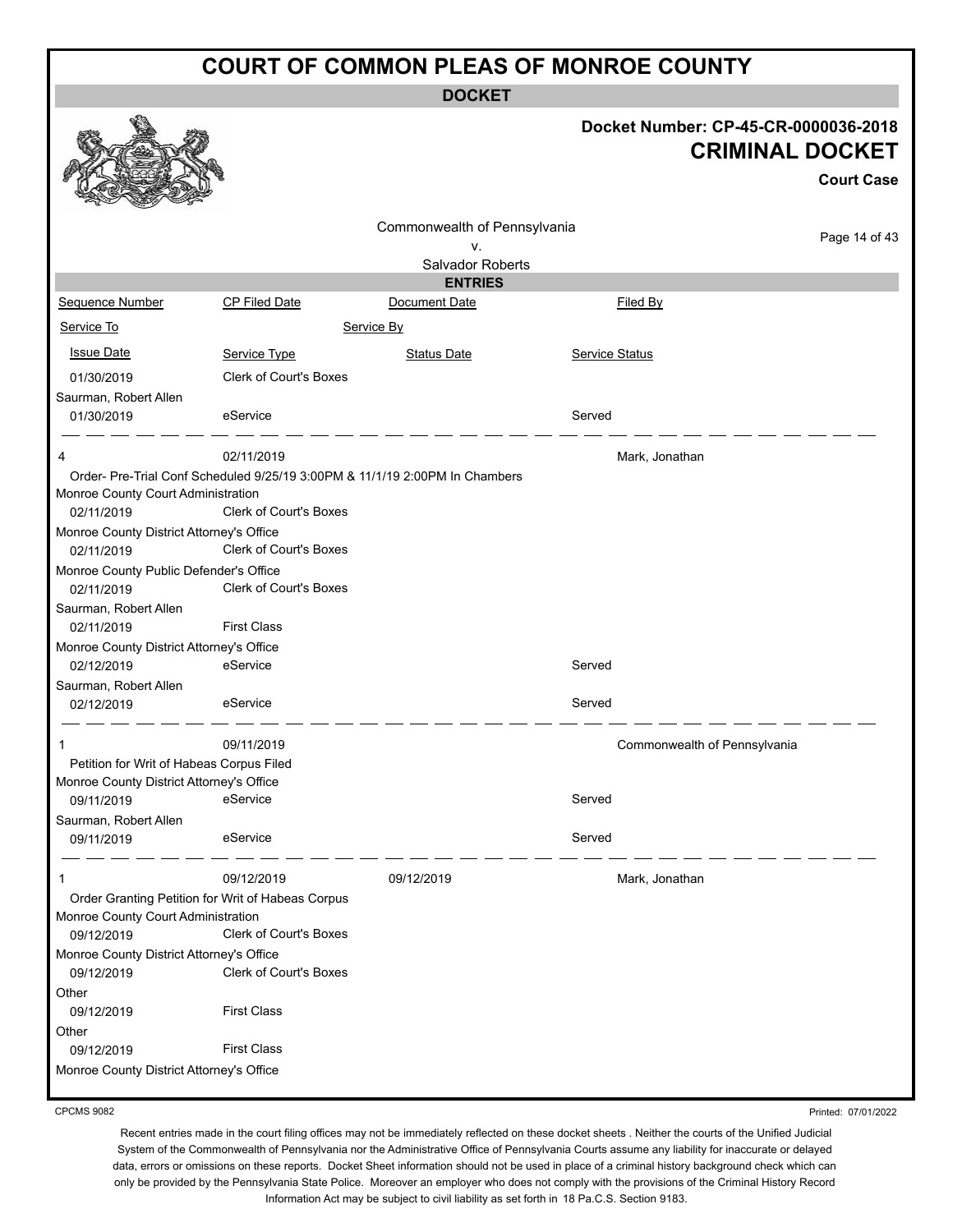# COURT OF COMMON PLEAS OF MONROE COUNTY

**DOCKET**

**Docket Number: CP-45-CR-0000036-2018**

**CRIMINAL DOCKET**

**Court Case**

Commonwealth of Pennsylvania
v.
Salvador Roberts

**ENTRIES**

| Sequence Number | CP Filed Date | Document Date | Filed By |
|---|---|---|---|
| Service To | | Service By | |
| Issue Date | Service Type | Status Date | Service Status |
| 01/30/2019 | Clerk of Court's Boxes | | |
| Saurman, Robert Allen | | | |
| 01/30/2019 | eService | | Served |
| 4 | 02/11/2019 | | Mark, Jonathan |
| Order- Pre-Trial Conf Scheduled 9/25/19 3:00PM & 11/1/19 2:00PM In Chambers | | | |
| Monroe County Court Administration | | | |
| 02/11/2019 | Clerk of Court's Boxes | | |
| Monroe County District Attorney's Office | | | |
| 02/11/2019 | Clerk of Court's Boxes | | |
| Monroe County Public Defender's Office | | | |
| 02/11/2019 | Clerk of Court's Boxes | | |
| Saurman, Robert Allen | | | |
| 02/11/2019 | First Class | | |
| Monroe County District Attorney's Office | | | |
| 02/12/2019 | eService | | Served |
| Saurman, Robert Allen | | | |
| 02/12/2019 | eService | | Served |
| 1 | 09/11/2019 | | Commonwealth of Pennsylvania |
| Petition for Writ of Habeas Corpus Filed | | | |
| Monroe County District Attorney's Office | | | |
| 09/11/2019 | eService | | Served |
| Saurman, Robert Allen | | | |
| 09/11/2019 | eService | | Served |
| 1 | 09/12/2019 | 09/12/2019 | Mark, Jonathan |
| Order Granting Petition for Writ of Habeas Corpus | | | |
| Monroe County Court Administration | | | |
| 09/12/2019 | Clerk of Court's Boxes | | |
| Monroe County District Attorney's Office | | | |
| 09/12/2019 | Clerk of Court's Boxes | | |
| Other | | | |
| 09/12/2019 | First Class | | |
| Other | | | |
| 09/12/2019 | First Class | | |
| Monroe County District Attorney's Office | | | |

CPCMS 9082

Printed: 07/01/2022

Recent entries made in the court filing offices may not be immediately reflected on these docket sheets . Neither the courts of the Unified Judicial System of the Commonwealth of Pennsylvania nor the Administrative Office of Pennsylvania Courts assume any liability for inaccurate or delayed data, errors or omissions on these reports. Docket Sheet information should not be used in place of a criminal history background check which can only be provided by the Pennsylvania State Police. Moreover an employer who does not comply with the provisions of the Criminal History Record Information Act may be subject to civil liability as set forth in 18 Pa.C.S. Section 9183.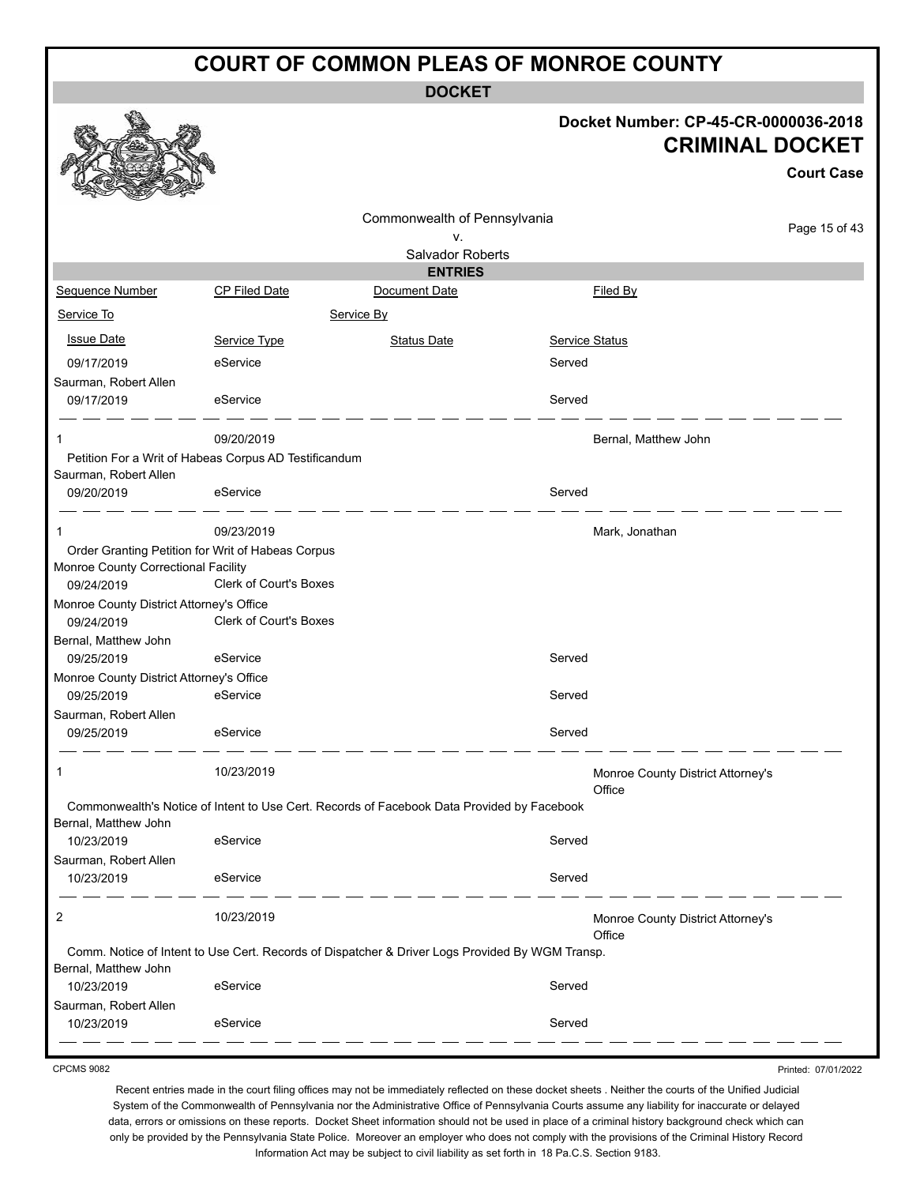# COURT OF COMMON PLEAS OF MONROE COUNTY

## DOCKET

**Docket Number: CP-45-CR-0000036-2018**

**CRIMINAL DOCKET**

**Court Case**

Commonwealth of Pennsylvania
v.
Salvador Roberts

### ENTRIES

| Sequence Number | CP Filed Date | Document Date | Filed By |
|---|---|---|---|
| Service To | | Service By | |
| Issue Date | Service Type | Status Date | Service Status |
| 09/17/2019 | eService | | Served |
| Saurman, Robert Allen | | | |
| 09/17/2019 | eService | | Served |
| 1 | 09/20/2019 | | Bernal, Matthew John |
| Petition For a Writ of Habeas Corpus AD Testificandum | | | |
| Saurman, Robert Allen | | | |
| 09/20/2019 | eService | | Served |
| 1 | 09/23/2019 | | Mark, Jonathan |
| Order Granting Petition for Writ of Habeas Corpus | | | |
| Monroe County Correctional Facility | | | |
| 09/24/2019 | Clerk of Court's Boxes | | |
| Monroe County District Attorney's Office | | | |
| 09/24/2019 | Clerk of Court's Boxes | | |
| Bernal, Matthew John | | | |
| 09/25/2019 | eService | | Served |
| Monroe County District Attorney's Office | | | |
| 09/25/2019 | eService | | Served |
| Saurman, Robert Allen | | | |
| 09/25/2019 | eService | | Served |
| 1 | 10/23/2019 | | Monroe County District Attorney's Office |
| Commonwealth's Notice of Intent to Use Cert. Records of Facebook Data Provided by Facebook | | | |
| Bernal, Matthew John | | | |
| 10/23/2019 | eService | | Served |
| Saurman, Robert Allen | | | |
| 10/23/2019 | eService | | Served |
| 2 | 10/23/2019 | | Monroe County District Attorney's Office |
| Comm. Notice of Intent to Use Cert. Records of Dispatcher & Driver Logs Provided By WGM Transp. | | | |
| Bernal, Matthew John | | | |
| 10/23/2019 | eService | | Served |
| Saurman, Robert Allen | | | |
| 10/23/2019 | eService | | Served |

CPCMS 9082

Printed: 07/01/2022

Recent entries made in the court filing offices may not be immediately reflected on these docket sheets . Neither the courts of the Unified Judicial System of the Commonwealth of Pennsylvania nor the Administrative Office of Pennsylvania Courts assume any liability for inaccurate or delayed data, errors or omissions on these reports. Docket Sheet information should not be used in place of a criminal history background check which can only be provided by the Pennsylvania State Police. Moreover an employer who does not comply with the provisions of the Criminal History Record Information Act may be subject to civil liability as set forth in 18 Pa.C.S. Section 9183.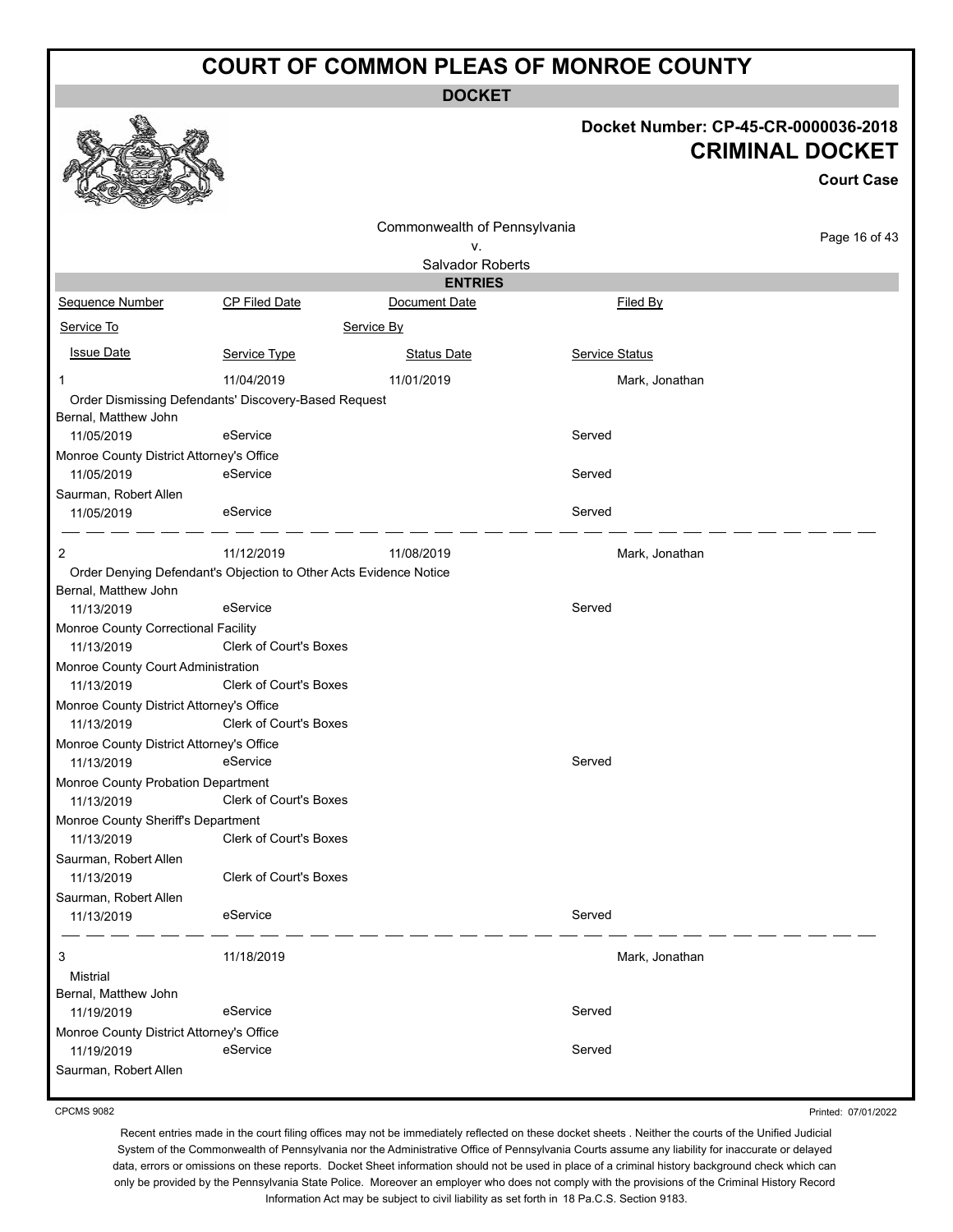# COURT OF COMMON PLEAS OF MONROE COUNTY

**DOCKET**

**Docket Number: CP-45-CR-0000036-2018**

**CRIMINAL DOCKET**

**Court Case**

Commonwealth of Pennsylvania
v.
Salvador Roberts

**ENTRIES**

| Sequence Number | CP Filed Date | Document Date | Filed By |
|---|---|---|---|
| Service To | | Service By | |
| Issue Date | Service Type | Status Date | Service Status |
| 1 | 11/04/2019 | 11/01/2019 | Mark, Jonathan |
| Order Dismissing Defendants' Discovery-Based Request | | | |
| Bernal, Matthew John | | | |
| 11/05/2019 | eService | | Served |
| Monroe County District Attorney's Office | | | |
| 11/05/2019 | eService | | Served |
| Saurman, Robert Allen | | | |
| 11/05/2019 | eService | | Served |
| 2 | 11/12/2019 | 11/08/2019 | Mark, Jonathan |
| Order Denying Defendant's Objection to Other Acts Evidence Notice | | | |
| Bernal, Matthew John | | | |
| 11/13/2019 | eService | | Served |
| Monroe County Correctional Facility | | | |
| 11/13/2019 | Clerk of Court's Boxes | | |
| Monroe County Court Administration | | | |
| 11/13/2019 | Clerk of Court's Boxes | | |
| Monroe County District Attorney's Office | | | |
| 11/13/2019 | Clerk of Court's Boxes | | |
| Monroe County District Attorney's Office | | | |
| 11/13/2019 | eService | | Served |
| Monroe County Probation Department | | | |
| 11/13/2019 | Clerk of Court's Boxes | | |
| Monroe County Sheriff's Department | | | |
| 11/13/2019 | Clerk of Court's Boxes | | |
| Saurman, Robert Allen | | | |
| 11/13/2019 | Clerk of Court's Boxes | | |
| Saurman, Robert Allen | | | |
| 11/13/2019 | eService | | Served |
| 3 | 11/18/2019 | | Mark, Jonathan |
| Mistrial | | | |
| Bernal, Matthew John | | | |
| 11/19/2019 | eService | | Served |
| Monroe County District Attorney's Office | | | |
| 11/19/2019 | eService | | Served |
| Saurman, Robert Allen | | | |

CPCMS 9082

Printed: 07/01/2022

Recent entries made in the court filing offices may not be immediately reflected on these docket sheets . Neither the courts of the Unified Judicial System of the Commonwealth of Pennsylvania nor the Administrative Office of Pennsylvania Courts assume any liability for inaccurate or delayed data, errors or omissions on these reports. Docket Sheet information should not be used in place of a criminal history background check which can only be provided by the Pennsylvania State Police. Moreover an employer who does not comply with the provisions of the Criminal History Record Information Act may be subject to civil liability as set forth in 18 Pa.C.S. Section 9183.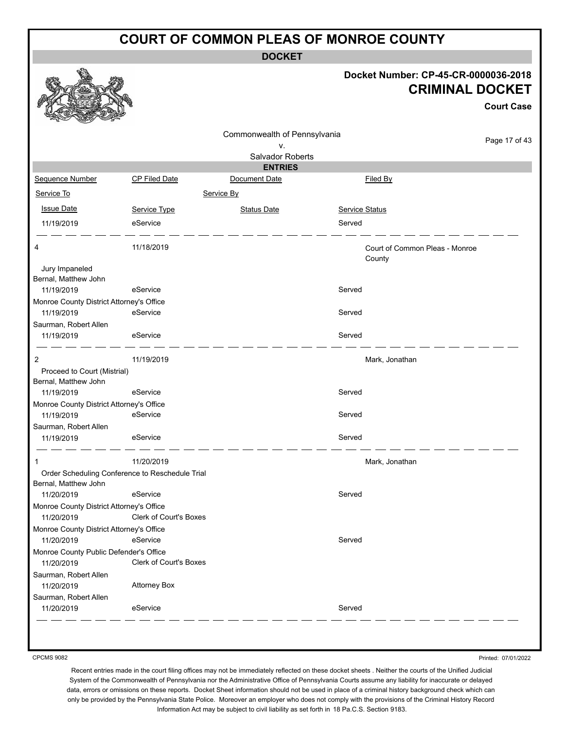# COURT OF COMMON PLEAS OF MONROE COUNTY

**DOCKET**

**Docket Number: CP-45-CR-0000036-2018**

**CRIMINAL DOCKET**

**Court Case**

Commonwealth of Pennsylvania
v.
Salvador Roberts

**ENTRIES**

| Sequence Number | CP Filed Date | Document Date | Filed By |
|---|---|---|---|
| Service To | | Service By | |
| Issue Date | Service Type | Status Date | Service Status |
| 11/19/2019 | eService | | Served |
| 4 | 11/18/2019 | | Court of Common Pleas - Monroe County |
| Jury Impaneled | | | |
| Bernal, Matthew John | | | |
| 11/19/2019 | eService | | Served |
| Monroe County District Attorney's Office | | | |
| 11/19/2019 | eService | | Served |
| Saurman, Robert Allen | | | |
| 11/19/2019 | eService | | Served |
| 2 | 11/19/2019 | | Mark, Jonathan |
| Proceed to Court (Mistrial) | | | |
| Bernal, Matthew John | | | |
| 11/19/2019 | eService | | Served |
| Monroe County District Attorney's Office | | | |
| 11/19/2019 | eService | | Served |
| Saurman, Robert Allen | | | |
| 11/19/2019 | eService | | Served |
| 1 | 11/20/2019 | | Mark, Jonathan |
| Order Scheduling Conference to Reschedule Trial | | | |
| Bernal, Matthew John | | | |
| 11/20/2019 | eService | | Served |
| Monroe County District Attorney's Office | | | |
| 11/20/2019 | Clerk of Court's Boxes | | |
| Monroe County District Attorney's Office | | | |
| 11/20/2019 | eService | | Served |
| Monroe County Public Defender's Office | | | |
| 11/20/2019 | Clerk of Court's Boxes | | |
| Saurman, Robert Allen | | | |
| 11/20/2019 | Attorney Box | | |
| Saurman, Robert Allen | | | |
| 11/20/2019 | eService | | Served |

CPCMS 9082

Printed: 07/01/2022

Recent entries made in the court filing offices may not be immediately reflected on these docket sheets . Neither the courts of the Unified Judicial System of the Commonwealth of Pennsylvania nor the Administrative Office of Pennsylvania Courts assume any liability for inaccurate or delayed data, errors or omissions on these reports. Docket Sheet information should not be used in place of a criminal history background check which can only be provided by the Pennsylvania State Police. Moreover an employer who does not comply with the provisions of the Criminal History Record Information Act may be subject to civil liability as set forth in 18 Pa.C.S. Section 9183.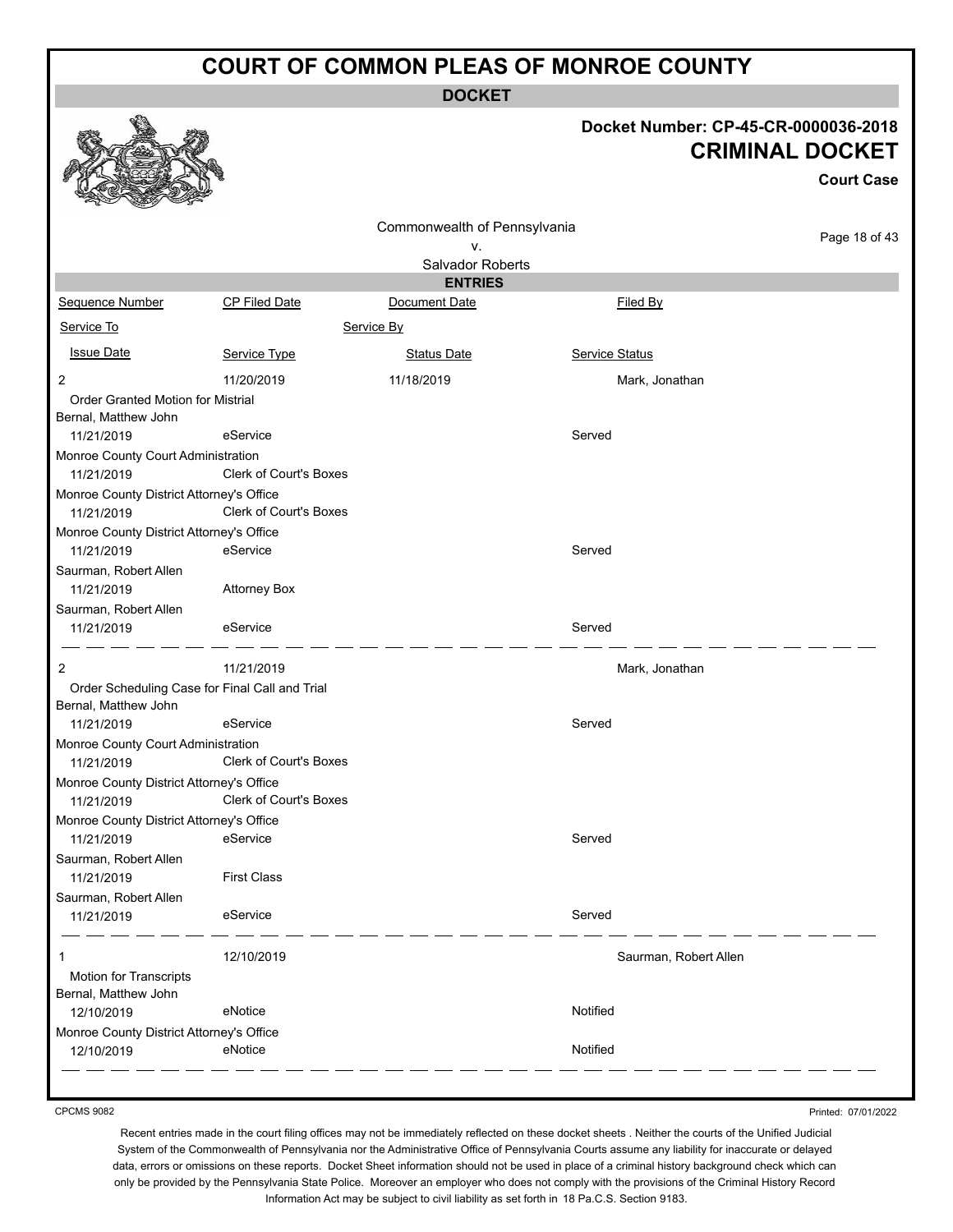# COURT OF COMMON PLEAS OF MONROE COUNTY

## DOCKET

**Docket Number: CP-45-CR-0000036-2018**

**CRIMINAL DOCKET**

**Court Case**

Commonwealth of Pennsylvania
v.
Salvador Roberts

### ENTRIES

| Sequence Number | CP Filed Date | Document Date | Filed By |
|---|---|---|---|
| Service To | | Service By | |
| Issue Date | Service Type | Status Date | Service Status |
| 2 | 11/20/2019 | 11/18/2019 | Mark, Jonathan |
| Order Granted Motion for Mistrial | | | |
| Bernal, Matthew John | | | |
| 11/21/2019 | eService | | Served |
| Monroe County Court Administration | | | |
| 11/21/2019 | Clerk of Court's Boxes | | |
| Monroe County District Attorney's Office | | | |
| 11/21/2019 | Clerk of Court's Boxes | | |
| Monroe County District Attorney's Office | | | |
| 11/21/2019 | eService | | Served |
| Saurman, Robert Allen | | | |
| 11/21/2019 | Attorney Box | | |
| Saurman, Robert Allen | | | |
| 11/21/2019 | eService | | Served |
| 2 | 11/21/2019 | | Mark, Jonathan |
| Order Scheduling Case for Final Call and Trial | | | |
| Bernal, Matthew John | | | |
| 11/21/2019 | eService | | Served |
| Monroe County Court Administration | | | |
| 11/21/2019 | Clerk of Court's Boxes | | |
| Monroe County District Attorney's Office | | | |
| 11/21/2019 | Clerk of Court's Boxes | | |
| Monroe County District Attorney's Office | | | |
| 11/21/2019 | eService | | Served |
| Saurman, Robert Allen | | | |
| 11/21/2019 | First Class | | |
| Saurman, Robert Allen | | | |
| 11/21/2019 | eService | | Served |
| 1 | 12/10/2019 | | Saurman, Robert Allen |
| Motion for Transcripts | | | |
| Bernal, Matthew John | | | |
| 12/10/2019 | eNotice | | Notified |
| Monroe County District Attorney's Office | | | |
| 12/10/2019 | eNotice | | Notified |

CPCMS 9082

Printed: 07/01/2022

Recent entries made in the court filing offices may not be immediately reflected on these docket sheets . Neither the courts of the Unified Judicial System of the Commonwealth of Pennsylvania nor the Administrative Office of Pennsylvania Courts assume any liability for inaccurate or delayed data, errors or omissions on these reports. Docket Sheet information should not be used in place of a criminal history background check which can only be provided by the Pennsylvania State Police. Moreover an employer who does not comply with the provisions of the Criminal History Record Information Act may be subject to civil liability as set forth in 18 Pa.C.S. Section 9183.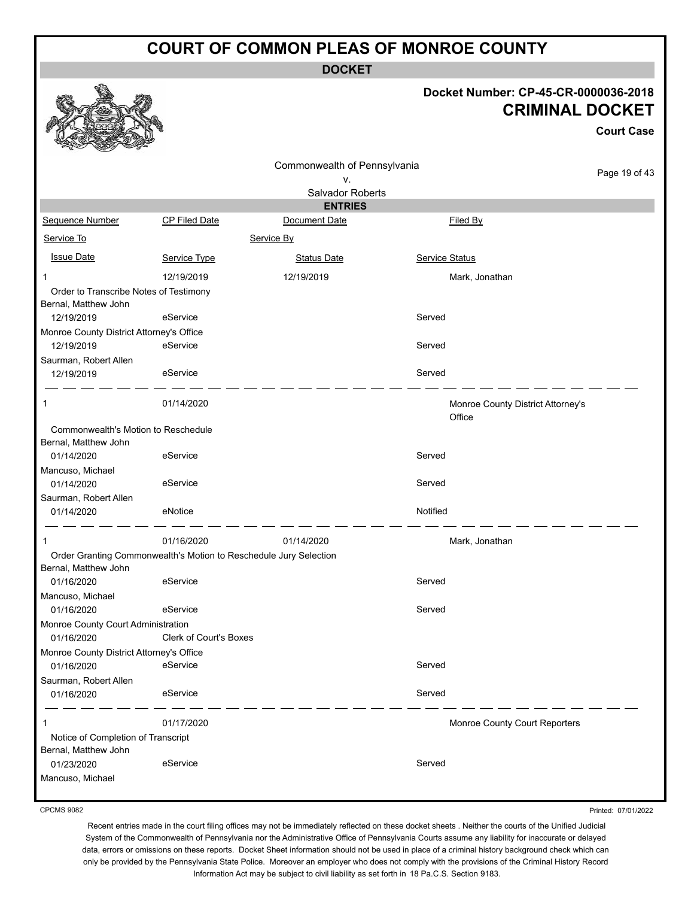# COURT OF COMMON PLEAS OF MONROE COUNTY

**DOCKET**

**Docket Number: CP-45-CR-0000036-2018**
**CRIMINAL DOCKET**
**Court Case**

Commonwealth of Pennsylvania
v.
Salvador Roberts

**ENTRIES**

| Sequence Number | CP Filed Date | Document Date | Filed By |
|---|---|---|---|
| Service To | | Service By | |
| Issue Date | Service Type | Status Date | Service Status |
| 1 | 12/19/2019 | 12/19/2019 | Mark, Jonathan |
| Order to Transcribe Notes of Testimony | | | |
| Bernal, Matthew John | | | |
| 12/19/2019 | eService | | Served |
| Monroe County District Attorney's Office | | | |
| 12/19/2019 | eService | | Served |
| Saurman, Robert Allen | | | |
| 12/19/2019 | eService | | Served |
| 1 | 01/14/2020 | | Monroe County District Attorney's Office |
| Commonwealth's Motion to Reschedule | | | |
| Bernal, Matthew John | | | |
| 01/14/2020 | eService | | Served |
| Mancuso, Michael | | | |
| 01/14/2020 | eService | | Served |
| Saurman, Robert Allen | | | |
| 01/14/2020 | eNotice | | Notified |
| 1 | 01/16/2020 | 01/14/2020 | Mark, Jonathan |
| Order Granting Commonwealth's Motion to Reschedule Jury Selection | | | |
| Bernal, Matthew John | | | |
| 01/16/2020 | eService | | Served |
| Mancuso, Michael | | | |
| 01/16/2020 | eService | | Served |
| Monroe County Court Administration | | | |
| 01/16/2020 | Clerk of Court's Boxes | | |
| Monroe County District Attorney's Office | | | |
| 01/16/2020 | eService | | Served |
| Saurman, Robert Allen | | | |
| 01/16/2020 | eService | | Served |
| 1 | 01/17/2020 | | Monroe County Court Reporters |
| Notice of Completion of Transcript | | | |
| Bernal, Matthew John | | | |
| 01/23/2020 | eService | | Served |
| Mancuso, Michael | | | |

CPCMS 9082

Printed: 07/01/2022

Recent entries made in the court filing offices may not be immediately reflected on these docket sheets . Neither the courts of the Unified Judicial System of the Commonwealth of Pennsylvania nor the Administrative Office of Pennsylvania Courts assume any liability for inaccurate or delayed data, errors or omissions on these reports. Docket Sheet information should not be used in place of a criminal history background check which can only be provided by the Pennsylvania State Police. Moreover an employer who does not comply with the provisions of the Criminal History Record Information Act may be subject to civil liability as set forth in 18 Pa.C.S. Section 9183.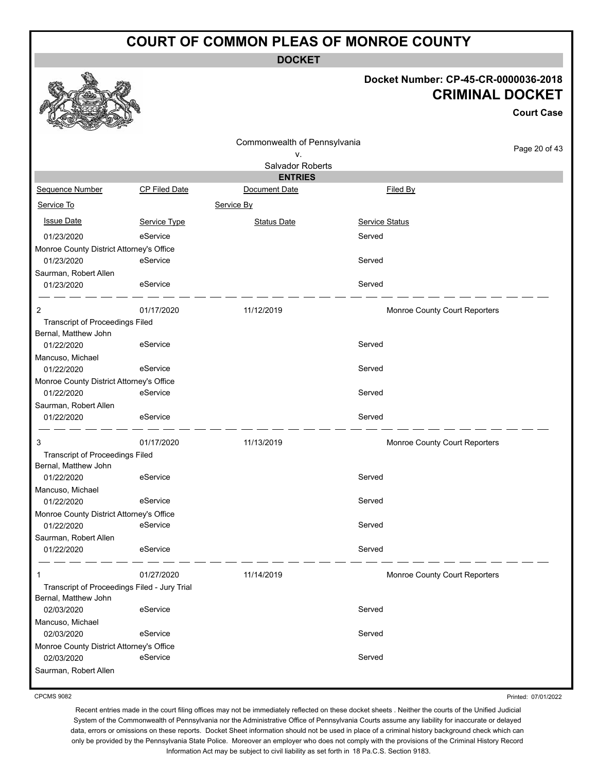# COURT OF COMMON PLEAS OF MONROE COUNTY

**DOCKET**

**Docket Number: CP-45-CR-0000036-2018**

**CRIMINAL DOCKET**

**Court Case**

Commonwealth of Pennsylvania
v.
Salvador Roberts

**ENTRIES**

| Sequence Number | CP Filed Date | Document Date | Filed By |
|---|---|---|---|
| Service To | | Service By | |
| Issue Date | Service Type | Status Date | Service Status |
| 01/23/2020 | eService | | Served |
| Monroe County District Attorney's Office | | | |
| 01/23/2020 | eService | | Served |
| Saurman, Robert Allen | | | |
| 01/23/2020 | eService | | Served |
| 2 | 01/17/2020 | 11/12/2019 | Monroe County Court Reporters |
| Transcript of Proceedings Filed | | | |
| Bernal, Matthew John | | | |
| 01/22/2020 | eService | | Served |
| Mancuso, Michael | | | |
| 01/22/2020 | eService | | Served |
| Monroe County District Attorney's Office | | | |
| 01/22/2020 | eService | | Served |
| Saurman, Robert Allen | | | |
| 01/22/2020 | eService | | Served |
| 3 | 01/17/2020 | 11/13/2019 | Monroe County Court Reporters |
| Transcript of Proceedings Filed | | | |
| Bernal, Matthew John | | | |
| 01/22/2020 | eService | | Served |
| Mancuso, Michael | | | |
| 01/22/2020 | eService | | Served |
| Monroe County District Attorney's Office | | | |
| 01/22/2020 | eService | | Served |
| Saurman, Robert Allen | | | |
| 01/22/2020 | eService | | Served |
| 1 | 01/27/2020 | 11/14/2019 | Monroe County Court Reporters |
| Transcript of Proceedings Filed - Jury Trial | | | |
| Bernal, Matthew John | | | |
| 02/03/2020 | eService | | Served |
| Mancuso, Michael | | | |
| 02/03/2020 | eService | | Served |
| Monroe County District Attorney's Office | | | |
| 02/03/2020 | eService | | Served |
| Saurman, Robert Allen | | | |

CPCMS 9082

Printed: 07/01/2022

Recent entries made in the court filing offices may not be immediately reflected on these docket sheets . Neither the courts of the Unified Judicial System of the Commonwealth of Pennsylvania nor the Administrative Office of Pennsylvania Courts assume any liability for inaccurate or delayed data, errors or omissions on these reports. Docket Sheet information should not be used in place of a criminal history background check which can only be provided by the Pennsylvania State Police. Moreover an employer who does not comply with the provisions of the Criminal History Record Information Act may be subject to civil liability as set forth in 18 Pa.C.S. Section 9183.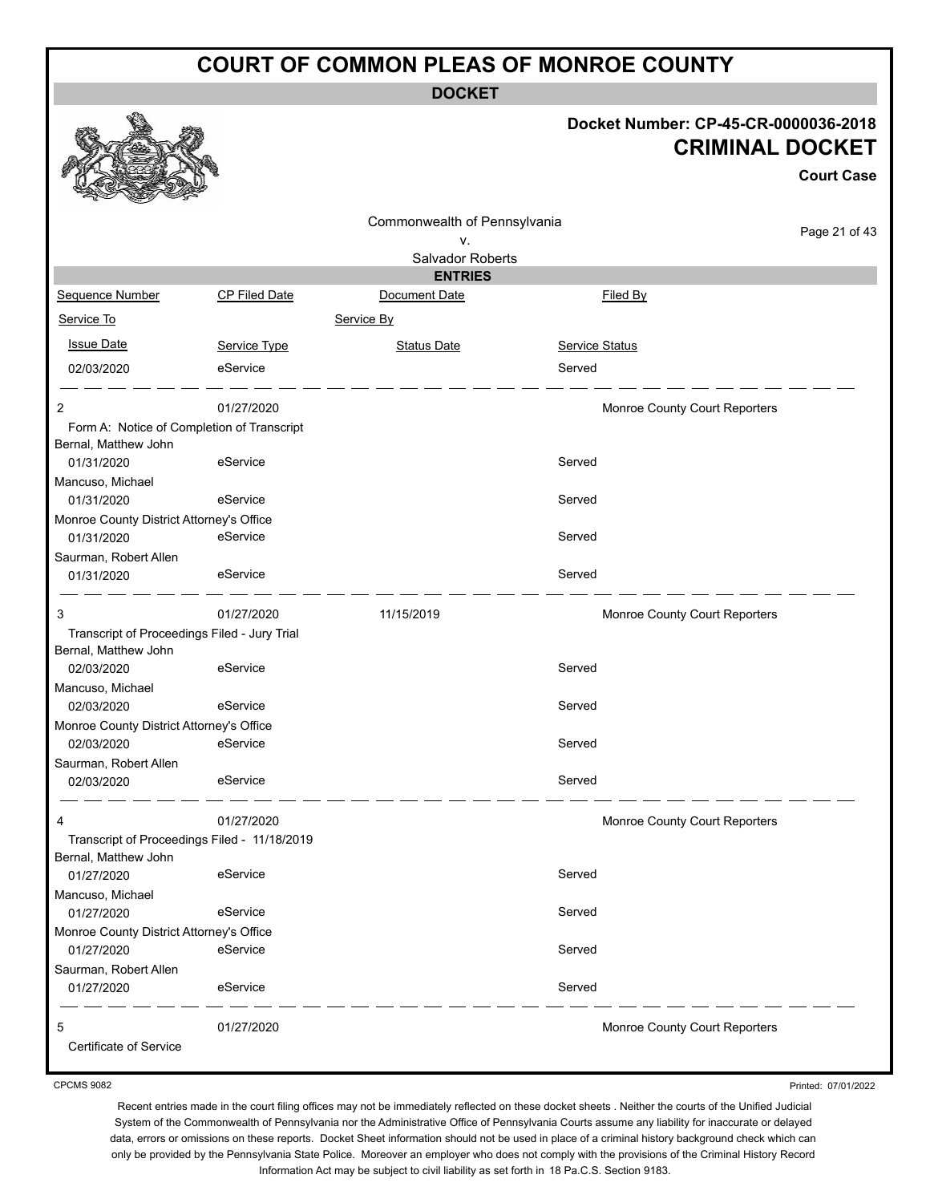# COURT OF COMMON PLEAS OF MONROE COUNTY

## DOCKET

**Docket Number: CP-45-CR-0000036-2018**

**CRIMINAL DOCKET**

**Court Case**

Commonwealth of Pennsylvania
v.
Salvador Roberts

### ENTRIES

| Sequence Number | CP Filed Date | Document Date | Filed By |
|---|---|---|---|
| Service To | | Service By | |
| Issue Date | Service Type | Status Date | Service Status |
| 02/03/2020 | eService | | Served |
| 2 | 01/27/2020 | | Monroe County Court Reporters |
| Form A: Notice of Completion of Transcript | | | |
| Bernal, Matthew John | | | |
| 01/31/2020 | eService | | Served |
| Mancuso, Michael | | | |
| 01/31/2020 | eService | | Served |
| Monroe County District Attorney's Office | | | |
| 01/31/2020 | eService | | Served |
| Saurman, Robert Allen | | | |
| 01/31/2020 | eService | | Served |
| 3 | 01/27/2020 | 11/15/2019 | Monroe County Court Reporters |
| Transcript of Proceedings Filed - Jury Trial | | | |
| Bernal, Matthew John | | | |
| 02/03/2020 | eService | | Served |
| Mancuso, Michael | | | |
| 02/03/2020 | eService | | Served |
| Monroe County District Attorney's Office | | | |
| 02/03/2020 | eService | | Served |
| Saurman, Robert Allen | | | |
| 02/03/2020 | eService | | Served |
| 4 | 01/27/2020 | | Monroe County Court Reporters |
| Transcript of Proceedings Filed - 11/18/2019 | | | |
| Bernal, Matthew John | | | |
| 01/27/2020 | eService | | Served |
| Mancuso, Michael | | | |
| 01/27/2020 | eService | | Served |
| Monroe County District Attorney's Office | | | |
| 01/27/2020 | eService | | Served |
| Saurman, Robert Allen | | | |
| 01/27/2020 | eService | | Served |
| 5 | 01/27/2020 | | Monroe County Court Reporters |
| Certificate of Service | | | |

CPCMS 9082

Printed: 07/01/2022

Recent entries made in the court filing offices may not be immediately reflected on these docket sheets . Neither the courts of the Unified Judicial System of the Commonwealth of Pennsylvania nor the Administrative Office of Pennsylvania Courts assume any liability for inaccurate or delayed data, errors or omissions on these reports. Docket Sheet information should not be used in place of a criminal history background check which can only be provided by the Pennsylvania State Police. Moreover an employer who does not comply with the provisions of the Criminal History Record Information Act may be subject to civil liability as set forth in 18 Pa.C.S. Section 9183.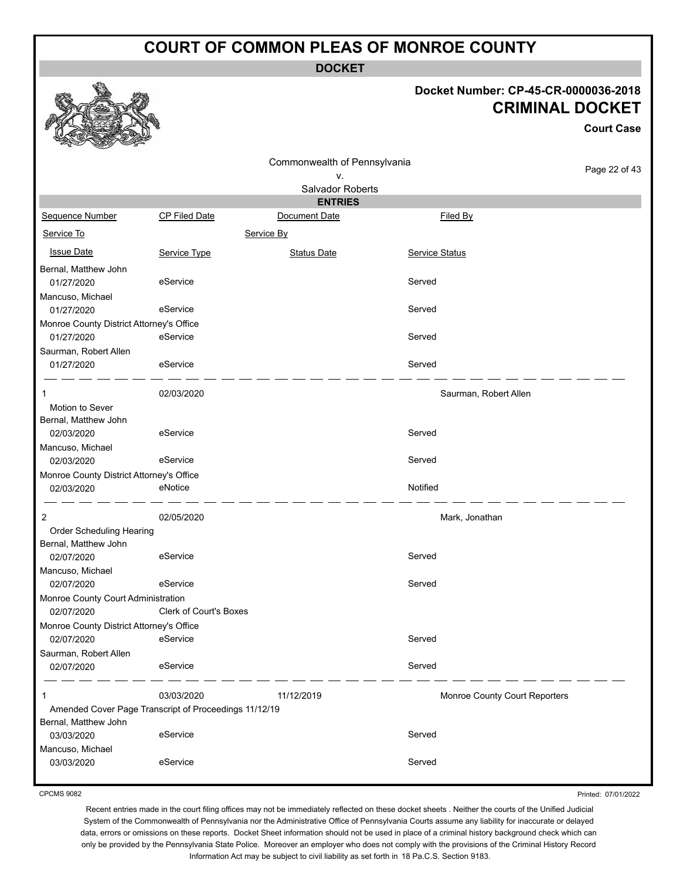# COURT OF COMMON PLEAS OF MONROE COUNTY

**DOCKET**

**Docket Number: CP-45-CR-0000036-2018**

**CRIMINAL DOCKET**

**Court Case**

Commonwealth of Pennsylvania
v.
Salvador Roberts

**ENTRIES**

| Sequence Number | CP Filed Date | Document Date | Filed By |
|---|---|---|---|
| Service To | | Service By | |
| Issue Date | Service Type | Status Date | Service Status |
| Bernal, Matthew John | | | |
| 01/27/2020 | eService | | Served |
| Mancuso, Michael | | | |
| 01/27/2020 | eService | | Served |
| Monroe County District Attorney's Office | | | |
| 01/27/2020 | eService | | Served |
| Saurman, Robert Allen | | | |
| 01/27/2020 | eService | | Served |
| 1 | 02/03/2020 | | Saurman, Robert Allen |
| Motion to Sever | | | |
| Bernal, Matthew John | | | |
| 02/03/2020 | eService | | Served |
| Mancuso, Michael | | | |
| 02/03/2020 | eService | | Served |
| Monroe County District Attorney's Office | | | |
| 02/03/2020 | eNotice | | Notified |
| 2 | 02/05/2020 | | Mark, Jonathan |
| Order Scheduling Hearing | | | |
| Bernal, Matthew John | | | |
| 02/07/2020 | eService | | Served |
| Mancuso, Michael | | | |
| 02/07/2020 | eService | | Served |
| Monroe County Court Administration | | | |
| 02/07/2020 | Clerk of Court's Boxes | | |
| Monroe County District Attorney's Office | | | |
| 02/07/2020 | eService | | Served |
| Saurman, Robert Allen | | | |
| 02/07/2020 | eService | | Served |
| 1 | 03/03/2020 | 11/12/2019 | Monroe County Court Reporters |
| Amended Cover Page Transcript of Proceedings 11/12/19 | | | |
| Bernal, Matthew John | | | |
| 03/03/2020 | eService | | Served |
| Mancuso, Michael | | | |
| 03/03/2020 | eService | | Served |

CPCMS 9082

Printed: 07/01/2022

Recent entries made in the court filing offices may not be immediately reflected on these docket sheets . Neither the courts of the Unified Judicial System of the Commonwealth of Pennsylvania nor the Administrative Office of Pennsylvania Courts assume any liability for inaccurate or delayed data, errors or omissions on these reports. Docket Sheet information should not be used in place of a criminal history background check which can only be provided by the Pennsylvania State Police. Moreover an employer who does not comply with the provisions of the Criminal History Record Information Act may be subject to civil liability as set forth in 18 Pa.C.S. Section 9183.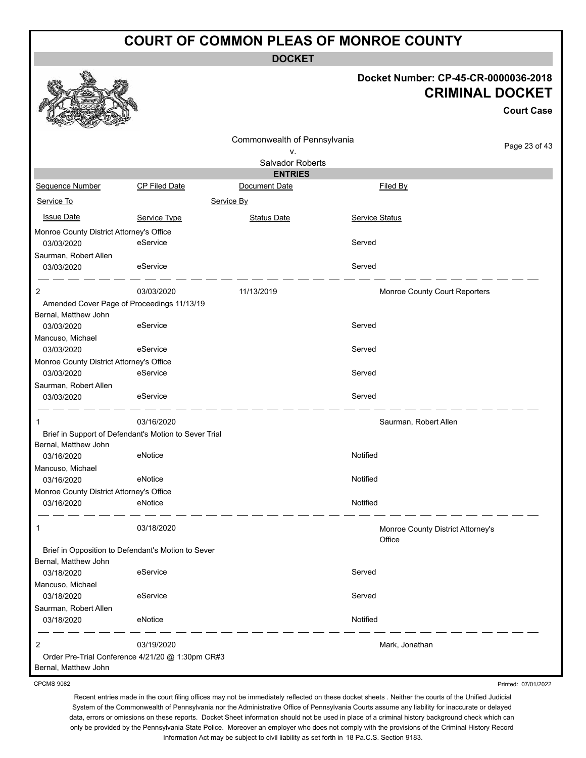# COURT OF COMMON PLEAS OF MONROE COUNTY

**DOCKET**

**Docket Number: CP-45-CR-0000036-2018**

## CRIMINAL DOCKET

**Court Case**

Commonwealth of Pennsylvania
v.
Salvador Roberts

### ENTRIES

| Sequence Number | CP Filed Date | Document Date | Filed By |
|---|---|---|---|
| Service To | | Service By | |
| Issue Date | Service Type | Status Date | Service Status |
| Monroe County District Attorney's Office | | | |
| 03/03/2020 | eService | | Served |
| Saurman, Robert Allen | | | |
| 03/03/2020 | eService | | Served |
| 2 | 03/03/2020 | 11/13/2019 | Monroe County Court Reporters |
| Amended Cover Page of Proceedings 11/13/19 | | | |
| Bernal, Matthew John | | | |
| 03/03/2020 | eService | | Served |
| Mancuso, Michael | | | |
| 03/03/2020 | eService | | Served |
| Monroe County District Attorney's Office | | | |
| 03/03/2020 | eService | | Served |
| Saurman, Robert Allen | | | |
| 03/03/2020 | eService | | Served |
| 1 | 03/16/2020 | | Saurman, Robert Allen |
| Brief in Support of Defendant's Motion to Sever Trial | | | |
| Bernal, Matthew John | | | |
| 03/16/2020 | eNotice | | Notified |
| Mancuso, Michael | | | |
| 03/16/2020 | eNotice | | Notified |
| Monroe County District Attorney's Office | | | |
| 03/16/2020 | eNotice | | Notified |
| 1 | 03/18/2020 | | Monroe County District Attorney's Office |
| Brief in Opposition to Defendant's Motion to Sever | | | |
| Bernal, Matthew John | | | |
| 03/18/2020 | eService | | Served |
| Mancuso, Michael | | | |
| 03/18/2020 | eService | | Served |
| Saurman, Robert Allen | | | |
| 03/18/2020 | eNotice | | Notified |
| 2 | 03/19/2020 | | Mark, Jonathan |
| Order Pre-Trial Conference 4/21/20 @ 1:30pm CR#3 | | | |
| Bernal, Matthew John | | | |

CPCMS 9082

Printed: 07/01/2022

Recent entries made in the court filing offices may not be immediately reflected on these docket sheets . Neither the courts of the Unified Judicial System of the Commonwealth of Pennsylvania nor the Administrative Office of Pennsylvania Courts assume any liability for inaccurate or delayed data, errors or omissions on these reports. Docket Sheet information should not be used in place of a criminal history background check which can only be provided by the Pennsylvania State Police. Moreover an employer who does not comply with the provisions of the Criminal History Record Information Act may be subject to civil liability as set forth in 18 Pa.C.S. Section 9183.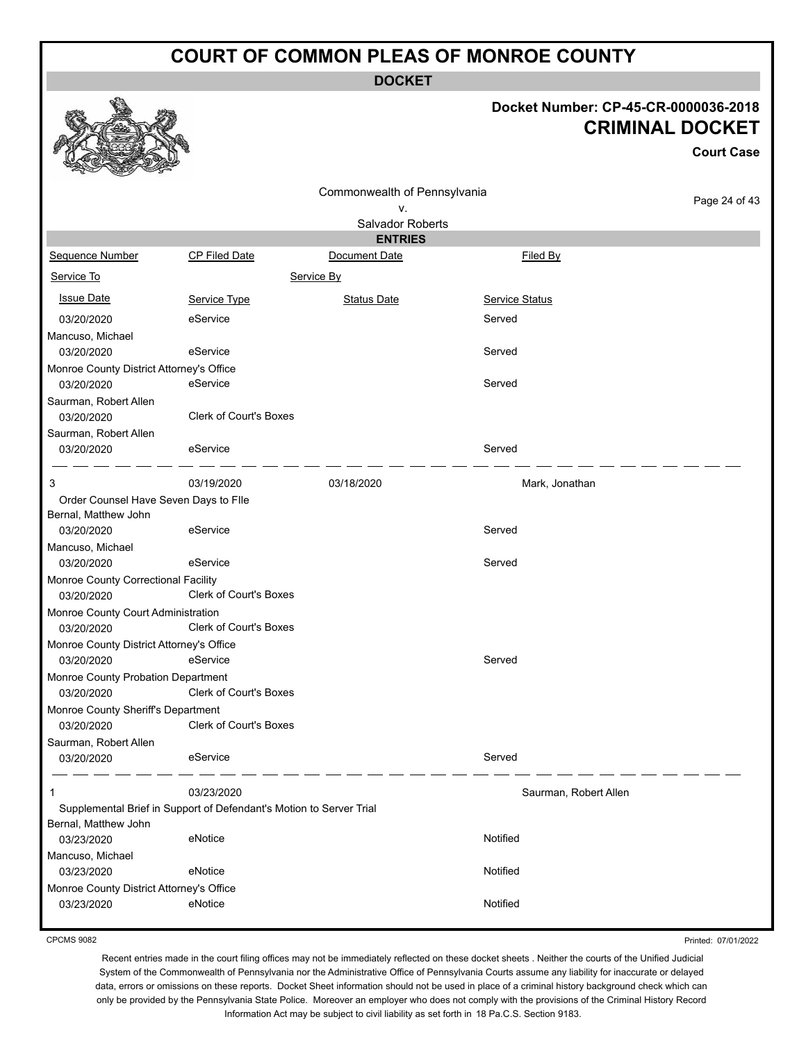# COURT OF COMMON PLEAS OF MONROE COUNTY

**DOCKET**

**Docket Number: CP-45-CR-0000036-2018**

**CRIMINAL DOCKET**

**Court Case**

Commonwealth of Pennsylvania
v.
Salvador Roberts

**ENTRIES**

| Sequence Number | CP Filed Date | Document Date | Filed By |
|---|---|---|---|
| Service To | Service By | | |
| Issue Date | Service Type | Status Date | Service Status |
| 03/20/2020 | eService | | Served |
| Mancuso, Michael | | | |
| 03/20/2020 | eService | | Served |
| Monroe County District Attorney's Office | | | |
| 03/20/2020 | eService | | Served |
| Saurman, Robert Allen | | | |
| 03/20/2020 | Clerk of Court's Boxes | | |
| Saurman, Robert Allen | | | |
| 03/20/2020 | eService | | Served |
| 3 | 03/19/2020 | 03/18/2020 | Mark, Jonathan |
| Order Counsel Have Seven Days to FIle | | | |
| Bernal, Matthew John | | | |
| 03/20/2020 | eService | | Served |
| Mancuso, Michael | | | |
| 03/20/2020 | eService | | Served |
| Monroe County Correctional Facility | | | |
| 03/20/2020 | Clerk of Court's Boxes | | |
| Monroe County Court Administration | | | |
| 03/20/2020 | Clerk of Court's Boxes | | |
| Monroe County District Attorney's Office | | | |
| 03/20/2020 | eService | | Served |
| Monroe County Probation Department | | | |
| 03/20/2020 | Clerk of Court's Boxes | | |
| Monroe County Sheriff's Department | | | |
| 03/20/2020 | Clerk of Court's Boxes | | |
| Saurman, Robert Allen | | | |
| 03/20/2020 | eService | | Served |
| 1 | 03/23/2020 | | Saurman, Robert Allen |
| Supplemental Brief in Support of Defendant's Motion to Server Trial | | | |
| Bernal, Matthew John | | | |
| 03/23/2020 | eNotice | | Notified |
| Mancuso, Michael | | | |
| 03/23/2020 | eNotice | | Notified |
| Monroe County District Attorney's Office | | | |
| 03/23/2020 | eNotice | | Notified |

CPCMS 9082 | Printed: 07/01/2022

Recent entries made in the court filing offices may not be immediately reflected on these docket sheets . Neither the courts of the Unified Judicial System of the Commonwealth of Pennsylvania nor the Administrative Office of Pennsylvania Courts assume any liability for inaccurate or delayed data, errors or omissions on these reports. Docket Sheet information should not be used in place of a criminal history background check which can only be provided by the Pennsylvania State Police. Moreover an employer who does not comply with the provisions of the Criminal History Record Information Act may be subject to civil liability as set forth in 18 Pa.C.S. Section 9183.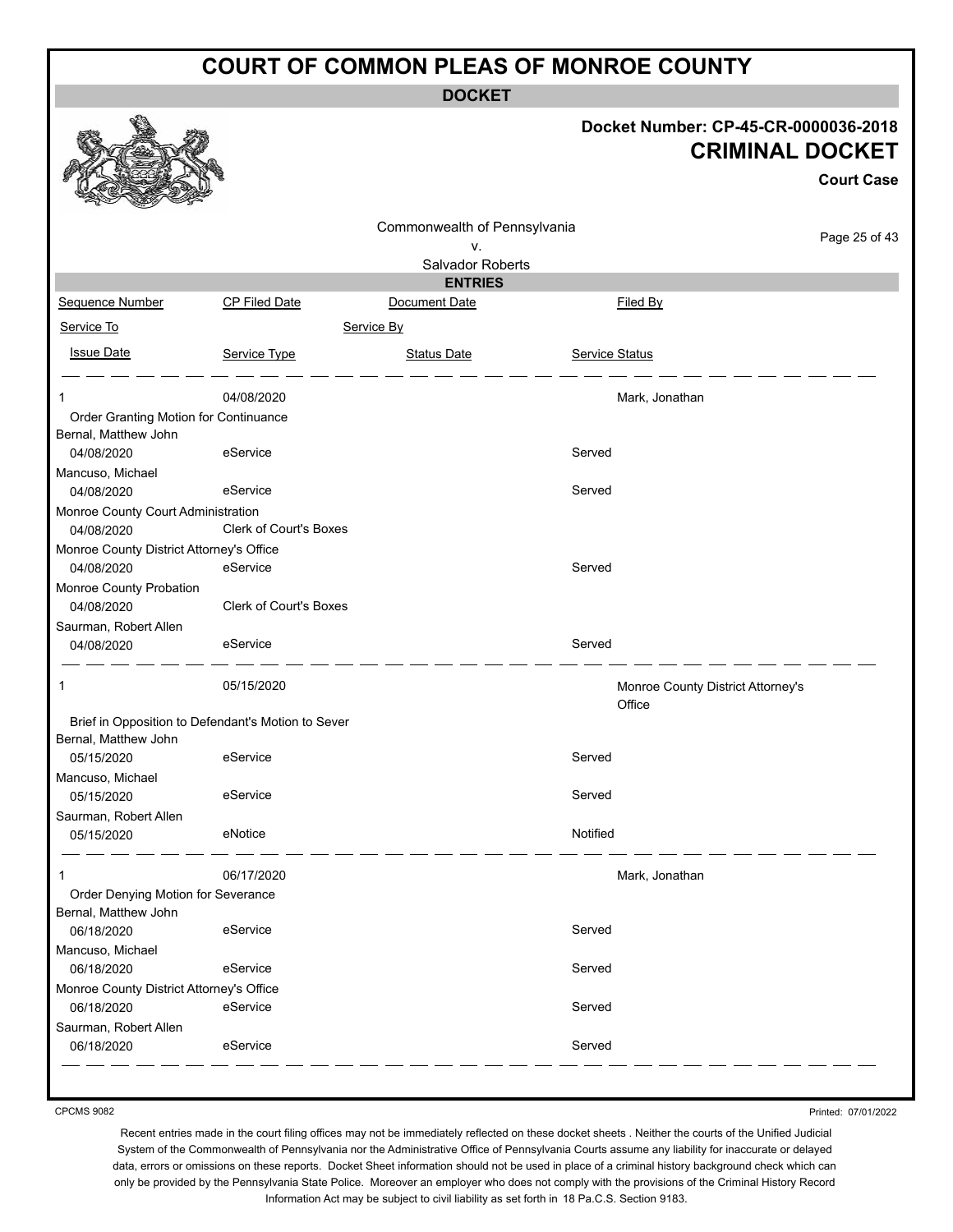# COURT OF COMMON PLEAS OF MONROE COUNTY

## DOCKET

**Docket Number: CP-45-CR-0000036-2018**

**CRIMINAL DOCKET**

**Court Case**

Commonwealth of Pennsylvania
v.
Salvador Roberts

### ENTRIES

| Sequence Number | CP Filed Date | Document Date | Filed By |
|---|---|---|---|
| Service To | | Service By | |
| Issue Date | Service Type | Status Date | Service Status |

| | | | |
|---|---|---|---|
| 1 | 04/08/2020 | | Mark, Jonathan |
| Order Granting Motion for Continuance | | | |
| Bernal, Matthew John | | | |
| 04/08/2020 | eService | | Served |
| Mancuso, Michael | | | |
| 04/08/2020 | eService | | Served |
| Monroe County Court Administration | | | |
| 04/08/2020 | Clerk of Court's Boxes | | |
| Monroe County District Attorney's Office | | | |
| 04/08/2020 | eService | | Served |
| Monroe County Probation | | | |
| 04/08/2020 | Clerk of Court's Boxes | | |
| Saurman, Robert Allen | | | |
| 04/08/2020 | eService | | Served |

| | | | |
|---|---|---|---|
| 1 | 05/15/2020 | | Monroe County District Attorney's Office |
| Brief in Opposition to Defendant's Motion to Sever | | | |
| Bernal, Matthew John | | | |
| 05/15/2020 | eService | | Served |
| Mancuso, Michael | | | |
| 05/15/2020 | eService | | Served |
| Saurman, Robert Allen | | | |
| 05/15/2020 | eNotice | | Notified |

| | | | |
|---|---|---|---|
| 1 | 06/17/2020 | | Mark, Jonathan |
| Order Denying Motion for Severance | | | |
| Bernal, Matthew John | | | |
| 06/18/2020 | eService | | Served |
| Mancuso, Michael | | | |
| 06/18/2020 | eService | | Served |
| Monroe County District Attorney's Office | | | |
| 06/18/2020 | eService | | Served |
| Saurman, Robert Allen | | | |
| 06/18/2020 | eService | | Served |

CPCMS 9082

Printed: 07/01/2022

Recent entries made in the court filing offices may not be immediately reflected on these docket sheets . Neither the courts of the Unified Judicial System of the Commonwealth of Pennsylvania nor the Administrative Office of Pennsylvania Courts assume any liability for inaccurate or delayed data, errors or omissions on these reports. Docket Sheet information should not be used in place of a criminal history background check which can only be provided by the Pennsylvania State Police. Moreover an employer who does not comply with the provisions of the Criminal History Record Information Act may be subject to civil liability as set forth in 18 Pa.C.S. Section 9183.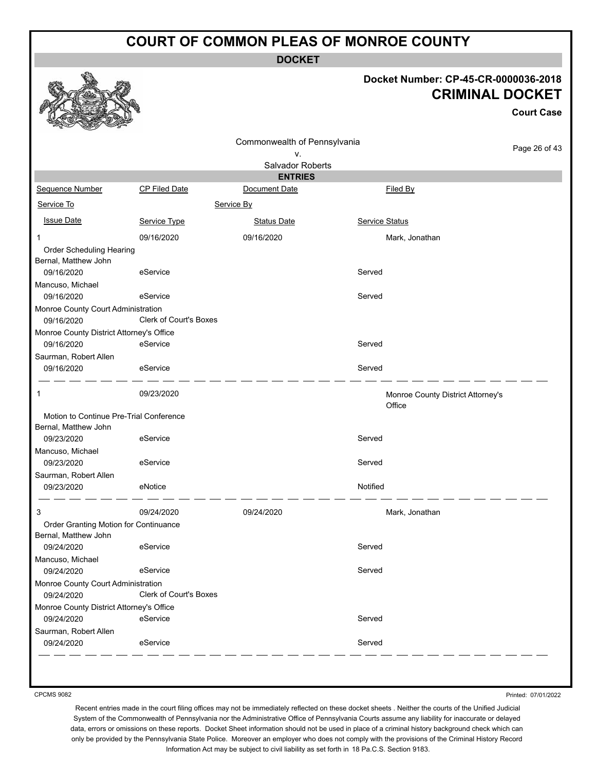# COURT OF COMMON PLEAS OF MONROE COUNTY

**DOCKET**

**Docket Number: CP-45-CR-0000036-2018**
**CRIMINAL DOCKET**
**Court Case**

Commonwealth of Pennsylvania
v.
Salvador Roberts

**ENTRIES**

| Sequence Number | CP Filed Date | Document Date | Filed By |
|---|---|---|---|
| Service To | | Service By | |
| Issue Date | Service Type | Status Date | Service Status |
| 1 | 09/16/2020 | 09/16/2020 | Mark, Jonathan |
| Order Scheduling Hearing | | | |
| Bernal, Matthew John | | | |
| 09/16/2020 | eService | | Served |
| Mancuso, Michael | | | |
| 09/16/2020 | eService | | Served |
| Monroe County Court Administration | | | |
| 09/16/2020 | Clerk of Court's Boxes | | |
| Monroe County District Attorney's Office | | | |
| 09/16/2020 | eService | | Served |
| Saurman, Robert Allen | | | |
| 09/16/2020 | eService | | Served |
| 1 | 09/23/2020 | | Monroe County District Attorney's Office |
| Motion to Continue Pre-Trial Conference | | | |
| Bernal, Matthew John | | | |
| 09/23/2020 | eService | | Served |
| Mancuso, Michael | | | |
| 09/23/2020 | eService | | Served |
| Saurman, Robert Allen | | | |
| 09/23/2020 | eNotice | | Notified |
| 3 | 09/24/2020 | 09/24/2020 | Mark, Jonathan |
| Order Granting Motion for Continuance | | | |
| Bernal, Matthew John | | | |
| 09/24/2020 | eService | | Served |
| Mancuso, Michael | | | |
| 09/24/2020 | eService | | Served |
| Monroe County Court Administration | | | |
| 09/24/2020 | Clerk of Court's Boxes | | |
| Monroe County District Attorney's Office | | | |
| 09/24/2020 | eService | | Served |
| Saurman, Robert Allen | | | |
| 09/24/2020 | eService | | Served |

CPCMS 9082

Printed: 07/01/2022

Recent entries made in the court filing offices may not be immediately reflected on these docket sheets . Neither the courts of the Unified Judicial System of the Commonwealth of Pennsylvania nor the Administrative Office of Pennsylvania Courts assume any liability for inaccurate or delayed data, errors or omissions on these reports. Docket Sheet information should not be used in place of a criminal history background check which can only be provided by the Pennsylvania State Police. Moreover an employer who does not comply with the provisions of the Criminal History Record Information Act may be subject to civil liability as set forth in 18 Pa.C.S. Section 9183.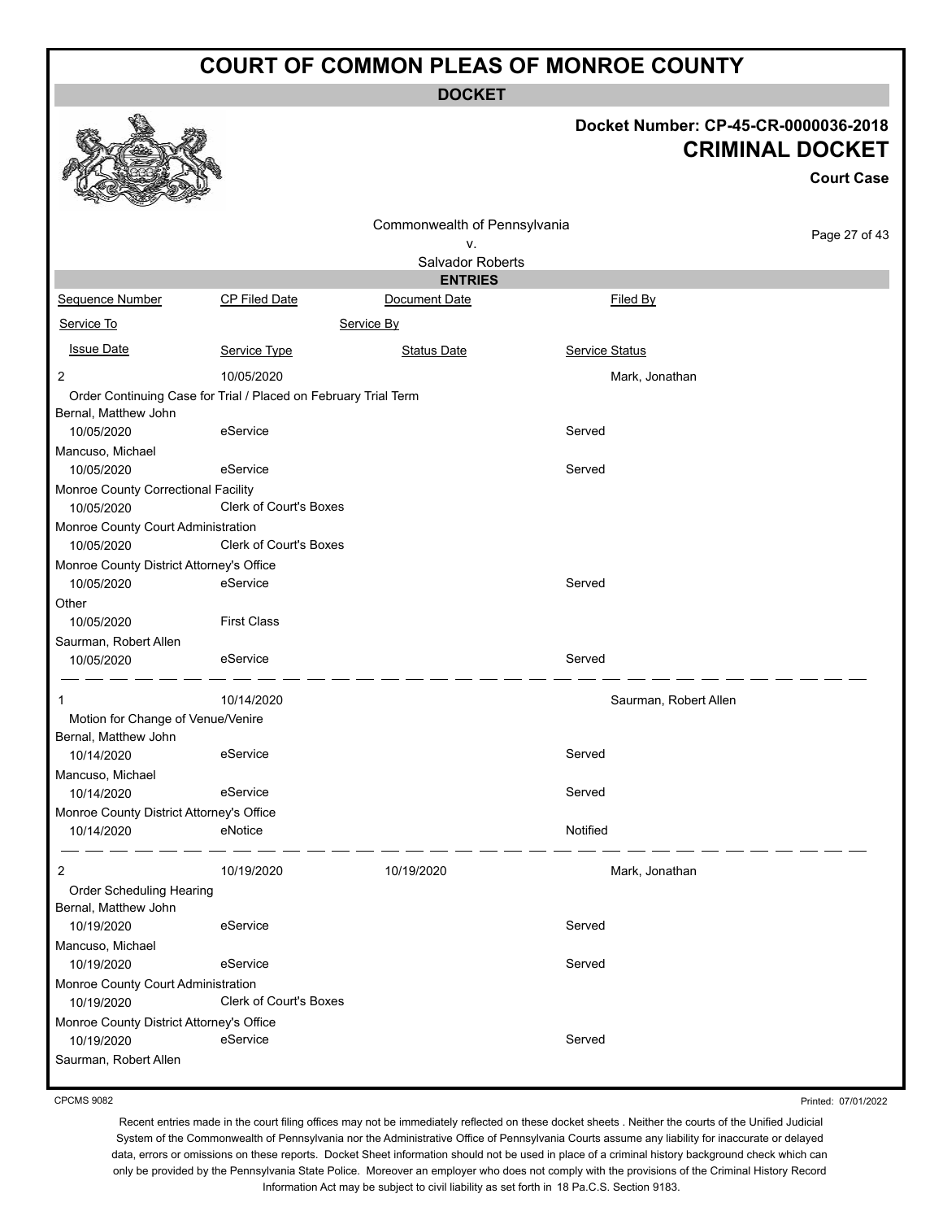# COURT OF COMMON PLEAS OF MONROE COUNTY

**DOCKET**

**Docket Number: CP-45-CR-0000036-2018**

**CRIMINAL DOCKET**

**Court Case**

Commonwealth of Pennsylvania
v.
Salvador Roberts

**ENTRIES**

| Sequence Number | CP Filed Date | Document Date | Filed By |
|---|---|---|---|
| Service To | | Service By | |
| Issue Date | Service Type | Status Date | Service Status |
| 2 | 10/05/2020 | | Mark, Jonathan |
| Order Continuing Case for Trial / Placed on February Trial Term | | | |
| Bernal, Matthew John | | | |
| 10/05/2020 | eService | | Served |
| Mancuso, Michael | | | |
| 10/05/2020 | eService | | Served |
| Monroe County Correctional Facility | | | |
| 10/05/2020 | Clerk of Court's Boxes | | |
| Monroe County Court Administration | | | |
| 10/05/2020 | Clerk of Court's Boxes | | |
| Monroe County District Attorney's Office | | | |
| 10/05/2020 | eService | | Served |
| Other | | | |
| 10/05/2020 | First Class | | |
| Saurman, Robert Allen | | | |
| 10/05/2020 | eService | | Served |
| 1 | 10/14/2020 | | Saurman, Robert Allen |
| Motion for Change of Venue/Venire | | | |
| Bernal, Matthew John | | | |
| 10/14/2020 | eService | | Served |
| Mancuso, Michael | | | |
| 10/14/2020 | eService | | Served |
| Monroe County District Attorney's Office | | | |
| 10/14/2020 | eNotice | | Notified |
| 2 | 10/19/2020 | 10/19/2020 | Mark, Jonathan |
| Order Scheduling Hearing | | | |
| Bernal, Matthew John | | | |
| 10/19/2020 | eService | | Served |
| Mancuso, Michael | | | |
| 10/19/2020 | eService | | Served |
| Monroe County Court Administration | | | |
| 10/19/2020 | Clerk of Court's Boxes | | |
| Monroe County District Attorney's Office | | | |
| 10/19/2020 | eService | | Served |
| Saurman, Robert Allen | | | |

CPCMS 9082

Printed: 07/01/2022

Recent entries made in the court filing offices may not be immediately reflected on these docket sheets . Neither the courts of the Unified Judicial System of the Commonwealth of Pennsylvania nor the Administrative Office of Pennsylvania Courts assume any liability for inaccurate or delayed data, errors or omissions on these reports. Docket Sheet information should not be used in place of a criminal history background check which can only be provided by the Pennsylvania State Police. Moreover an employer who does not comply with the provisions of the Criminal History Record Information Act may be subject to civil liability as set forth in 18 Pa.C.S. Section 9183.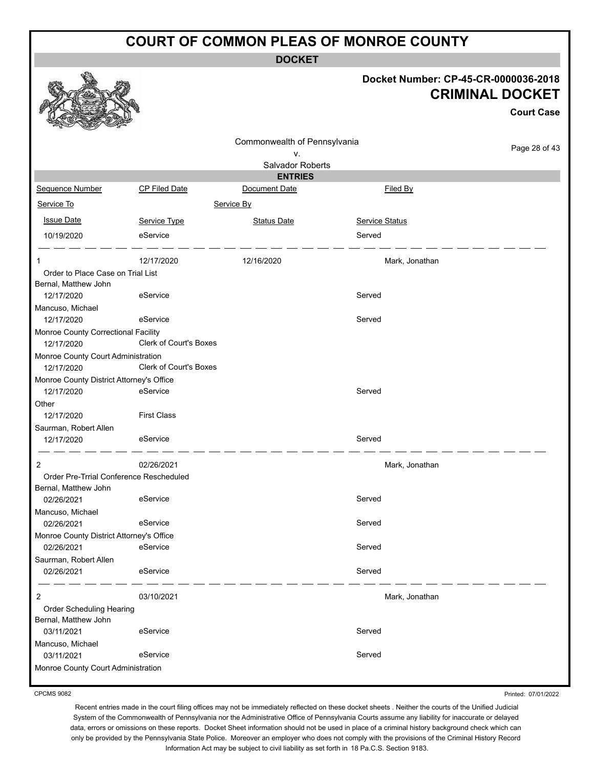# COURT OF COMMON PLEAS OF MONROE COUNTY

## DOCKET

**Docket Number: CP-45-CR-0000036-2018**

## CRIMINAL DOCKET

**Court Case**

Commonwealth of Pennsylvania
v.
Salvador Roberts

### ENTRIES

| Sequence Number | CP Filed Date | Document Date | Filed By |
|---|---|---|---|
| Service To | | Service By | |
| Issue Date | Service Type | Status Date | Service Status |
| 10/19/2020 | eService | | Served |
| 1 | 12/17/2020 | 12/16/2020 | Mark, Jonathan |
| Order to Place Case on Trial List | | | |
| Bernal, Matthew John | | | |
| 12/17/2020 | eService | | Served |
| Mancuso, Michael | | | |
| 12/17/2020 | eService | | Served |
| Monroe County Correctional Facility | | | |
| 12/17/2020 | Clerk of Court's Boxes | | |
| Monroe County Court Administration | | | |
| 12/17/2020 | Clerk of Court's Boxes | | |
| Monroe County District Attorney's Office | | | |
| 12/17/2020 | eService | | Served |
| Other | | | |
| 12/17/2020 | First Class | | |
| Saurman, Robert Allen | | | |
| 12/17/2020 | eService | | Served |
| 2 | 02/26/2021 | | Mark, Jonathan |
| Order Pre-Trrial Conference Rescheduled | | | |
| Bernal, Matthew John | | | |
| 02/26/2021 | eService | | Served |
| Mancuso, Michael | | | |
| 02/26/2021 | eService | | Served |
| Monroe County District Attorney's Office | | | |
| 02/26/2021 | eService | | Served |
| Saurman, Robert Allen | | | |
| 02/26/2021 | eService | | Served |
| 2 | 03/10/2021 | | Mark, Jonathan |
| Order Scheduling Hearing | | | |
| Bernal, Matthew John | | | |
| 03/11/2021 | eService | | Served |
| Mancuso, Michael | | | |
| 03/11/2021 | eService | | Served |
| Monroe County Court Administration | | | |

CPCMS 9082

Printed: 07/01/2022

Recent entries made in the court filing offices may not be immediately reflected on these docket sheets . Neither the courts of the Unified Judicial System of the Commonwealth of Pennsylvania nor the Administrative Office of Pennsylvania Courts assume any liability for inaccurate or delayed data, errors or omissions on these reports. Docket Sheet information should not be used in place of a criminal history background check which can only be provided by the Pennsylvania State Police. Moreover an employer who does not comply with the provisions of the Criminal History Record Information Act may be subject to civil liability as set forth in 18 Pa.C.S. Section 9183.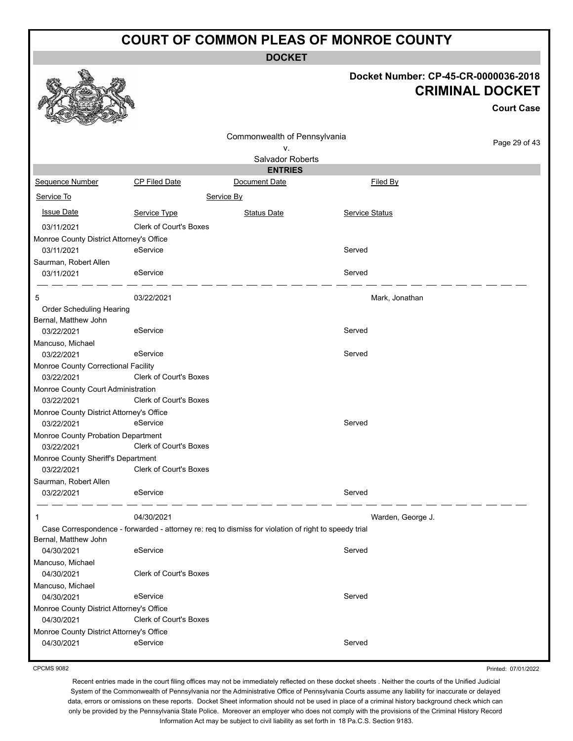# COURT OF COMMON PLEAS OF MONROE COUNTY

## DOCKET

**Docket Number: CP-45-CR-0000036-2018**

**CRIMINAL DOCKET**

**Court Case**

Commonwealth of Pennsylvania
v.
Salvador Roberts

### ENTRIES

| Sequence Number | CP Filed Date | Document Date | Filed By |
|---|---|---|---|
| Service To | | Service By | |
| Issue Date | Service Type | Status Date | Service Status |
| 03/11/2021 | Clerk of Court's Boxes | | |
| Monroe County District Attorney's Office | | | |
| 03/11/2021 | eService | | Served |
| Saurman, Robert Allen | | | |
| 03/11/2021 | eService | | Served |
| 5 | 03/22/2021 | | Mark, Jonathan |
| Order Scheduling Hearing | | | |
| Bernal, Matthew John | | | |
| 03/22/2021 | eService | | Served |
| Mancuso, Michael | | | |
| 03/22/2021 | eService | | Served |
| Monroe County Correctional Facility | | | |
| 03/22/2021 | Clerk of Court's Boxes | | |
| Monroe County Court Administration | | | |
| 03/22/2021 | Clerk of Court's Boxes | | |
| Monroe County District Attorney's Office | | | |
| 03/22/2021 | eService | | Served |
| Monroe County Probation Department | | | |
| 03/22/2021 | Clerk of Court's Boxes | | |
| Monroe County Sheriff's Department | | | |
| 03/22/2021 | Clerk of Court's Boxes | | |
| Saurman, Robert Allen | | | |
| 03/22/2021 | eService | | Served |
| 1 | 04/30/2021 | | Warden, George J. |
| Case Correspondence - forwarded - attorney re: req to dismiss for violation of right to speedy trial | | | |
| Bernal, Matthew John | | | |
| 04/30/2021 | eService | | Served |
| Mancuso, Michael | | | |
| 04/30/2021 | Clerk of Court's Boxes | | |
| Mancuso, Michael | | | |
| 04/30/2021 | eService | | Served |
| Monroe County District Attorney's Office | | | |
| 04/30/2021 | Clerk of Court's Boxes | | |
| Monroe County District Attorney's Office | | | |
| 04/30/2021 | eService | | Served |

CPCMS 9082

Printed: 07/01/2022

Recent entries made in the court filing offices may not be immediately reflected on these docket sheets . Neither the courts of the Unified Judicial System of the Commonwealth of Pennsylvania nor the Administrative Office of Pennsylvania Courts assume any liability for inaccurate or delayed data, errors or omissions on these reports. Docket Sheet information should not be used in place of a criminal history background check which can only be provided by the Pennsylvania State Police. Moreover an employer who does not comply with the provisions of the Criminal History Record Information Act may be subject to civil liability as set forth in 18 Pa.C.S. Section 9183.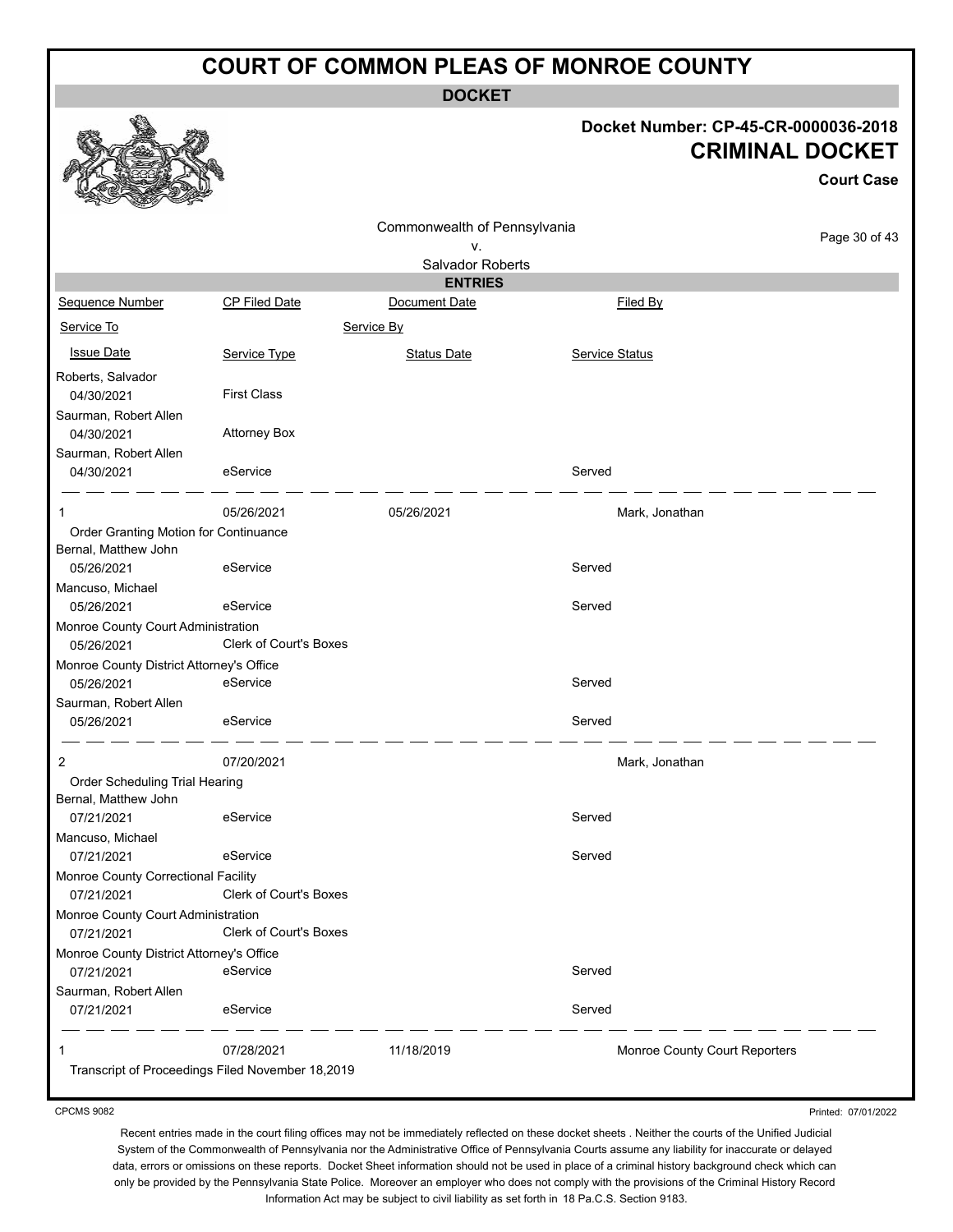# COURT OF COMMON PLEAS OF MONROE COUNTY

**DOCKET**

**Docket Number: CP-45-CR-0000036-2018**

**CRIMINAL DOCKET**

**Court Case**

Commonwealth of Pennsylvania
v.
Salvador Roberts

**ENTRIES**

| Sequence Number | CP Filed Date | Document Date | Filed By |
|---|---|---|---|
| Service To | | Service By | |
| Issue Date | Service Type | Status Date | Service Status |
| Roberts, Salvador | | | |
| 04/30/2021 | First Class | | |
| Saurman, Robert Allen | | | |
| 04/30/2021 | Attorney Box | | |
| Saurman, Robert Allen | | | |
| 04/30/2021 | eService | | Served |
| 1 | 05/26/2021 | 05/26/2021 | Mark, Jonathan |
| Order Granting Motion for Continuance | | | |
| Bernal, Matthew John | | | |
| 05/26/2021 | eService | | Served |
| Mancuso, Michael | | | |
| 05/26/2021 | eService | | Served |
| Monroe County Court Administration | | | |
| 05/26/2021 | Clerk of Court's Boxes | | |
| Monroe County District Attorney's Office | | | |
| 05/26/2021 | eService | | Served |
| Saurman, Robert Allen | | | |
| 05/26/2021 | eService | | Served |
| 2 | 07/20/2021 | | Mark, Jonathan |
| Order Scheduling Trial Hearing | | | |
| Bernal, Matthew John | | | |
| 07/21/2021 | eService | | Served |
| Mancuso, Michael | | | |
| 07/21/2021 | eService | | Served |
| Monroe County Correctional Facility | | | |
| 07/21/2021 | Clerk of Court's Boxes | | |
| Monroe County Court Administration | | | |
| 07/21/2021 | Clerk of Court's Boxes | | |
| Monroe County District Attorney's Office | | | |
| 07/21/2021 | eService | | Served |
| Saurman, Robert Allen | | | |
| 07/21/2021 | eService | | Served |
| 1 | 07/28/2021 | 11/18/2019 | Monroe County Court Reporters |
| Transcript of Proceedings Filed November 18,2019 | | | |

CPCMS 9082

Printed: 07/01/2022

Recent entries made in the court filing offices may not be immediately reflected on these docket sheets . Neither the courts of the Unified Judicial System of the Commonwealth of Pennsylvania nor the Administrative Office of Pennsylvania Courts assume any liability for inaccurate or delayed data, errors or omissions on these reports. Docket Sheet information should not be used in place of a criminal history background check which can only be provided by the Pennsylvania State Police. Moreover an employer who does not comply with the provisions of the Criminal History Record Information Act may be subject to civil liability as set forth in 18 Pa.C.S. Section 9183.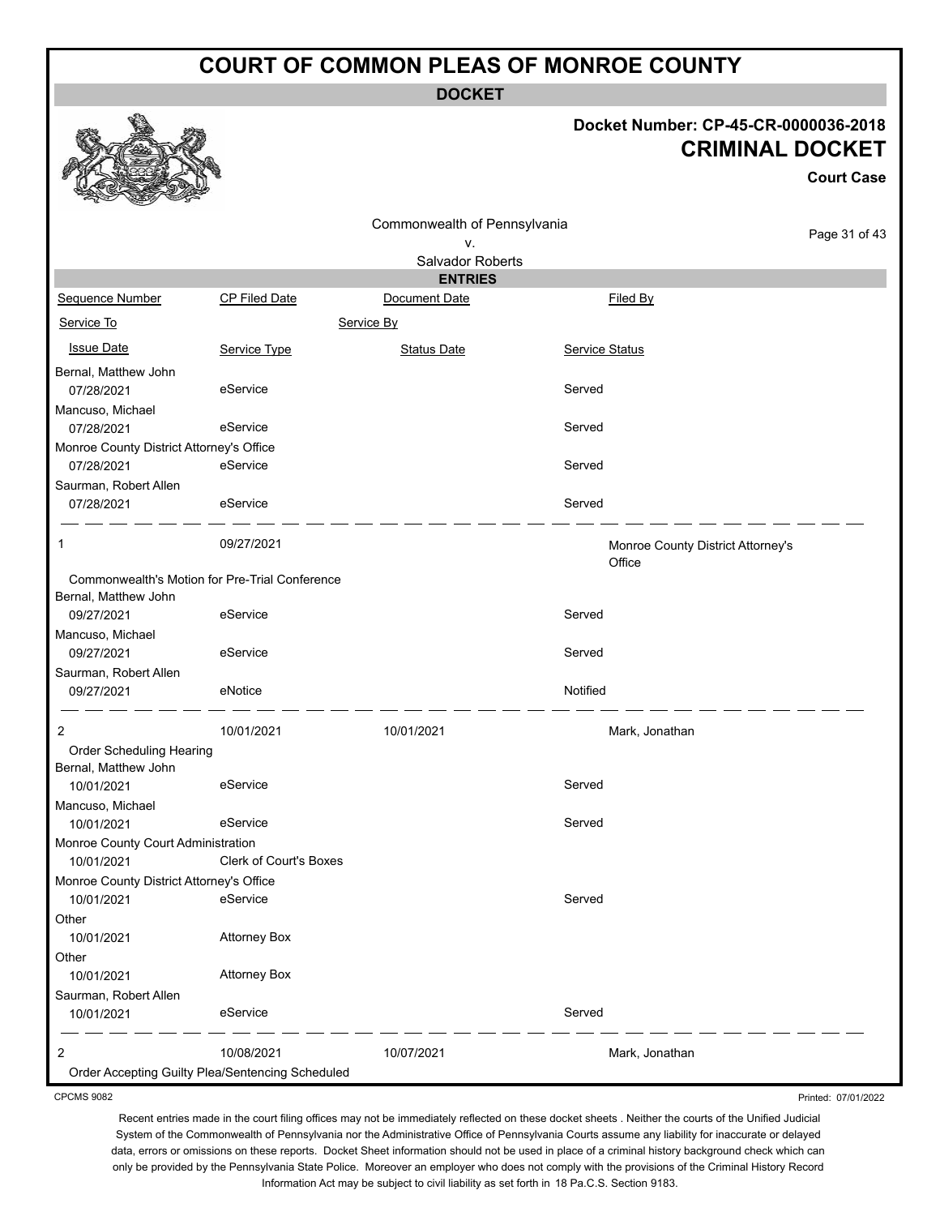# COURT OF COMMON PLEAS OF MONROE COUNTY

## DOCKET

**Docket Number: CP-45-CR-0000036-2018**

**CRIMINAL DOCKET**

**Court Case**

Commonwealth of Pennsylvania
v.
Salvador Roberts

### ENTRIES

| Sequence Number | CP Filed Date | Document Date | Filed By |
|---|---|---|---|
| Service To | | Service By | |
| Issue Date | Service Type | Status Date | Service Status |
| Bernal, Matthew John | | | |
| 07/28/2021 | eService | | Served |
| Mancuso, Michael | | | |
| 07/28/2021 | eService | | Served |
| Monroe County District Attorney's Office | | | |
| 07/28/2021 | eService | | Served |
| Saurman, Robert Allen | | | |
| 07/28/2021 | eService | | Served |
| 1 | 09/27/2021 | | Monroe County District Attorney's Office |
| Commonwealth's Motion for Pre-Trial Conference | | | |
| Bernal, Matthew John | | | |
| 09/27/2021 | eService | | Served |
| Mancuso, Michael | | | |
| 09/27/2021 | eService | | Served |
| Saurman, Robert Allen | | | |
| 09/27/2021 | eNotice | | Notified |
| 2 | 10/01/2021 | 10/01/2021 | Mark, Jonathan |
| Order Scheduling Hearing | | | |
| Bernal, Matthew John | | | |
| 10/01/2021 | eService | | Served |
| Mancuso, Michael | | | |
| 10/01/2021 | eService | | Served |
| Monroe County Court Administration | | | |
| 10/01/2021 | Clerk of Court's Boxes | | |
| Monroe County District Attorney's Office | | | |
| 10/01/2021 | eService | | Served |
| Other | | | |
| 10/01/2021 | Attorney Box | | |
| Other | | | |
| 10/01/2021 | Attorney Box | | |
| Saurman, Robert Allen | | | |
| 10/01/2021 | eService | | Served |
| 2 | 10/08/2021 | 10/07/2021 | Mark, Jonathan |
| Order Accepting Guilty Plea/Sentencing Scheduled | | | |

CPCMS 9082

Printed: 07/01/2022

Recent entries made in the court filing offices may not be immediately reflected on these docket sheets . Neither the courts of the Unified Judicial System of the Commonwealth of Pennsylvania nor the Administrative Office of Pennsylvania Courts assume any liability for inaccurate or delayed data, errors or omissions on these reports. Docket Sheet information should not be used in place of a criminal history background check which can only be provided by the Pennsylvania State Police. Moreover an employer who does not comply with the provisions of the Criminal History Record Information Act may be subject to civil liability as set forth in 18 Pa.C.S. Section 9183.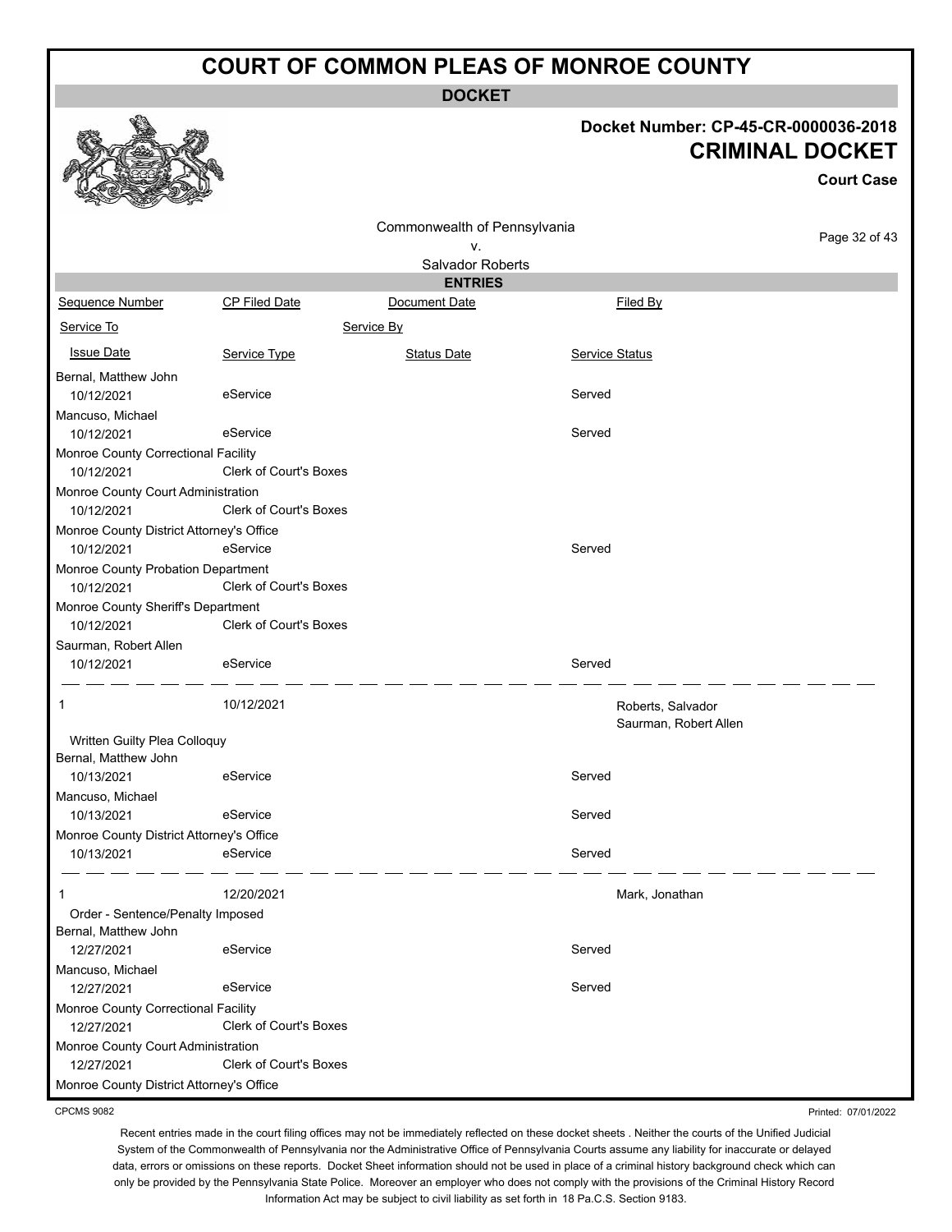# COURT OF COMMON PLEAS OF MONROE COUNTY

**DOCKET**

**Docket Number: CP-45-CR-0000036-2018**

**CRIMINAL DOCKET**

**Court Case**

Commonwealth of Pennsylvania
v.
Salvador Roberts

**ENTRIES**

| Sequence Number | CP Filed Date | Document Date | Filed By |
|---|---|---|---|
| Service To | | Service By | |
| Issue Date | Service Type | Status Date | Service Status |
| Bernal, Matthew John | | | |
| 10/12/2021 | eService | | Served |
| Mancuso, Michael | | | |
| 10/12/2021 | eService | | Served |
| Monroe County Correctional Facility | | | |
| 10/12/2021 | Clerk of Court's Boxes | | |
| Monroe County Court Administration | | | |
| 10/12/2021 | Clerk of Court's Boxes | | |
| Monroe County District Attorney's Office | | | |
| 10/12/2021 | eService | | Served |
| Monroe County Probation Department | | | |
| 10/12/2021 | Clerk of Court's Boxes | | |
| Monroe County Sheriff's Department | | | |
| 10/12/2021 | Clerk of Court's Boxes | | |
| Saurman, Robert Allen | | | |
| 10/12/2021 | eService | | Served |
| 1 | 10/12/2021 | | Roberts, Salvador<br>Saurman, Robert Allen |
| Written Guilty Plea Colloquy | | | |
| Bernal, Matthew John | | | |
| 10/13/2021 | eService | | Served |
| Mancuso, Michael | | | |
| 10/13/2021 | eService | | Served |
| Monroe County District Attorney's Office | | | |
| 10/13/2021 | eService | | Served |
| 1 | 12/20/2021 | | Mark, Jonathan |
| Order - Sentence/Penalty Imposed | | | |
| Bernal, Matthew John | | | |
| 12/27/2021 | eService | | Served |
| Mancuso, Michael | | | |
| 12/27/2021 | eService | | Served |
| Monroe County Correctional Facility | | | |
| 12/27/2021 | Clerk of Court's Boxes | | |
| Monroe County Court Administration | | | |
| 12/27/2021 | Clerk of Court's Boxes | | |
| Monroe County District Attorney's Office | | | |

CPCMS 9082

Printed: 07/01/2022

Recent entries made in the court filing offices may not be immediately reflected on these docket sheets . Neither the courts of the Unified Judicial System of the Commonwealth of Pennsylvania nor the Administrative Office of Pennsylvania Courts assume any liability for inaccurate or delayed data, errors or omissions on these reports. Docket Sheet information should not be used in place of a criminal history background check which can only be provided by the Pennsylvania State Police. Moreover an employer who does not comply with the provisions of the Criminal History Record Information Act may be subject to civil liability as set forth in 18 Pa.C.S. Section 9183.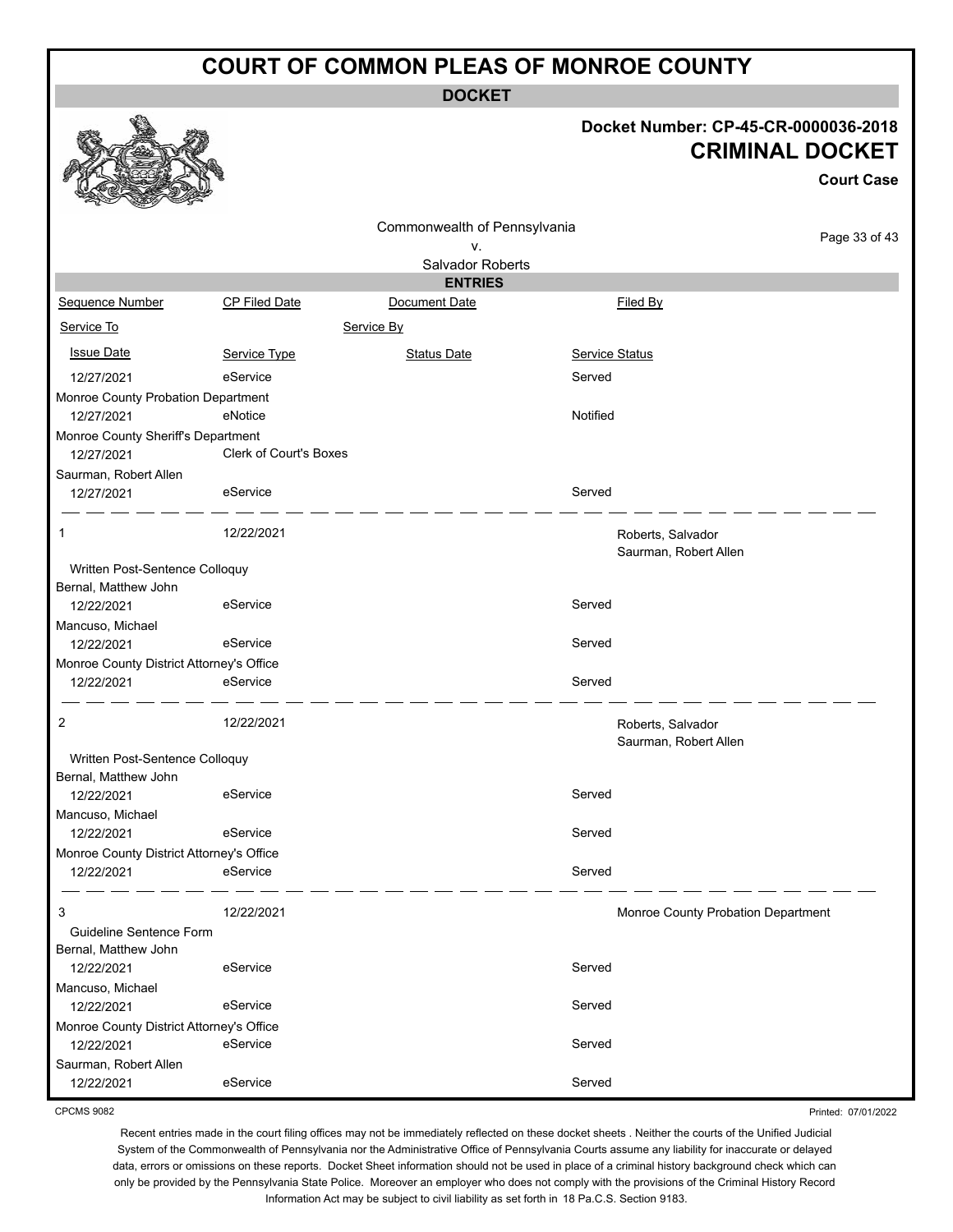# COURT OF COMMON PLEAS OF MONROE COUNTY

## DOCKET

**Docket Number: CP-45-CR-0000036-2018**

**CRIMINAL DOCKET**

**Court Case**

Commonwealth of Pennsylvania
v.
Salvador Roberts

### ENTRIES

| Sequence Number | CP Filed Date | Document Date | Filed By |
|---|---|---|---|
| Service To | | Service By | |
| Issue Date | Service Type | Status Date | Service Status |

| Issue Date | Service Type | Status Date | Service Status |
|---|---|---|---|
| 12/27/2021 | eService | | Served |
| Monroe County Probation Department | | | |
| 12/27/2021 | eNotice | | Notified |
| Monroe County Sheriff's Department | | | |
| 12/27/2021 | Clerk of Court's Boxes | | |
| Saurman, Robert Allen | | | |
| 12/27/2021 | eService | | Served |

---

| Sequence Number | CP Filed Date | Document Date | Filed By |
|---|---|---|---|
| 1 | 12/22/2021 | | Roberts, Salvador<br>Saurman, Robert Allen |

Written Post-Sentence Colloquy

| Service To / Issue Date | Service Type | Status Date | Service Status |
|---|---|---|---|
| Bernal, Matthew John | | | |
| 12/22/2021 | eService | | Served |
| Mancuso, Michael | | | |
| 12/22/2021 | eService | | Served |
| Monroe County District Attorney's Office | | | |
| 12/22/2021 | eService | | Served |

---

| Sequence Number | CP Filed Date | Document Date | Filed By |
|---|---|---|---|
| 2 | 12/22/2021 | | Roberts, Salvador<br>Saurman, Robert Allen |

Written Post-Sentence Colloquy

| Service To / Issue Date | Service Type | Status Date | Service Status |
|---|---|---|---|
| Bernal, Matthew John | | | |
| 12/22/2021 | eService | | Served |
| Mancuso, Michael | | | |
| 12/22/2021 | eService | | Served |
| Monroe County District Attorney's Office | | | |
| 12/22/2021 | eService | | Served |

---

| Sequence Number | CP Filed Date | Document Date | Filed By |
|---|---|---|---|
| 3 | 12/22/2021 | | Monroe County Probation Department |

Guideline Sentence Form

| Service To / Issue Date | Service Type | Status Date | Service Status |
|---|---|---|---|
| Bernal, Matthew John | | | |
| 12/22/2021 | eService | | Served |
| Mancuso, Michael | | | |
| 12/22/2021 | eService | | Served |
| Monroe County District Attorney's Office | | | |
| 12/22/2021 | eService | | Served |
| Saurman, Robert Allen | | | |
| 12/22/2021 | eService | | Served |

CPCMS 9082

Printed: 07/01/2022

Recent entries made in the court filing offices may not be immediately reflected on these docket sheets . Neither the courts of the Unified Judicial System of the Commonwealth of Pennsylvania nor the Administrative Office of Pennsylvania Courts assume any liability for inaccurate or delayed data, errors or omissions on these reports. Docket Sheet information should not be used in place of a criminal history background check which can only be provided by the Pennsylvania State Police. Moreover an employer who does not comply with the provisions of the Criminal History Record Information Act may be subject to civil liability as set forth in 18 Pa.C.S. Section 9183.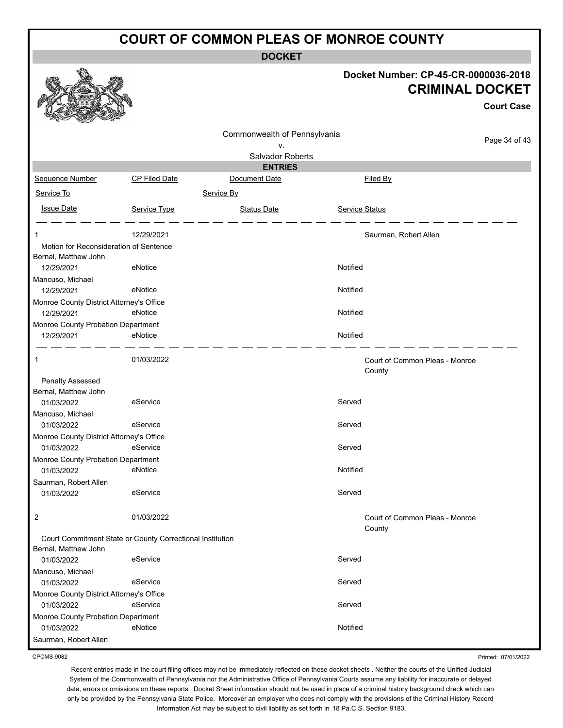# COURT OF COMMON PLEAS OF MONROE COUNTY

## DOCKET

**Docket Number: CP-45-CR-0000036-2018**

**CRIMINAL DOCKET**

**Court Case**

Commonwealth of Pennsylvania
v.
Salvador Roberts

### ENTRIES

| Sequence Number | CP Filed Date | Document Date | Filed By |
|---|---|---|---|
| Service To | | Service By | |
| Issue Date | Service Type | Status Date | Service Status |
| 1 | 12/29/2021 | | Saurman, Robert Allen |
| Motion for Reconsideration of Sentence | | | |
| Bernal, Matthew John | | | |
| 12/29/2021 | eNotice | | Notified |
| Mancuso, Michael | | | |
| 12/29/2021 | eNotice | | Notified |
| Monroe County District Attorney's Office | | | |
| 12/29/2021 | eNotice | | Notified |
| Monroe County Probation Department | | | |
| 12/29/2021 | eNotice | | Notified |
| 1 | 01/03/2022 | | Court of Common Pleas - Monroe County |
| Penalty Assessed | | | |
| Bernal, Matthew John | | | |
| 01/03/2022 | eService | | Served |
| Mancuso, Michael | | | |
| 01/03/2022 | eService | | Served |
| Monroe County District Attorney's Office | | | |
| 01/03/2022 | eService | | Served |
| Monroe County Probation Department | | | |
| 01/03/2022 | eNotice | | Notified |
| Saurman, Robert Allen | | | |
| 01/03/2022 | eService | | Served |
| 2 | 01/03/2022 | | Court of Common Pleas - Monroe County |
| Court Commitment State or County Correctional Institution | | | |
| Bernal, Matthew John | | | |
| 01/03/2022 | eService | | Served |
| Mancuso, Michael | | | |
| 01/03/2022 | eService | | Served |
| Monroe County District Attorney's Office | | | |
| 01/03/2022 | eService | | Served |
| Monroe County Probation Department | | | |
| 01/03/2022 | eNotice | | Notified |
| Saurman, Robert Allen | | | |

CPCMS 9082

Printed: 07/01/2022

Recent entries made in the court filing offices may not be immediately reflected on these docket sheets . Neither the courts of the Unified Judicial System of the Commonwealth of Pennsylvania nor the Administrative Office of Pennsylvania Courts assume any liability for inaccurate or delayed data, errors or omissions on these reports. Docket Sheet information should not be used in place of a criminal history background check which can only be provided by the Pennsylvania State Police. Moreover an employer who does not comply with the provisions of the Criminal History Record Information Act may be subject to civil liability as set forth in 18 Pa.C.S. Section 9183.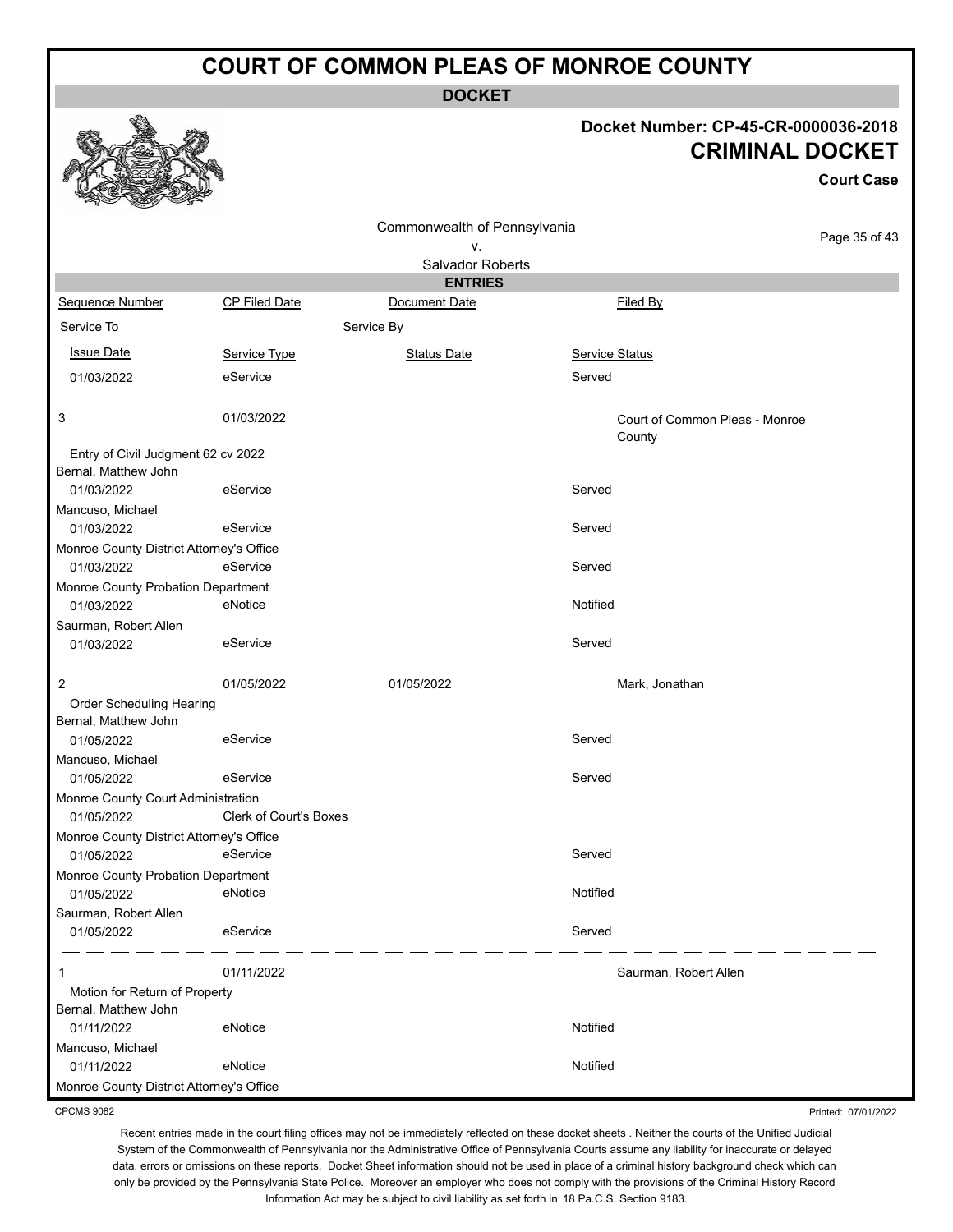# COURT OF COMMON PLEAS OF MONROE COUNTY

**DOCKET**

**Docket Number: CP-45-CR-0000036-2018**

**CRIMINAL DOCKET**

**Court Case**

Commonwealth of Pennsylvania
v.
Salvador Roberts

## ENTRIES

| Sequence Number | CP Filed Date | Document Date | Filed By |
|---|---|---|---|
| Service To | | Service By | |
| Issue Date | Service Type | Status Date | Service Status |
| 01/03/2022 | eService | | Served |
| 3 | 01/03/2022 | | Court of Common Pleas - Monroe County |
| Entry of Civil Judgment 62 cv 2022 | | | |
| Bernal, Matthew John | | | |
| 01/03/2022 | eService | | Served |
| Mancuso, Michael | | | |
| 01/03/2022 | eService | | Served |
| Monroe County District Attorney's Office | | | |
| 01/03/2022 | eService | | Served |
| Monroe County Probation Department | | | |
| 01/03/2022 | eNotice | | Notified |
| Saurman, Robert Allen | | | |
| 01/03/2022 | eService | | Served |
| 2 | 01/05/2022 | 01/05/2022 | Mark, Jonathan |
| Order Scheduling Hearing | | | |
| Bernal, Matthew John | | | |
| 01/05/2022 | eService | | Served |
| Mancuso, Michael | | | |
| 01/05/2022 | eService | | Served |
| Monroe County Court Administration | | | |
| 01/05/2022 | Clerk of Court's Boxes | | |
| Monroe County District Attorney's Office | | | |
| 01/05/2022 | eService | | Served |
| Monroe County Probation Department | | | |
| 01/05/2022 | eNotice | | Notified |
| Saurman, Robert Allen | | | |
| 01/05/2022 | eService | | Served |
| 1 | 01/11/2022 | | Saurman, Robert Allen |
| Motion for Return of Property | | | |
| Bernal, Matthew John | | | |
| 01/11/2022 | eNotice | | Notified |
| Mancuso, Michael | | | |
| 01/11/2022 | eNotice | | Notified |
| Monroe County District Attorney's Office | | | |

CPCMS 9082

Printed: 07/01/2022

Recent entries made in the court filing offices may not be immediately reflected on these docket sheets . Neither the courts of the Unified Judicial System of the Commonwealth of Pennsylvania nor the Administrative Office of Pennsylvania Courts assume any liability for inaccurate or delayed data, errors or omissions on these reports. Docket Sheet information should not be used in place of a criminal history background check which can only be provided by the Pennsylvania State Police. Moreover an employer who does not comply with the provisions of the Criminal History Record Information Act may be subject to civil liability as set forth in 18 Pa.C.S. Section 9183.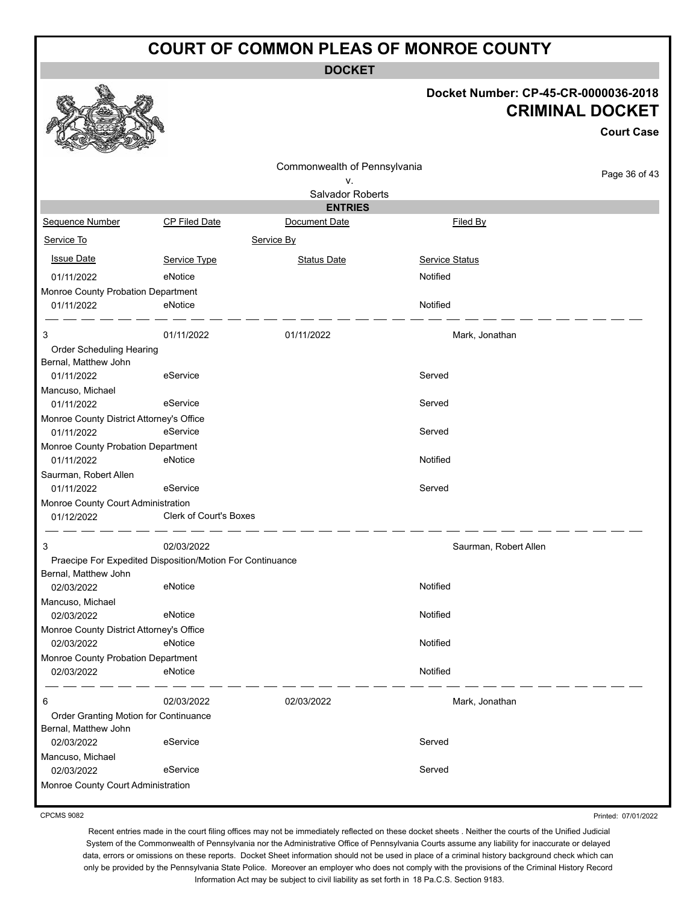# COURT OF COMMON PLEAS OF MONROE COUNTY

## DOCKET

**Docket Number: CP-45-CR-0000036-2018**

**CRIMINAL DOCKET**

**Court Case**

Commonwealth of Pennsylvania
v.
Salvador Roberts

### ENTRIES

| Sequence Number | CP Filed Date | Document Date | Filed By |
|---|---|---|---|
| Service To | | Service By | |
| Issue Date | Service Type | Status Date | Service Status |
| 01/11/2022 | eNotice | | Notified |
| Monroe County Probation Department | | | |
| 01/11/2022 | eNotice | | Notified |
| 3 | 01/11/2022 | 01/11/2022 | Mark, Jonathan |
| Order Scheduling Hearing | | | |
| Bernal, Matthew John | | | |
| 01/11/2022 | eService | | Served |
| Mancuso, Michael | | | |
| 01/11/2022 | eService | | Served |
| Monroe County District Attorney's Office | | | |
| 01/11/2022 | eService | | Served |
| Monroe County Probation Department | | | |
| 01/11/2022 | eNotice | | Notified |
| Saurman, Robert Allen | | | |
| 01/11/2022 | eService | | Served |
| Monroe County Court Administration | | | |
| 01/12/2022 | Clerk of Court's Boxes | | |
| 3 | 02/03/2022 | | Saurman, Robert Allen |
| Praecipe For Expedited Disposition/Motion For Continuance | | | |
| Bernal, Matthew John | | | |
| 02/03/2022 | eNotice | | Notified |
| Mancuso, Michael | | | |
| 02/03/2022 | eNotice | | Notified |
| Monroe County District Attorney's Office | | | |
| 02/03/2022 | eNotice | | Notified |
| Monroe County Probation Department | | | |
| 02/03/2022 | eNotice | | Notified |
| 6 | 02/03/2022 | 02/03/2022 | Mark, Jonathan |
| Order Granting Motion for Continuance | | | |
| Bernal, Matthew John | | | |
| 02/03/2022 | eService | | Served |
| Mancuso, Michael | | | |
| 02/03/2022 | eService | | Served |
| Monroe County Court Administration | | | |

CPCMS 9082

Printed: 07/01/2022

Recent entries made in the court filing offices may not be immediately reflected on these docket sheets . Neither the courts of the Unified Judicial System of the Commonwealth of Pennsylvania nor the Administrative Office of Pennsylvania Courts assume any liability for inaccurate or delayed data, errors or omissions on these reports. Docket Sheet information should not be used in place of a criminal history background check which can only be provided by the Pennsylvania State Police. Moreover an employer who does not comply with the provisions of the Criminal History Record Information Act may be subject to civil liability as set forth in 18 Pa.C.S. Section 9183.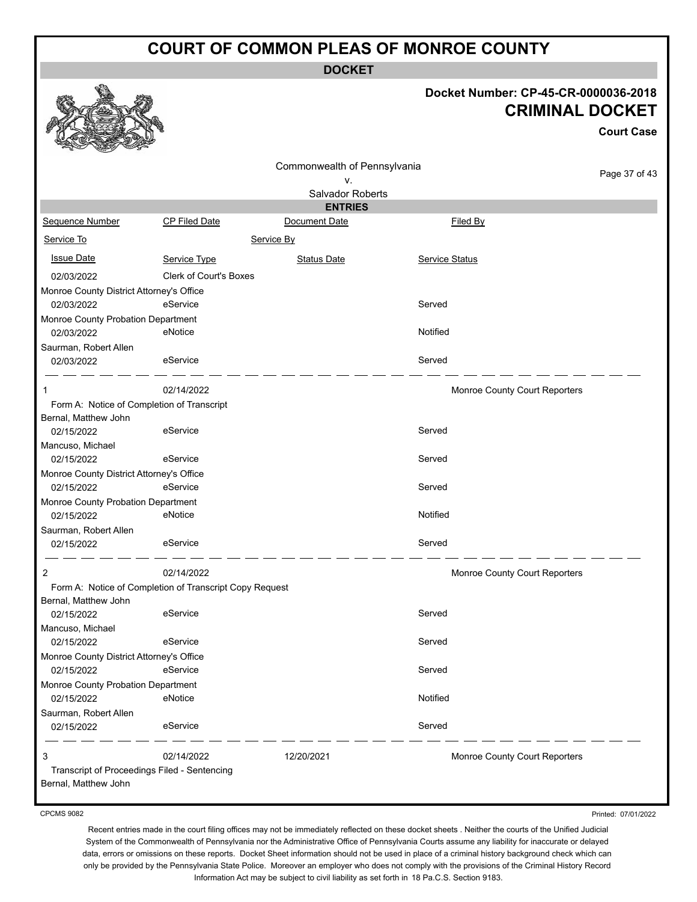# COURT OF COMMON PLEAS OF MONROE COUNTY

**DOCKET**

**Docket Number: CP-45-CR-0000036-2018**

**CRIMINAL DOCKET**

**Court Case**

Commonwealth of Pennsylvania
v.
Salvador Roberts

**ENTRIES**

| Sequence Number | CP Filed Date | Document Date | Filed By |
|---|---|---|---|
| Service To | | Service By | |
| Issue Date | Service Type | Status Date | Service Status |
| 02/03/2022 | Clerk of Court's Boxes | | |
| Monroe County District Attorney's Office | | | |
| 02/03/2022 | eService | | Served |
| Monroe County Probation Department | | | |
| 02/03/2022 | eNotice | | Notified |
| Saurman, Robert Allen | | | |
| 02/03/2022 | eService | | Served |
| 1 | 02/14/2022 | | Monroe County Court Reporters |
| Form A: Notice of Completion of Transcript | | | |
| Bernal, Matthew John | | | |
| 02/15/2022 | eService | | Served |
| Mancuso, Michael | | | |
| 02/15/2022 | eService | | Served |
| Monroe County District Attorney's Office | | | |
| 02/15/2022 | eService | | Served |
| Monroe County Probation Department | | | |
| 02/15/2022 | eNotice | | Notified |
| Saurman, Robert Allen | | | |
| 02/15/2022 | eService | | Served |
| 2 | 02/14/2022 | | Monroe County Court Reporters |
| Form A: Notice of Completion of Transcript Copy Request | | | |
| Bernal, Matthew John | | | |
| 02/15/2022 | eService | | Served |
| Mancuso, Michael | | | |
| 02/15/2022 | eService | | Served |
| Monroe County District Attorney's Office | | | |
| 02/15/2022 | eService | | Served |
| Monroe County Probation Department | | | |
| 02/15/2022 | eNotice | | Notified |
| Saurman, Robert Allen | | | |
| 02/15/2022 | eService | | Served |
| 3 | 02/14/2022 | 12/20/2021 | Monroe County Court Reporters |
| Transcript of Proceedings Filed - Sentencing | | | |
| Bernal, Matthew John | | | |

CPCMS 9082 — Printed: 07/01/2022

Recent entries made in the court filing offices may not be immediately reflected on these docket sheets . Neither the courts of the Unified Judicial System of the Commonwealth of Pennsylvania nor the Administrative Office of Pennsylvania Courts assume any liability for inaccurate or delayed data, errors or omissions on these reports. Docket Sheet information should not be used in place of a criminal history background check which can only be provided by the Pennsylvania State Police. Moreover an employer who does not comply with the provisions of the Criminal History Record Information Act may be subject to civil liability as set forth in 18 Pa.C.S. Section 9183.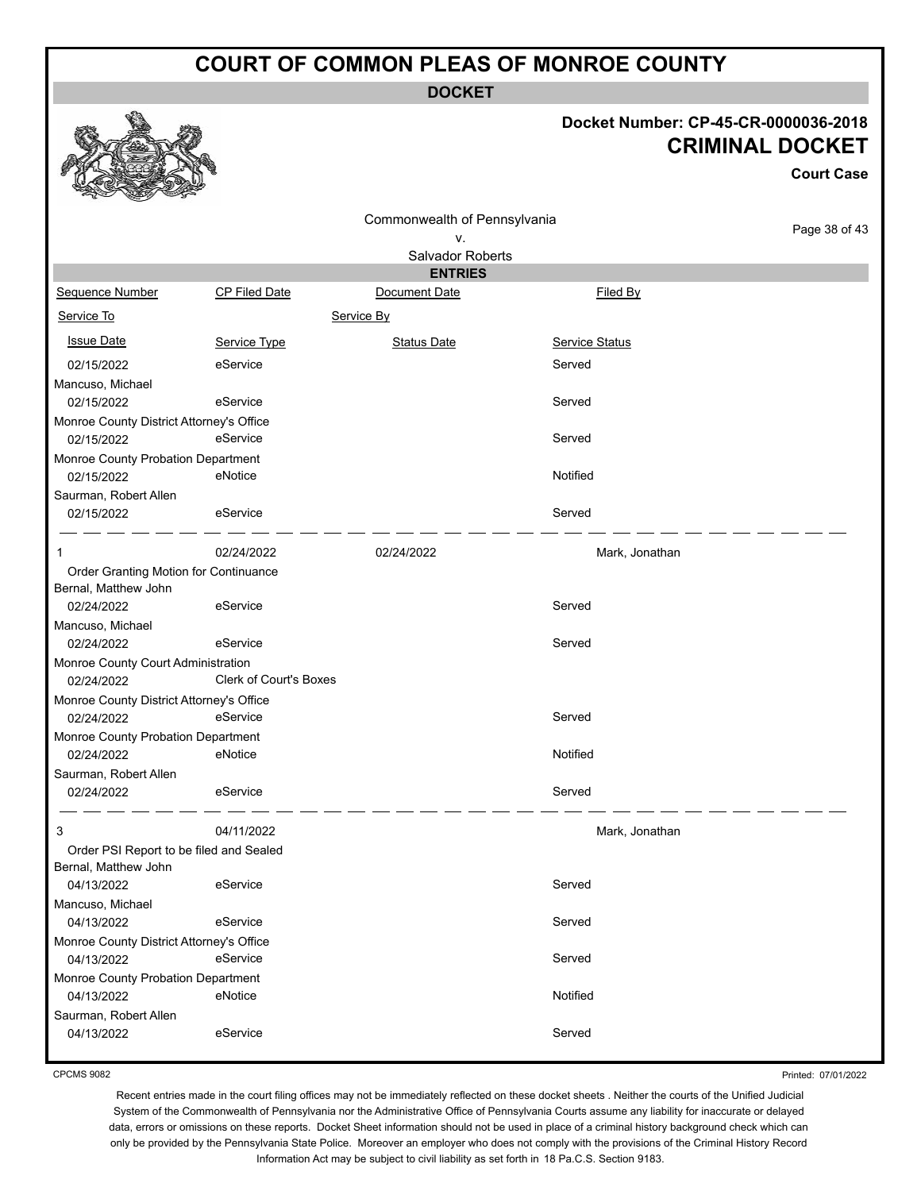# COURT OF COMMON PLEAS OF MONROE COUNTY

## DOCKET

**Docket Number: CP-45-CR-0000036-2018**

## CRIMINAL DOCKET

**Court Case**

Commonwealth of Pennsylvania
v.
Salvador Roberts

### ENTRIES

| Sequence Number | CP Filed Date | Document Date | Filed By |
|---|---|---|---|
| Service To | | Service By | |
| Issue Date | Service Type | Status Date | Service Status |
| 02/15/2022 | eService | | Served |
| Mancuso, Michael | | | |
| 02/15/2022 | eService | | Served |
| Monroe County District Attorney's Office | | | |
| 02/15/2022 | eService | | Served |
| Monroe County Probation Department | | | |
| 02/15/2022 | eNotice | | Notified |
| Saurman, Robert Allen | | | |
| 02/15/2022 | eService | | Served |
| 1 | 02/24/2022 | 02/24/2022 | Mark, Jonathan |
| Order Granting Motion for Continuance | | | |
| Bernal, Matthew John | | | |
| 02/24/2022 | eService | | Served |
| Mancuso, Michael | | | |
| 02/24/2022 | eService | | Served |
| Monroe County Court Administration | | | |
| 02/24/2022 | Clerk of Court's Boxes | | |
| Monroe County District Attorney's Office | | | |
| 02/24/2022 | eService | | Served |
| Monroe County Probation Department | | | |
| 02/24/2022 | eNotice | | Notified |
| Saurman, Robert Allen | | | |
| 02/24/2022 | eService | | Served |
| 3 | 04/11/2022 | | Mark, Jonathan |
| Order PSI Report to be filed and Sealed | | | |
| Bernal, Matthew John | | | |
| 04/13/2022 | eService | | Served |
| Mancuso, Michael | | | |
| 04/13/2022 | eService | | Served |
| Monroe County District Attorney's Office | | | |
| 04/13/2022 | eService | | Served |
| Monroe County Probation Department | | | |
| 04/13/2022 | eNotice | | Notified |
| Saurman, Robert Allen | | | |
| 04/13/2022 | eService | | Served |

CPCMS 9082

Printed: 07/01/2022

Recent entries made in the court filing offices may not be immediately reflected on these docket sheets . Neither the courts of the Unified Judicial System of the Commonwealth of Pennsylvania nor the Administrative Office of Pennsylvania Courts assume any liability for inaccurate or delayed data, errors or omissions on these reports. Docket Sheet information should not be used in place of a criminal history background check which can only be provided by the Pennsylvania State Police. Moreover an employer who does not comply with the provisions of the Criminal History Record Information Act may be subject to civil liability as set forth in 18 Pa.C.S. Section 9183.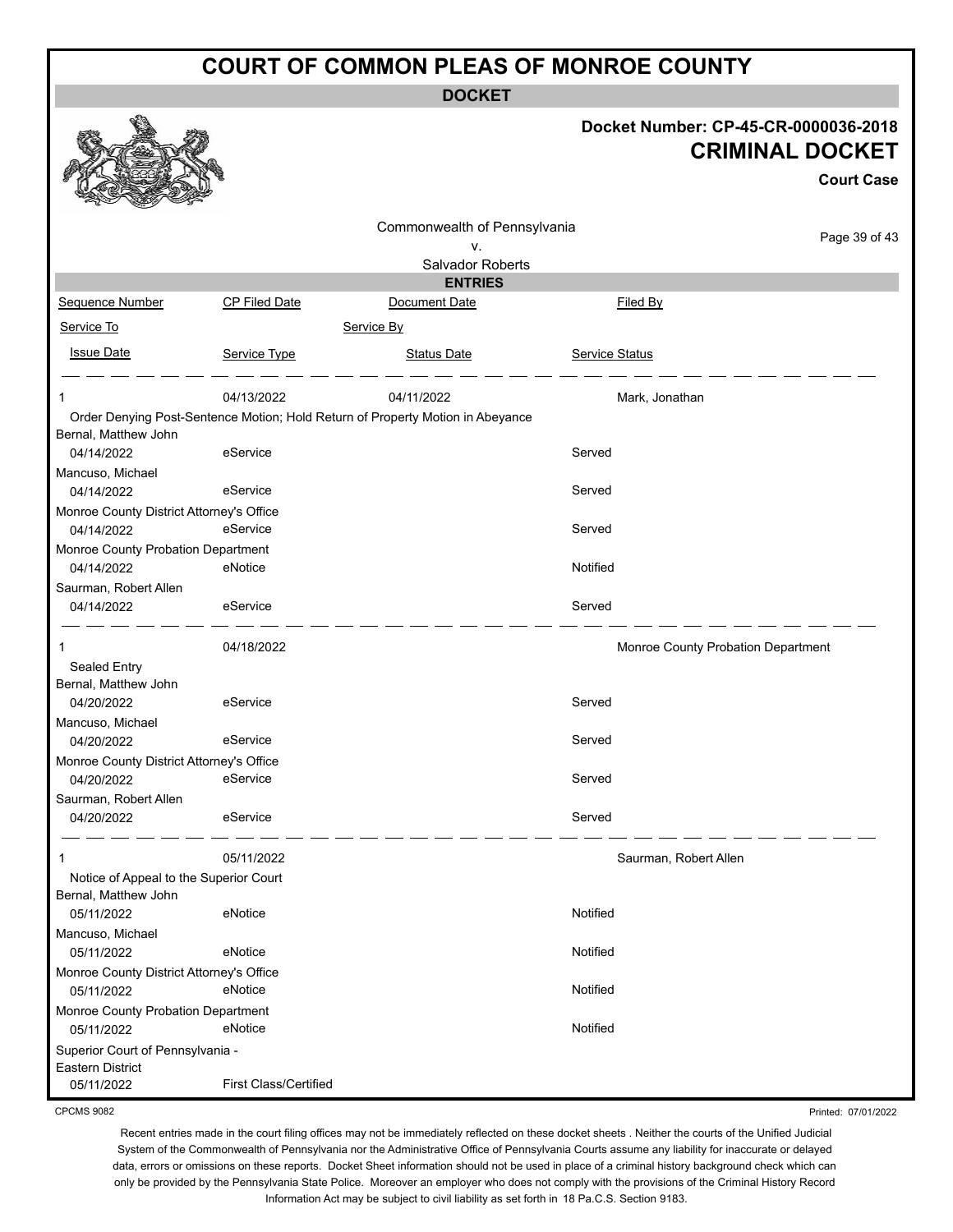# COURT OF COMMON PLEAS OF MONROE COUNTY

## DOCKET

**Docket Number: CP-45-CR-0000036-2018**

**CRIMINAL DOCKET**

**Court Case**

Commonwealth of Pennsylvania
v.
Salvador Roberts

### ENTRIES

| Sequence Number | CP Filed Date | Document Date | Filed By |
|---|---|---|---|
| Service To | | Service By | |
| Issue Date | Service Type | Status Date | Service Status |

---

| | | | |
|---|---|---|---|
| 1 | 04/13/2022 | 04/11/2022 | Mark, Jonathan |
| Order Denying Post-Sentence Motion; Hold Return of Property Motion in Abeyance | | | |
| Bernal, Matthew John | | | |
| 04/14/2022 | eService | | Served |
| Mancuso, Michael | | | |
| 04/14/2022 | eService | | Served |
| Monroe County District Attorney's Office | | | |
| 04/14/2022 | eService | | Served |
| Monroe County Probation Department | | | |
| 04/14/2022 | eNotice | | Notified |
| Saurman, Robert Allen | | | |
| 04/14/2022 | eService | | Served |

---

| | | | |
|---|---|---|---|
| 1 | 04/18/2022 | | Monroe County Probation Department |
| Sealed Entry | | | |
| Bernal, Matthew John | | | |
| 04/20/2022 | eService | | Served |
| Mancuso, Michael | | | |
| 04/20/2022 | eService | | Served |
| Monroe County District Attorney's Office | | | |
| 04/20/2022 | eService | | Served |
| Saurman, Robert Allen | | | |
| 04/20/2022 | eService | | Served |

---

| | | | |
|---|---|---|---|
| 1 | 05/11/2022 | | Saurman, Robert Allen |
| Notice of Appeal to the Superior Court | | | |
| Bernal, Matthew John | | | |
| 05/11/2022 | eNotice | | Notified |
| Mancuso, Michael | | | |
| 05/11/2022 | eNotice | | Notified |
| Monroe County District Attorney's Office | | | |
| 05/11/2022 | eNotice | | Notified |
| Monroe County Probation Department | | | |
| 05/11/2022 | eNotice | | Notified |
| Superior Court of Pennsylvania - Eastern District | | | |
| 05/11/2022 | First Class/Certified | | |

CPCMS 9082

Printed: 07/01/2022

Recent entries made in the court filing offices may not be immediately reflected on these docket sheets . Neither the courts of the Unified Judicial System of the Commonwealth of Pennsylvania nor the Administrative Office of Pennsylvania Courts assume any liability for inaccurate or delayed data, errors or omissions on these reports. Docket Sheet information should not be used in place of a criminal history background check which can only be provided by the Pennsylvania State Police. Moreover an employer who does not comply with the provisions of the Criminal History Record Information Act may be subject to civil liability as set forth in 18 Pa.C.S. Section 9183.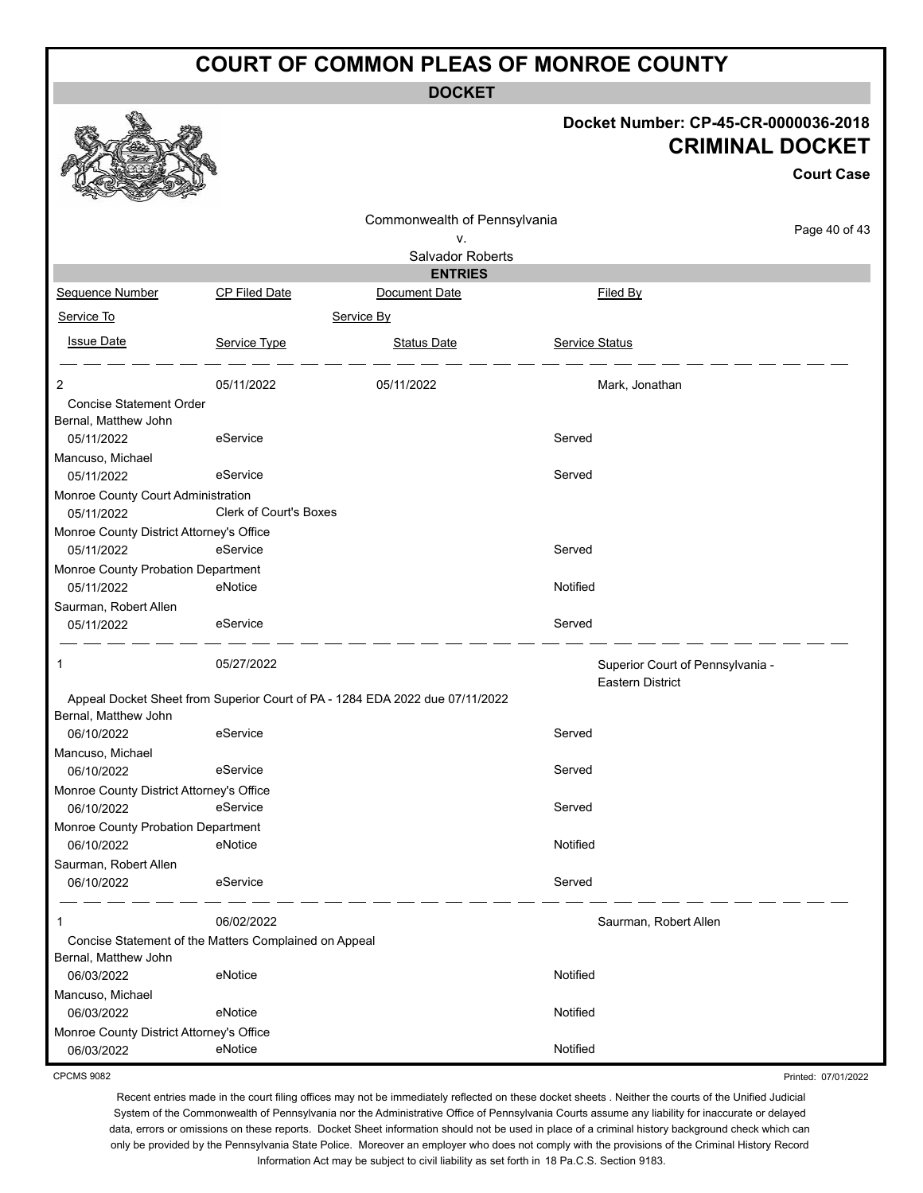# COURT OF COMMON PLEAS OF MONROE COUNTY

## DOCKET

**Docket Number: CP-45-CR-0000036-2018**

**CRIMINAL DOCKET**

**Court Case**

Commonwealth of Pennsylvania
v.
Salvador Roberts

### ENTRIES

| Sequence Number | CP Filed Date | Document Date | Filed By |
|---|---|---|---|
| Service To | | Service By | |
| Issue Date | Service Type | Status Date | Service Status |

| | | | |
|---|---|---|---|
| 2 | 05/11/2022 | 05/11/2022 | Mark, Jonathan |
| Concise Statement Order | | | |
| Bernal, Matthew John | | | |
| 05/11/2022 | eService | | Served |
| Mancuso, Michael | | | |
| 05/11/2022 | eService | | Served |
| Monroe County Court Administration | | | |
| 05/11/2022 | Clerk of Court's Boxes | | |
| Monroe County District Attorney's Office | | | |
| 05/11/2022 | eService | | Served |
| Monroe County Probation Department | | | |
| 05/11/2022 | eNotice | | Notified |
| Saurman, Robert Allen | | | |
| 05/11/2022 | eService | | Served |

| | | | |
|---|---|---|---|
| 1 | 05/27/2022 | | Superior Court of Pennsylvania - Eastern District |
| Appeal Docket Sheet from Superior Court of PA - 1284 EDA 2022 due 07/11/2022 | | | |
| Bernal, Matthew John | | | |
| 06/10/2022 | eService | | Served |
| Mancuso, Michael | | | |
| 06/10/2022 | eService | | Served |
| Monroe County District Attorney's Office | | | |
| 06/10/2022 | eService | | Served |
| Monroe County Probation Department | | | |
| 06/10/2022 | eNotice | | Notified |
| Saurman, Robert Allen | | | |
| 06/10/2022 | eService | | Served |

| | | | |
|---|---|---|---|
| 1 | 06/02/2022 | | Saurman, Robert Allen |
| Concise Statement of the Matters Complained on Appeal | | | |
| Bernal, Matthew John | | | |
| 06/03/2022 | eNotice | | Notified |
| Mancuso, Michael | | | |
| 06/03/2022 | eNotice | | Notified |
| Monroe County District Attorney's Office | | | |
| 06/03/2022 | eNotice | | Notified |

CPCMS 9082

Printed: 07/01/2022

Recent entries made in the court filing offices may not be immediately reflected on these docket sheets . Neither the courts of the Unified Judicial System of the Commonwealth of Pennsylvania nor the Administrative Office of Pennsylvania Courts assume any liability for inaccurate or delayed data, errors or omissions on these reports. Docket Sheet information should not be used in place of a criminal history background check which can only be provided by the Pennsylvania State Police. Moreover an employer who does not comply with the provisions of the Criminal History Record Information Act may be subject to civil liability as set forth in 18 Pa.C.S. Section 9183.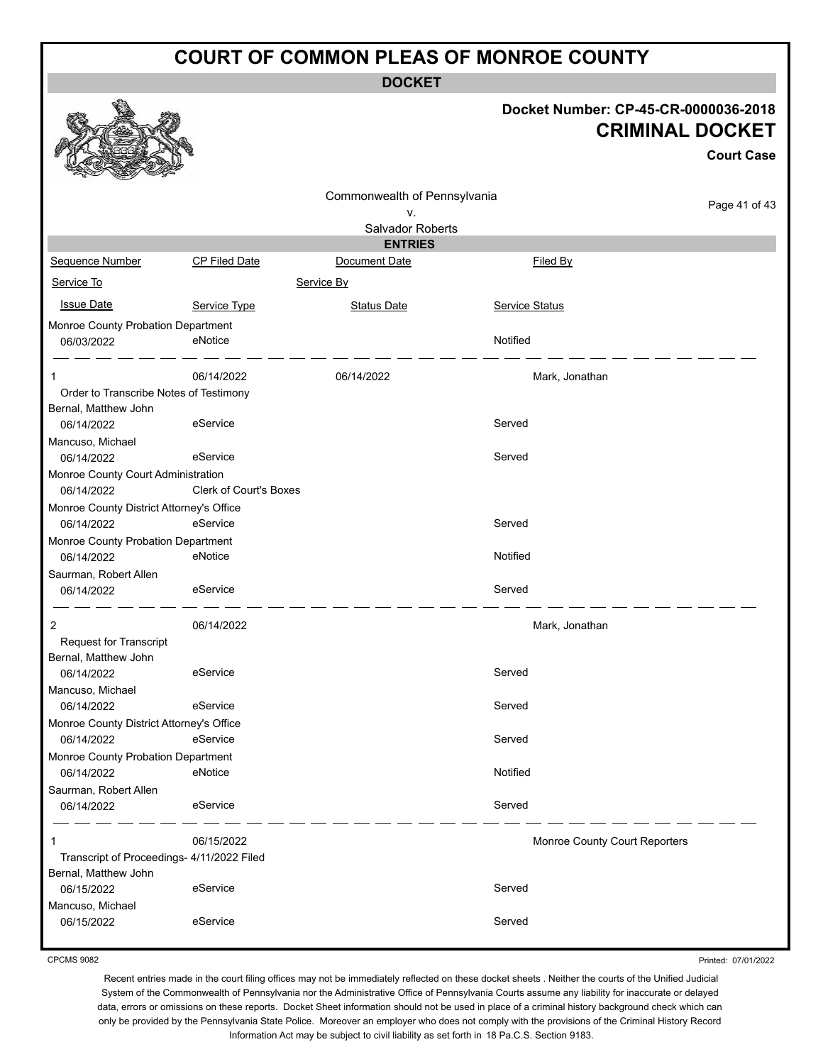# COURT OF COMMON PLEAS OF MONROE COUNTY

**DOCKET**

**Docket Number: CP-45-CR-0000036-2018**

**CRIMINAL DOCKET**

**Court Case**

Commonwealth of Pennsylvania
v.
Salvador Roberts

**ENTRIES**

| Sequence Number | CP Filed Date | Document Date | Filed By |
|---|---|---|---|
| Service To | | Service By | |
| Issue Date | Service Type | Status Date | Service Status |
| Monroe County Probation Department | | | |
| 06/03/2022 | eNotice | | Notified |
| 1 | 06/14/2022 | 06/14/2022 | Mark, Jonathan |
| Order to Transcribe Notes of Testimony | | | |
| Bernal, Matthew John | | | |
| 06/14/2022 | eService | | Served |
| Mancuso, Michael | | | |
| 06/14/2022 | eService | | Served |
| Monroe County Court Administration | | | |
| 06/14/2022 | Clerk of Court's Boxes | | |
| Monroe County District Attorney's Office | | | |
| 06/14/2022 | eService | | Served |
| Monroe County Probation Department | | | |
| 06/14/2022 | eNotice | | Notified |
| Saurman, Robert Allen | | | |
| 06/14/2022 | eService | | Served |
| 2 | 06/14/2022 | | Mark, Jonathan |
| Request for Transcript | | | |
| Bernal, Matthew John | | | |
| 06/14/2022 | eService | | Served |
| Mancuso, Michael | | | |
| 06/14/2022 | eService | | Served |
| Monroe County District Attorney's Office | | | |
| 06/14/2022 | eService | | Served |
| Monroe County Probation Department | | | |
| 06/14/2022 | eNotice | | Notified |
| Saurman, Robert Allen | | | |
| 06/14/2022 | eService | | Served |
| 1 | 06/15/2022 | | Monroe County Court Reporters |
| Transcript of Proceedings- 4/11/2022 Filed | | | |
| Bernal, Matthew John | | | |
| 06/15/2022 | eService | | Served |
| Mancuso, Michael | | | |
| 06/15/2022 | eService | | Served |

CPCMS 9082

Printed: 07/01/2022

Recent entries made in the court filing offices may not be immediately reflected on these docket sheets . Neither the courts of the Unified Judicial System of the Commonwealth of Pennsylvania nor the Administrative Office of Pennsylvania Courts assume any liability for inaccurate or delayed data, errors or omissions on these reports. Docket Sheet information should not be used in place of a criminal history background check which can only be provided by the Pennsylvania State Police. Moreover an employer who does not comply with the provisions of the Criminal History Record Information Act may be subject to civil liability as set forth in 18 Pa.C.S. Section 9183.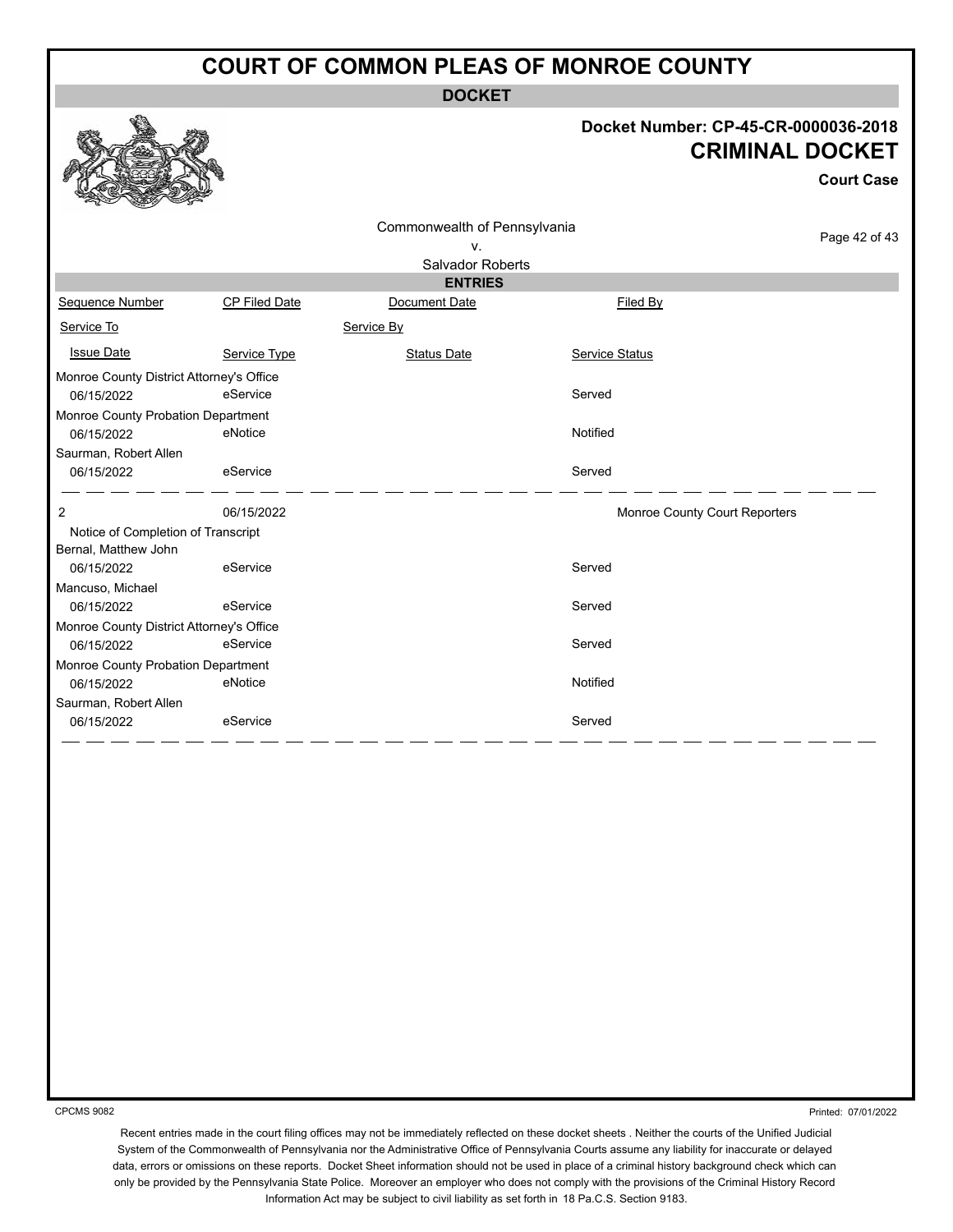# COURT OF COMMON PLEAS OF MONROE COUNTY

**DOCKET**

**Docket Number: CP-45-CR-0000036-2018**

**CRIMINAL DOCKET**

**Court Case**

Commonwealth of Pennsylvania
v.
Salvador Roberts

**ENTRIES**

| Sequence Number | CP Filed Date | Document Date | Filed By |
|---|---|---|---|
| Service To | | Service By | |
| Issue Date | Service Type | Status Date | Service Status |
| Monroe County District Attorney's Office | | | |
| 06/15/2022 | eService | | Served |
| Monroe County Probation Department | | | |
| 06/15/2022 | eNotice | | Notified |
| Saurman, Robert Allen | | | |
| 06/15/2022 | eService | | Served |
| 2 | 06/15/2022 | | Monroe County Court Reporters |
| Notice of Completion of Transcript | | | |
| Bernal, Matthew John | | | |
| 06/15/2022 | eService | | Served |
| Mancuso, Michael | | | |
| 06/15/2022 | eService | | Served |
| Monroe County District Attorney's Office | | | |
| 06/15/2022 | eService | | Served |
| Monroe County Probation Department | | | |
| 06/15/2022 | eNotice | | Notified |
| Saurman, Robert Allen | | | |
| 06/15/2022 | eService | | Served |

CPCMS 9082

Printed: 07/01/2022

Recent entries made in the court filing offices may not be immediately reflected on these docket sheets . Neither the courts of the Unified Judicial System of the Commonwealth of Pennsylvania nor the Administrative Office of Pennsylvania Courts assume any liability for inaccurate or delayed data, errors or omissions on these reports. Docket Sheet information should not be used in place of a criminal history background check which can only be provided by the Pennsylvania State Police. Moreover an employer who does not comply with the provisions of the Criminal History Record Information Act may be subject to civil liability as set forth in 18 Pa.C.S. Section 9183.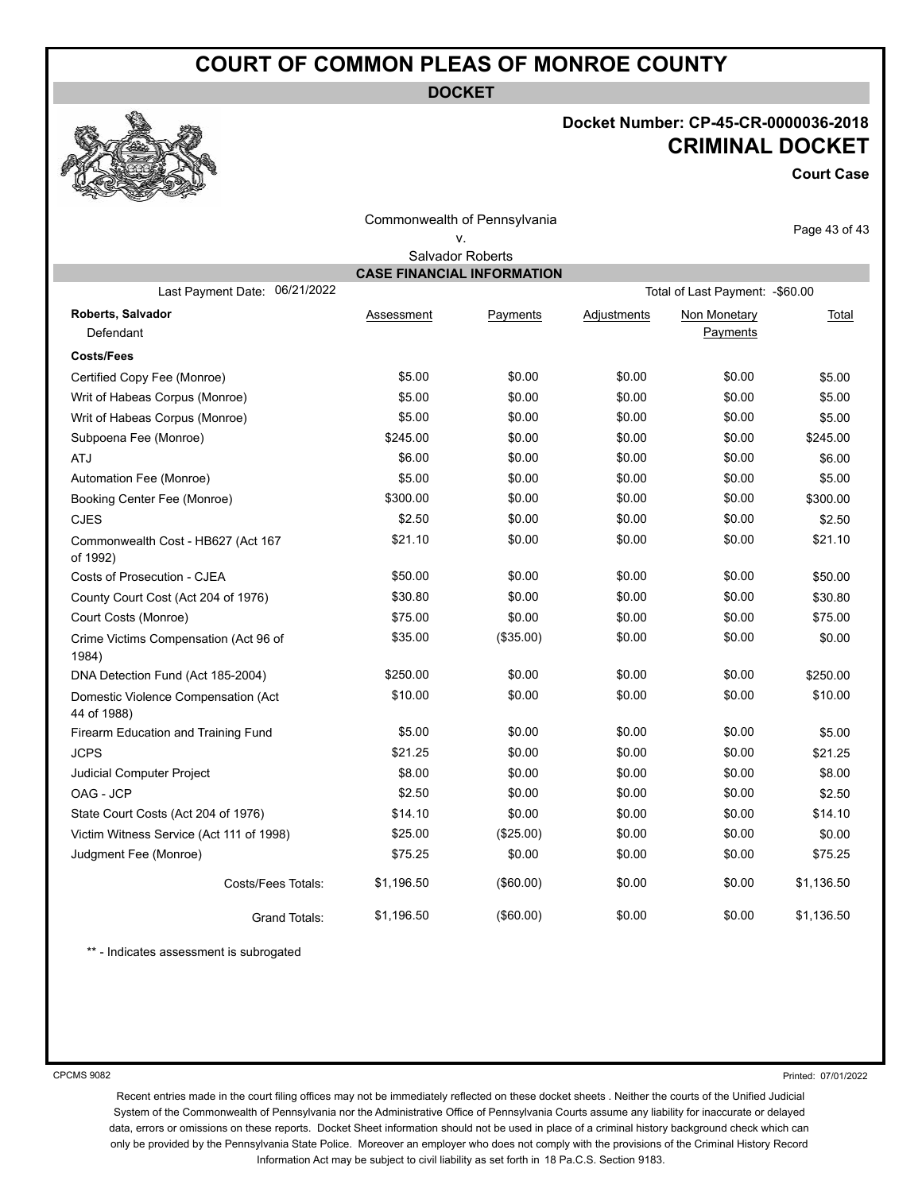# COURT OF COMMON PLEAS OF MONROE COUNTY

**DOCKET**

**Docket Number: CP-45-CR-0000036-2018**

**CRIMINAL DOCKET**

**Court Case**

Commonwealth of Pennsylvania
v.
Salvador Roberts

## CASE FINANCIAL INFORMATION

Last Payment Date: 06/21/2022 — Total of Last Payment: -$60.00

| **Roberts, Salvador** Defendant | Assessment | Payments | Adjustments | Non Monetary Payments | Total |
|---|---|---|---|---|---|
| **Costs/Fees** | | | | | |
| Certified Copy Fee (Monroe) | $5.00 | $0.00 | $0.00 | $0.00 | $5.00 |
| Writ of Habeas Corpus (Monroe) | $5.00 | $0.00 | $0.00 | $0.00 | $5.00 |
| Writ of Habeas Corpus (Monroe) | $5.00 | $0.00 | $0.00 | $0.00 | $5.00 |
| Subpoena Fee (Monroe) | $245.00 | $0.00 | $0.00 | $0.00 | $245.00 |
| ATJ | $6.00 | $0.00 | $0.00 | $0.00 | $6.00 |
| Automation Fee (Monroe) | $5.00 | $0.00 | $0.00 | $0.00 | $5.00 |
| Booking Center Fee (Monroe) | $300.00 | $0.00 | $0.00 | $0.00 | $300.00 |
| CJES | $2.50 | $0.00 | $0.00 | $0.00 | $2.50 |
| Commonwealth Cost - HB627 (Act 167 of 1992) | $21.10 | $0.00 | $0.00 | $0.00 | $21.10 |
| Costs of Prosecution - CJEA | $50.00 | $0.00 | $0.00 | $0.00 | $50.00 |
| County Court Cost (Act 204 of 1976) | $30.80 | $0.00 | $0.00 | $0.00 | $30.80 |
| Court Costs (Monroe) | $75.00 | $0.00 | $0.00 | $0.00 | $75.00 |
| Crime Victims Compensation (Act 96 of 1984) | $35.00 | ($35.00) | $0.00 | $0.00 | $0.00 |
| DNA Detection Fund (Act 185-2004) | $250.00 | $0.00 | $0.00 | $0.00 | $250.00 |
| Domestic Violence Compensation (Act 44 of 1988) | $10.00 | $0.00 | $0.00 | $0.00 | $10.00 |
| Firearm Education and Training Fund | $5.00 | $0.00 | $0.00 | $0.00 | $5.00 |
| JCPS | $21.25 | $0.00 | $0.00 | $0.00 | $21.25 |
| Judicial Computer Project | $8.00 | $0.00 | $0.00 | $0.00 | $8.00 |
| OAG - JCP | $2.50 | $0.00 | $0.00 | $0.00 | $2.50 |
| State Court Costs (Act 204 of 1976) | $14.10 | $0.00 | $0.00 | $0.00 | $14.10 |
| Victim Witness Service (Act 111 of 1998) | $25.00 | ($25.00) | $0.00 | $0.00 | $0.00 |
| Judgment Fee (Monroe) | $75.25 | $0.00 | $0.00 | $0.00 | $75.25 |
| Costs/Fees Totals: | $1,196.50 | ($60.00) | $0.00 | $0.00 | $1,136.50 |
| Grand Totals: | $1,196.50 | ($60.00) | $0.00 | $0.00 | $1,136.50 |

** - Indicates assessment is subrogated

CPCMS 9082

Printed: 07/01/2022

Recent entries made in the court filing offices may not be immediately reflected on these docket sheets . Neither the courts of the Unified Judicial System of the Commonwealth of Pennsylvania nor the Administrative Office of Pennsylvania Courts assume any liability for inaccurate or delayed data, errors or omissions on these reports. Docket Sheet information should not be used in place of a criminal history background check which can only be provided by the Pennsylvania State Police. Moreover an employer who does not comply with the provisions of the Criminal History Record Information Act may be subject to civil liability as set forth in 18 Pa.C.S. Section 9183.